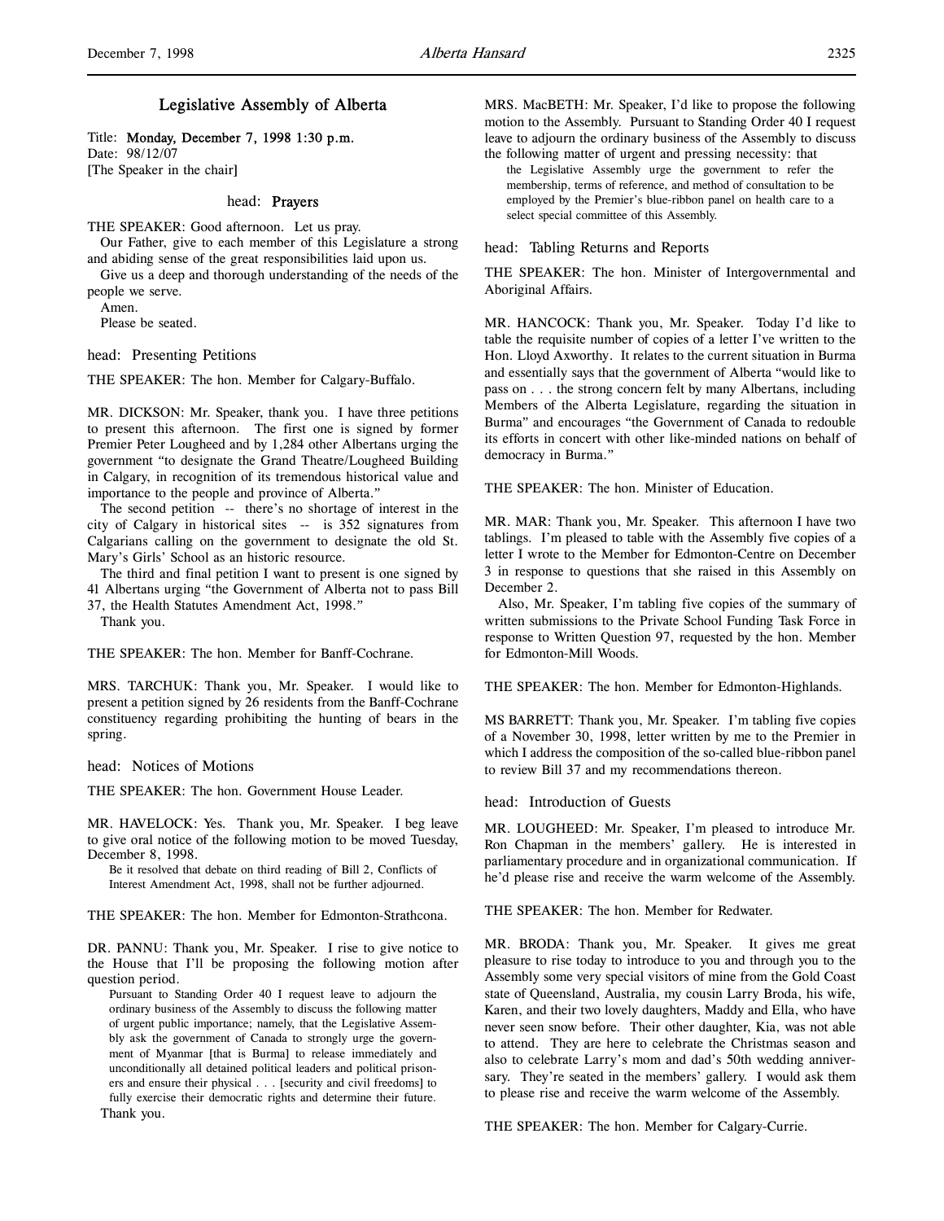# Legislative Assembly of Alberta

Title: **Monday, December 7, 1998 1:30 p.m.**
Date: 98/12/07
[The Speaker in the chair]

## head: Prayers

THE SPEAKER: Good afternoon. Let us pray.

Our Father, give to each member of this Legislature a strong and abiding sense of the great responsibilities laid upon us.

Give us a deep and thorough understanding of the needs of the people we serve.

Amen.

Please be seated.

## head: Presenting Petitions

THE SPEAKER: The hon. Member for Calgary-Buffalo.

MR. DICKSON: Mr. Speaker, thank you. I have three petitions to present this afternoon. The first one is signed by former Premier Peter Lougheed and by 1,284 other Albertans urging the government "to designate the Grand Theatre/Lougheed Building in Calgary, in recognition of its tremendous historical value and importance to the people and province of Alberta."

The second petition -- there's no shortage of interest in the city of Calgary in historical sites -- is 352 signatures from Calgarians calling on the government to designate the old St. Mary's Girls' School as an historic resource.

The third and final petition I want to present is one signed by 41 Albertans urging "the Government of Alberta not to pass Bill 37, the Health Statutes Amendment Act, 1998."

Thank you.

THE SPEAKER: The hon. Member for Banff-Cochrane.

MRS. TARCHUK: Thank you, Mr. Speaker. I would like to present a petition signed by 26 residents from the Banff-Cochrane constituency regarding prohibiting the hunting of bears in the spring.

## head: Notices of Motions

THE SPEAKER: The hon. Government House Leader.

MR. HAVELOCK: Yes. Thank you, Mr. Speaker. I beg leave to give oral notice of the following motion to be moved Tuesday, December 8, 1998.

> Be it resolved that debate on third reading of Bill 2, Conflicts of Interest Amendment Act, 1998, shall not be further adjourned.

THE SPEAKER: The hon. Member for Edmonton-Strathcona.

DR. PANNU: Thank you, Mr. Speaker. I rise to give notice to the House that I'll be proposing the following motion after question period.

> Pursuant to Standing Order 40 I request leave to adjourn the ordinary business of the Assembly to discuss the following matter of urgent public importance; namely, that the Legislative Assembly ask the government of Canada to strongly urge the government of Myanmar [that is Burma] to release immediately and unconditionally all detained political leaders and political prisoners and ensure their physical . . . [security and civil freedoms] to fully exercise their democratic rights and determine their future.

Thank you.

MRS. MacBETH: Mr. Speaker, I'd like to propose the following motion to the Assembly. Pursuant to Standing Order 40 I request leave to adjourn the ordinary business of the Assembly to discuss the following matter of urgent and pressing necessity: that

> the Legislative Assembly urge the government to refer the membership, terms of reference, and method of consultation to be employed by the Premier's blue-ribbon panel on health care to a select special committee of this Assembly.

## head: Tabling Returns and Reports

THE SPEAKER: The hon. Minister of Intergovernmental and Aboriginal Affairs.

MR. HANCOCK: Thank you, Mr. Speaker. Today I'd like to table the requisite number of copies of a letter I've written to the Hon. Lloyd Axworthy. It relates to the current situation in Burma and essentially says that the government of Alberta "would like to pass on . . . the strong concern felt by many Albertans, including Members of the Alberta Legislature, regarding the situation in Burma" and encourages "the Government of Canada to redouble its efforts in concert with other like-minded nations on behalf of democracy in Burma."

THE SPEAKER: The hon. Minister of Education.

MR. MAR: Thank you, Mr. Speaker. This afternoon I have two tablings. I'm pleased to table with the Assembly five copies of a letter I wrote to the Member for Edmonton-Centre on December 3 in response to questions that she raised in this Assembly on December 2.

Also, Mr. Speaker, I'm tabling five copies of the summary of written submissions to the Private School Funding Task Force in response to Written Question 97, requested by the hon. Member for Edmonton-Mill Woods.

THE SPEAKER: The hon. Member for Edmonton-Highlands.

MS BARRETT: Thank you, Mr. Speaker. I'm tabling five copies of a November 30, 1998, letter written by me to the Premier in which I address the composition of the so-called blue-ribbon panel to review Bill 37 and my recommendations thereon.

## head: Introduction of Guests

MR. LOUGHEED: Mr. Speaker, I'm pleased to introduce Mr. Ron Chapman in the members' gallery. He is interested in parliamentary procedure and in organizational communication. If he'd please rise and receive the warm welcome of the Assembly.

THE SPEAKER: The hon. Member for Redwater.

MR. BRODA: Thank you, Mr. Speaker. It gives me great pleasure to rise today to introduce to you and through you to the Assembly some very special visitors of mine from the Gold Coast state of Queensland, Australia, my cousin Larry Broda, his wife, Karen, and their two lovely daughters, Maddy and Ella, who have never seen snow before. Their other daughter, Kia, was not able to attend. They are here to celebrate the Christmas season and also to celebrate Larry's mom and dad's 50th wedding anniversary. They're seated in the members' gallery. I would ask them to please rise and receive the warm welcome of the Assembly.

THE SPEAKER: The hon. Member for Calgary-Currie.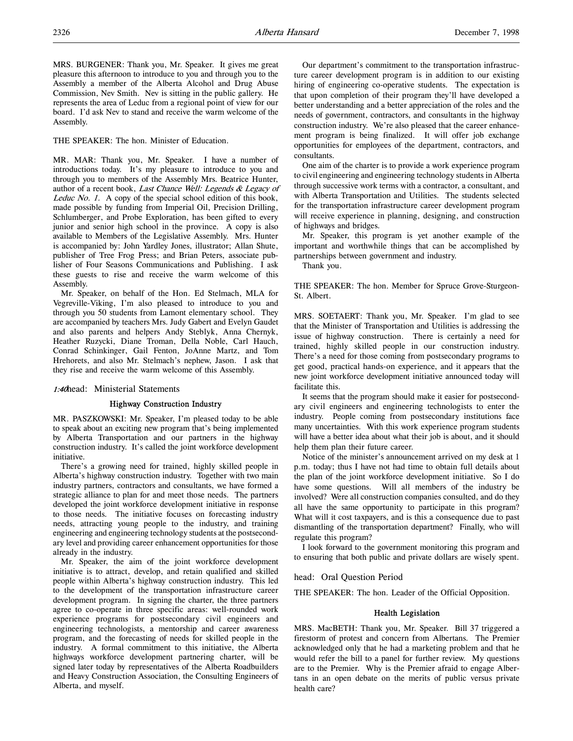MRS. BURGENER: Thank you, Mr. Speaker. It gives me great pleasure this afternoon to introduce to you and through you to the Assembly a member of the Alberta Alcohol and Drug Abuse Commission, Nev Smith. Nev is sitting in the public gallery. He represents the area of Leduc from a regional point of view for our board. I'd ask Nev to stand and receive the warm welcome of the Assembly.

THE SPEAKER: The hon. Minister of Education.

MR. MAR: Thank you, Mr. Speaker. I have a number of introductions today. It's my pleasure to introduce to you and through you to members of the Assembly Mrs. Beatrice Hunter, author of a recent book, *Last Chance Well: Legends & Legacy of Leduc No. 1*. A copy of the special school edition of this book, made possible by funding from Imperial Oil, Precision Drilling, Schlumberger, and Probe Exploration, has been gifted to every junior and senior high school in the province. A copy is also available to Members of the Legislative Assembly. Mrs. Hunter is accompanied by: John Yardley Jones, illustrator; Allan Shute, publisher of Tree Frog Press; and Brian Peters, associate publisher of Four Seasons Communications and Publishing. I ask these guests to rise and receive the warm welcome of this Assembly.

Mr. Speaker, on behalf of the Hon. Ed Stelmach, MLA for Vegreville-Viking, I'm also pleased to introduce to you and through you 50 students from Lamont elementary school. They are accompanied by teachers Mrs. Judy Gabert and Evelyn Gaudet and also parents and helpers Andy Steblyk, Anna Chernyk, Heather Ruzycki, Diane Troman, Della Noble, Carl Hauch, Conrad Schinkinger, Gail Fenton, JoAnne Martz, and Tom Hrehorets, and also Mr. Stelmach's nephew, Jason. I ask that they rise and receive the warm welcome of this Assembly.

*1:40* head: Ministerial Statements

### Highway Construction Industry

MR. PASZKOWSKI: Mr. Speaker, I'm pleased today to be able to speak about an exciting new program that's being implemented by Alberta Transportation and our partners in the highway construction industry. It's called the joint workforce development initiative.

There's a growing need for trained, highly skilled people in Alberta's highway construction industry. Together with two main industry partners, contractors and consultants, we have formed a strategic alliance to plan for and meet those needs. The partners developed the joint workforce development initiative in response to those needs. The initiative focuses on forecasting industry needs, attracting young people to the industry, and training engineering and engineering technology students at the postsecondary level and providing career enhancement opportunities for those already in the industry.

Mr. Speaker, the aim of the joint workforce development initiative is to attract, develop, and retain qualified and skilled people within Alberta's highway construction industry. This led to the development of the transportation infrastructure career development program. In signing the charter, the three partners agree to co-operate in three specific areas: well-rounded work experience programs for postsecondary civil engineers and engineering technologists, a mentorship and career awareness program, and the forecasting of needs for skilled people in the industry. A formal commitment to this initiative, the Alberta highways workforce development partnering charter, will be signed later today by representatives of the Alberta Roadbuilders and Heavy Construction Association, the Consulting Engineers of Alberta, and myself.

Our department's commitment to the transportation infrastructure career development program is in addition to our existing hiring of engineering co-operative students. The expectation is that upon completion of their program they'll have developed a better understanding and a better appreciation of the roles and the needs of government, contractors, and consultants in the highway construction industry. We're also pleased that the career enhancement program is being finalized. It will offer job exchange opportunities for employees of the department, contractors, and consultants.

One aim of the charter is to provide a work experience program to civil engineering and engineering technology students in Alberta through successive work terms with a contractor, a consultant, and with Alberta Transportation and Utilities. The students selected for the transportation infrastructure career development program will receive experience in planning, designing, and construction of highways and bridges.

Mr. Speaker, this program is yet another example of the important and worthwhile things that can be accomplished by partnerships between government and industry.

Thank you.

THE SPEAKER: The hon. Member for Spruce Grove-Sturgeon-St. Albert.

MRS. SOETAERT: Thank you, Mr. Speaker. I'm glad to see that the Minister of Transportation and Utilities is addressing the issue of highway construction. There is certainly a need for trained, highly skilled people in our construction industry. There's a need for those coming from postsecondary programs to get good, practical hands-on experience, and it appears that the new joint workforce development initiative announced today will facilitate this.

It seems that the program should make it easier for postsecondary civil engineers and engineering technologists to enter the industry. People coming from postsecondary institutions face many uncertainties. With this work experience program students will have a better idea about what their job is about, and it should help them plan their future career.

Notice of the minister's announcement arrived on my desk at 1 p.m. today; thus I have not had time to obtain full details about the plan of the joint workforce development initiative. So I do have some questions. Will all members of the industry be involved? Were all construction companies consulted, and do they all have the same opportunity to participate in this program? What will it cost taxpayers, and is this a consequence due to past dismantling of the transportation department? Finally, who will regulate this program?

I look forward to the government monitoring this program and to ensuring that both public and private dollars are wisely spent.

head: Oral Question Period

THE SPEAKER: The hon. Leader of the Official Opposition.

### Health Legislation

MRS. MacBETH: Thank you, Mr. Speaker. Bill 37 triggered a firestorm of protest and concern from Albertans. The Premier acknowledged only that he had a marketing problem and that he would refer the bill to a panel for further review. My questions are to the Premier. Why is the Premier afraid to engage Albertans in an open debate on the merits of public versus private health care?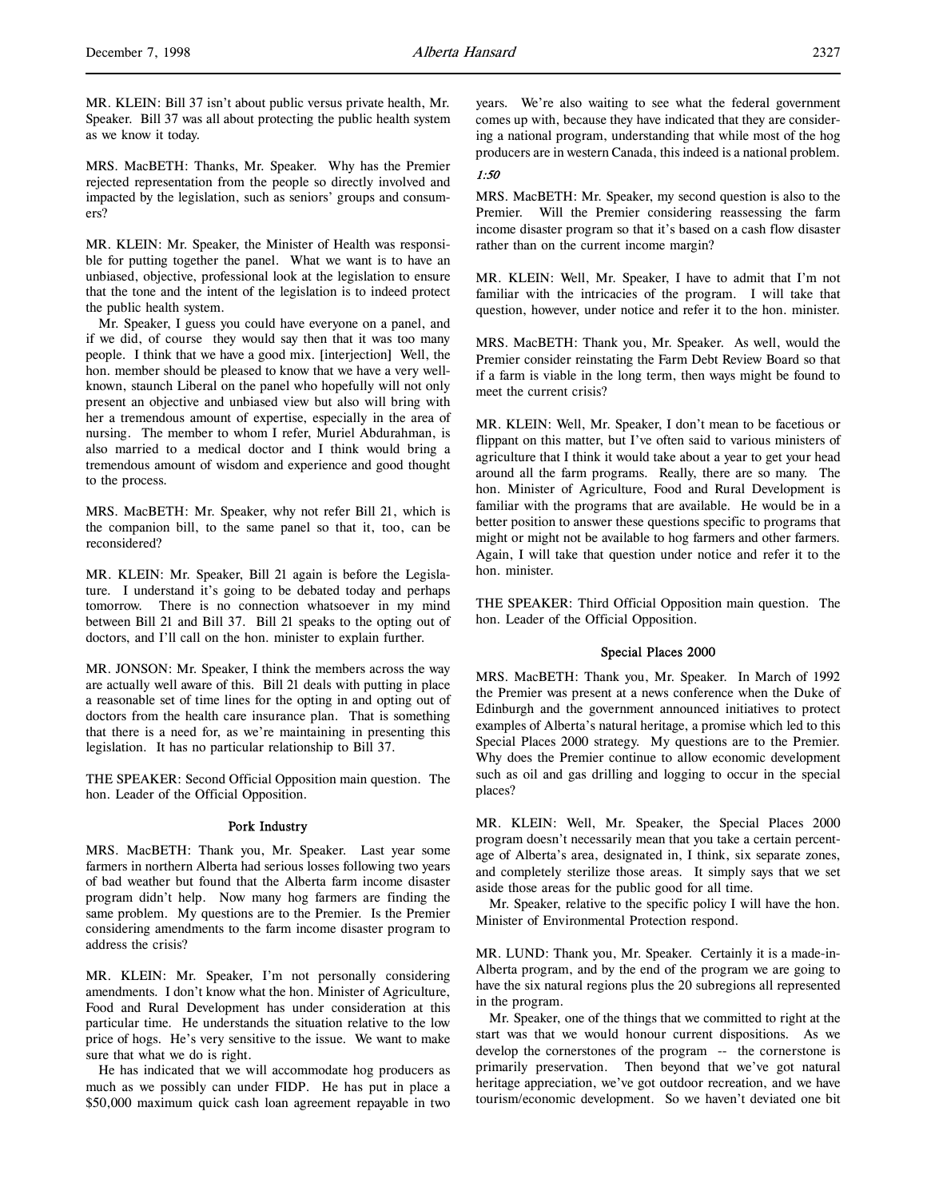MR. KLEIN: Bill 37 isn't about public versus private health, Mr. Speaker. Bill 37 was all about protecting the public health system as we know it today.

MRS. MacBETH: Thanks, Mr. Speaker. Why has the Premier rejected representation from the people so directly involved and impacted by the legislation, such as seniors' groups and consumers?

MR. KLEIN: Mr. Speaker, the Minister of Health was responsible for putting together the panel. What we want is to have an unbiased, objective, professional look at the legislation to ensure that the tone and the intent of the legislation is to indeed protect the public health system.

Mr. Speaker, I guess you could have everyone on a panel, and if we did, of course they would say then that it was too many people. I think that we have a good mix. [interjection] Well, the hon. member should be pleased to know that we have a very well-known, staunch Liberal on the panel who hopefully will not only present an objective and unbiased view but also will bring with her a tremendous amount of expertise, especially in the area of nursing. The member to whom I refer, Muriel Abdurahman, is also married to a medical doctor and I think would bring a tremendous amount of wisdom and experience and good thought to the process.

MRS. MacBETH: Mr. Speaker, why not refer Bill 21, which is the companion bill, to the same panel so that it, too, can be reconsidered?

MR. KLEIN: Mr. Speaker, Bill 21 again is before the Legislature. I understand it's going to be debated today and perhaps tomorrow. There is no connection whatsoever in my mind between Bill 21 and Bill 37. Bill 21 speaks to the opting out of doctors, and I'll call on the hon. minister to explain further.

MR. JONSON: Mr. Speaker, I think the members across the way are actually well aware of this. Bill 21 deals with putting in place a reasonable set of time lines for the opting in and opting out of doctors from the health care insurance plan. That is something that there is a need for, as we're maintaining in presenting this legislation. It has no particular relationship to Bill 37.

THE SPEAKER: Second Official Opposition main question. The hon. Leader of the Official Opposition.

### Pork Industry

MRS. MacBETH: Thank you, Mr. Speaker. Last year some farmers in northern Alberta had serious losses following two years of bad weather but found that the Alberta farm income disaster program didn't help. Now many hog farmers are finding the same problem. My questions are to the Premier. Is the Premier considering amendments to the farm income disaster program to address the crisis?

MR. KLEIN: Mr. Speaker, I'm not personally considering amendments. I don't know what the hon. Minister of Agriculture, Food and Rural Development has under consideration at this particular time. He understands the situation relative to the low price of hogs. He's very sensitive to the issue. We want to make sure that what we do is right.

He has indicated that we will accommodate hog producers as much as we possibly can under FIDP. He has put in place a $50,000 maximum quick cash loan agreement repayable in two years. We're also waiting to see what the federal government comes up with, because they have indicated that they are considering a national program, understanding that while most of the hog producers are in western Canada, this indeed is a national problem.

*1:50*

MRS. MacBETH: Mr. Speaker, my second question is also to the Premier. Will the Premier considering reassessing the farm income disaster program so that it's based on a cash flow disaster rather than on the current income margin?

MR. KLEIN: Well, Mr. Speaker, I have to admit that I'm not familiar with the intricacies of the program. I will take that question, however, under notice and refer it to the hon. minister.

MRS. MacBETH: Thank you, Mr. Speaker. As well, would the Premier consider reinstating the Farm Debt Review Board so that if a farm is viable in the long term, then ways might be found to meet the current crisis?

MR. KLEIN: Well, Mr. Speaker, I don't mean to be facetious or flippant on this matter, but I've often said to various ministers of agriculture that I think it would take about a year to get your head around all the farm programs. Really, there are so many. The hon. Minister of Agriculture, Food and Rural Development is familiar with the programs that are available. He would be in a better position to answer these questions specific to programs that might or might not be available to hog farmers and other farmers. Again, I will take that question under notice and refer it to the hon. minister.

THE SPEAKER: Third Official Opposition main question. The hon. Leader of the Official Opposition.

### Special Places 2000

MRS. MacBETH: Thank you, Mr. Speaker. In March of 1992 the Premier was present at a news conference when the Duke of Edinburgh and the government announced initiatives to protect examples of Alberta's natural heritage, a promise which led to this Special Places 2000 strategy. My questions are to the Premier. Why does the Premier continue to allow economic development such as oil and gas drilling and logging to occur in the special places?

MR. KLEIN: Well, Mr. Speaker, the Special Places 2000 program doesn't necessarily mean that you take a certain percentage of Alberta's area, designated in, I think, six separate zones, and completely sterilize those areas. It simply says that we set aside those areas for the public good for all time.

Mr. Speaker, relative to the specific policy I will have the hon. Minister of Environmental Protection respond.

MR. LUND: Thank you, Mr. Speaker. Certainly it is a made-in-Alberta program, and by the end of the program we are going to have the six natural regions plus the 20 subregions all represented in the program.

Mr. Speaker, one of the things that we committed to right at the start was that we would honour current dispositions. As we develop the cornerstones of the program -- the cornerstone is primarily preservation. Then beyond that we've got natural heritage appreciation, we've got outdoor recreation, and we have tourism/economic development. So we haven't deviated one bit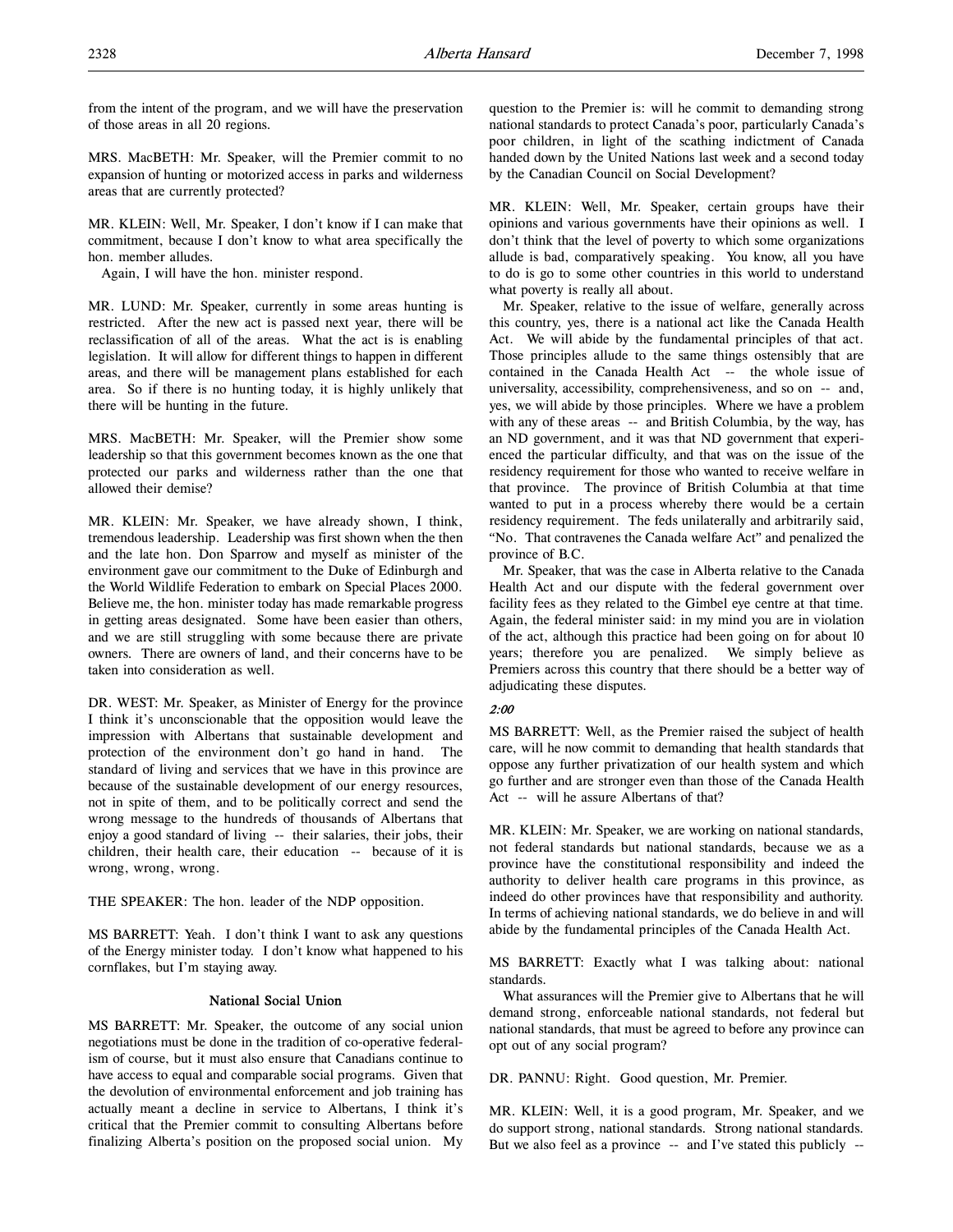from the intent of the program, and we will have the preservation of those areas in all 20 regions.

MRS. MacBETH: Mr. Speaker, will the Premier commit to no expansion of hunting or motorized access in parks and wilderness areas that are currently protected?

MR. KLEIN: Well, Mr. Speaker, I don't know if I can make that commitment, because I don't know to what area specifically the hon. member alludes.

Again, I will have the hon. minister respond.

MR. LUND: Mr. Speaker, currently in some areas hunting is restricted. After the new act is passed next year, there will be reclassification of all of the areas. What the act is is enabling legislation. It will allow for different things to happen in different areas, and there will be management plans established for each area. So if there is no hunting today, it is highly unlikely that there will be hunting in the future.

MRS. MacBETH: Mr. Speaker, will the Premier show some leadership so that this government becomes known as the one that protected our parks and wilderness rather than the one that allowed their demise?

MR. KLEIN: Mr. Speaker, we have already shown, I think, tremendous leadership. Leadership was first shown when the then and the late hon. Don Sparrow and myself as minister of the environment gave our commitment to the Duke of Edinburgh and the World Wildlife Federation to embark on Special Places 2000. Believe me, the hon. minister today has made remarkable progress in getting areas designated. Some have been easier than others, and we are still struggling with some because there are private owners. There are owners of land, and their concerns have to be taken into consideration as well.

DR. WEST: Mr. Speaker, as Minister of Energy for the province I think it's unconscionable that the opposition would leave the impression with Albertans that sustainable development and protection of the environment don't go hand in hand. The standard of living and services that we have in this province are because of the sustainable development of our energy resources, not in spite of them, and to be politically correct and send the wrong message to the hundreds of thousands of Albertans that enjoy a good standard of living -- their salaries, their jobs, their children, their health care, their education -- because of it is wrong, wrong, wrong.

THE SPEAKER: The hon. leader of the NDP opposition.

MS BARRETT: Yeah. I don't think I want to ask any questions of the Energy minister today. I don't know what happened to his cornflakes, but I'm staying away.

## National Social Union

MS BARRETT: Mr. Speaker, the outcome of any social union negotiations must be done in the tradition of co-operative federalism of course, but it must also ensure that Canadians continue to have access to equal and comparable social programs. Given that the devolution of environmental enforcement and job training has actually meant a decline in service to Albertans, I think it's critical that the Premier commit to consulting Albertans before finalizing Alberta's position on the proposed social union. My question to the Premier is: will he commit to demanding strong national standards to protect Canada's poor, particularly Canada's poor children, in light of the scathing indictment of Canada handed down by the United Nations last week and a second today by the Canadian Council on Social Development?

MR. KLEIN: Well, Mr. Speaker, certain groups have their opinions and various governments have their opinions as well. I don't think that the level of poverty to which some organizations allude is bad, comparatively speaking. You know, all you have to do is go to some other countries in this world to understand what poverty is really all about.

Mr. Speaker, relative to the issue of welfare, generally across this country, yes, there is a national act like the Canada Health Act. We will abide by the fundamental principles of that act. Those principles allude to the same things ostensibly that are contained in the Canada Health Act -- the whole issue of universality, accessibility, comprehensiveness, and so on -- and, yes, we will abide by those principles. Where we have a problem with any of these areas -- and British Columbia, by the way, has an ND government, and it was that ND government that experienced the particular difficulty, and that was on the issue of the residency requirement for those who wanted to receive welfare in that province. The province of British Columbia at that time wanted to put in a process whereby there would be a certain residency requirement. The feds unilaterally and arbitrarily said, "No. That contravenes the Canada welfare Act" and penalized the province of B.C.

Mr. Speaker, that was the case in Alberta relative to the Canada Health Act and our dispute with the federal government over facility fees as they related to the Gimbel eye centre at that time. Again, the federal minister said: in my mind you are in violation of the act, although this practice had been going on for about 10 years; therefore you are penalized. We simply believe as Premiers across this country that there should be a better way of adjudicating these disputes.

*2:00*

MS BARRETT: Well, as the Premier raised the subject of health care, will he now commit to demanding that health standards that oppose any further privatization of our health system and which go further and are stronger even than those of the Canada Health Act -- will he assure Albertans of that?

MR. KLEIN: Mr. Speaker, we are working on national standards, not federal standards but national standards, because we as a province have the constitutional responsibility and indeed the authority to deliver health care programs in this province, as indeed do other provinces have that responsibility and authority. In terms of achieving national standards, we do believe in and will abide by the fundamental principles of the Canada Health Act.

MS BARRETT: Exactly what I was talking about: national standards.

What assurances will the Premier give to Albertans that he will demand strong, enforceable national standards, not federal but national standards, that must be agreed to before any province can opt out of any social program?

DR. PANNU: Right. Good question, Mr. Premier.

MR. KLEIN: Well, it is a good program, Mr. Speaker, and we do support strong, national standards. Strong national standards. But we also feel as a province -- and I've stated this publicly --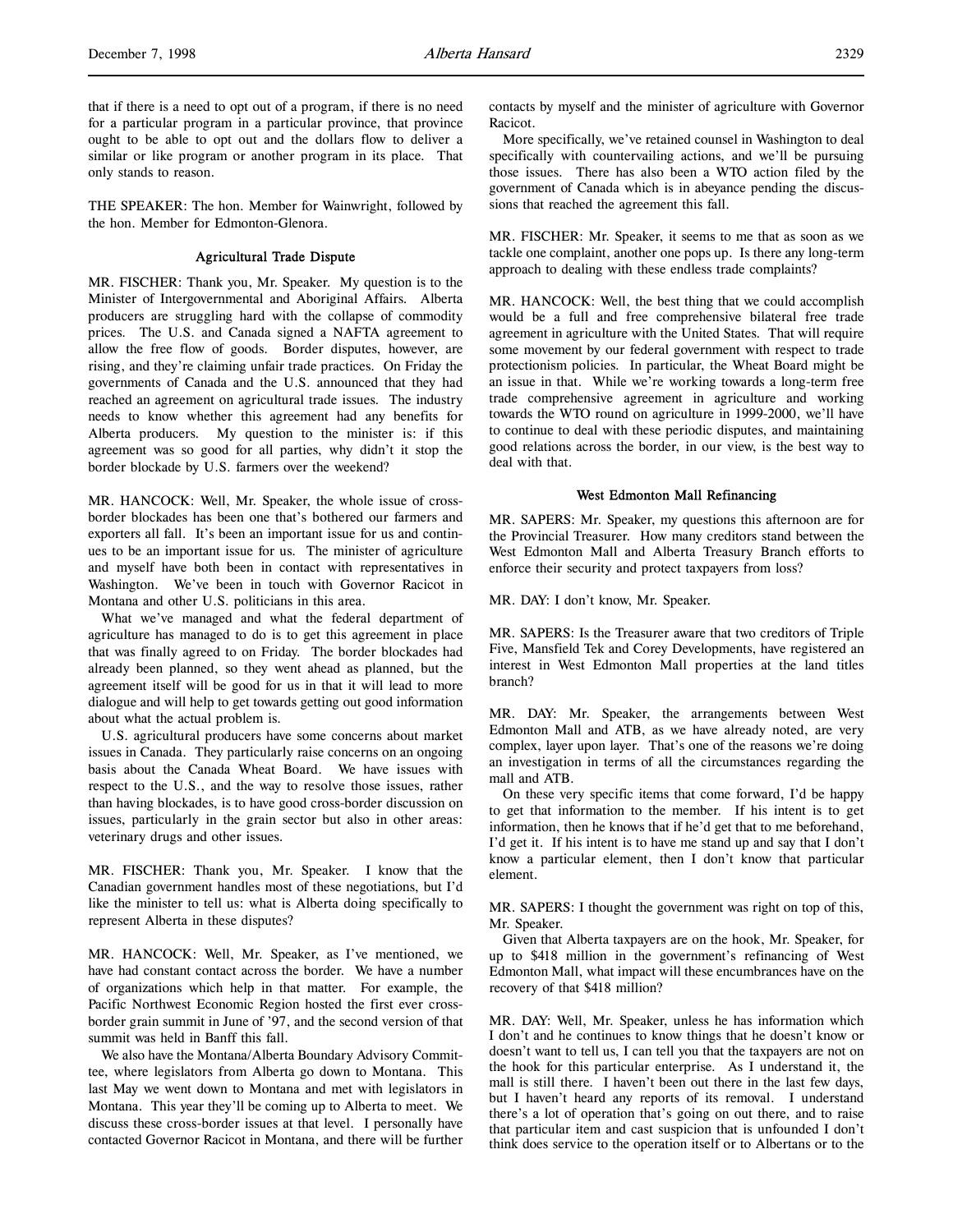that if there is a need to opt out of a program, if there is no need for a particular program in a particular province, that province ought to be able to opt out and the dollars flow to deliver a similar or like program or another program in its place. That only stands to reason.

THE SPEAKER: The hon. Member for Wainwright, followed by the hon. Member for Edmonton-Glenora.

### Agricultural Trade Dispute

MR. FISCHER: Thank you, Mr. Speaker. My question is to the Minister of Intergovernmental and Aboriginal Affairs. Alberta producers are struggling hard with the collapse of commodity prices. The U.S. and Canada signed a NAFTA agreement to allow the free flow of goods. Border disputes, however, are rising, and they're claiming unfair trade practices. On Friday the governments of Canada and the U.S. announced that they had reached an agreement on agricultural trade issues. The industry needs to know whether this agreement had any benefits for Alberta producers. My question to the minister is: if this agreement was so good for all parties, why didn't it stop the border blockade by U.S. farmers over the weekend?

MR. HANCOCK: Well, Mr. Speaker, the whole issue of cross-border blockades has been one that's bothered our farmers and exporters all fall. It's been an important issue for us and continues to be an important issue for us. The minister of agriculture and myself have both been in contact with representatives in Washington. We've been in touch with Governor Racicot in Montana and other U.S. politicians in this area.

What we've managed and what the federal department of agriculture has managed to do is to get this agreement in place that was finally agreed to on Friday. The border blockades had already been planned, so they went ahead as planned, but the agreement itself will be good for us in that it will lead to more dialogue and will help to get towards getting out good information about what the actual problem is.

U.S. agricultural producers have some concerns about market issues in Canada. They particularly raise concerns on an ongoing basis about the Canada Wheat Board. We have issues with respect to the U.S., and the way to resolve those issues, rather than having blockades, is to have good cross-border discussion on issues, particularly in the grain sector but also in other areas: veterinary drugs and other issues.

MR. FISCHER: Thank you, Mr. Speaker. I know that the Canadian government handles most of these negotiations, but I'd like the minister to tell us: what is Alberta doing specifically to represent Alberta in these disputes?

MR. HANCOCK: Well, Mr. Speaker, as I've mentioned, we have had constant contact across the border. We have a number of organizations which help in that matter. For example, the Pacific Northwest Economic Region hosted the first ever cross-border grain summit in June of '97, and the second version of that summit was held in Banff this fall.

We also have the Montana/Alberta Boundary Advisory Committee, where legislators from Alberta go down to Montana. This last May we went down to Montana and met with legislators in Montana. This year they'll be coming up to Alberta to meet. We discuss these cross-border issues at that level. I personally have contacted Governor Racicot in Montana, and there will be further contacts by myself and the minister of agriculture with Governor Racicot.

More specifically, we've retained counsel in Washington to deal specifically with countervailing actions, and we'll be pursuing those issues. There has also been a WTO action filed by the government of Canada which is in abeyance pending the discussions that reached the agreement this fall.

MR. FISCHER: Mr. Speaker, it seems to me that as soon as we tackle one complaint, another one pops up. Is there any long-term approach to dealing with these endless trade complaints?

MR. HANCOCK: Well, the best thing that we could accomplish would be a full and free comprehensive bilateral free trade agreement in agriculture with the United States. That will require some movement by our federal government with respect to trade protectionism policies. In particular, the Wheat Board might be an issue in that. While we're working towards a long-term free trade comprehensive agreement in agriculture and working towards the WTO round on agriculture in 1999-2000, we'll have to continue to deal with these periodic disputes, and maintaining good relations across the border, in our view, is the best way to deal with that.

### West Edmonton Mall Refinancing

MR. SAPERS: Mr. Speaker, my questions this afternoon are for the Provincial Treasurer. How many creditors stand between the West Edmonton Mall and Alberta Treasury Branch efforts to enforce their security and protect taxpayers from loss?

MR. DAY: I don't know, Mr. Speaker.

MR. SAPERS: Is the Treasurer aware that two creditors of Triple Five, Mansfield Tek and Corey Developments, have registered an interest in West Edmonton Mall properties at the land titles branch?

MR. DAY: Mr. Speaker, the arrangements between West Edmonton Mall and ATB, as we have already noted, are very complex, layer upon layer. That's one of the reasons we're doing an investigation in terms of all the circumstances regarding the mall and ATB.

On these very specific items that come forward, I'd be happy to get that information to the member. If his intent is to get information, then he knows that if he'd get that to me beforehand, I'd get it. If his intent is to have me stand up and say that I don't know a particular element, then I don't know that particular element.

MR. SAPERS: I thought the government was right on top of this, Mr. Speaker.

Given that Alberta taxpayers are on the hook, Mr. Speaker, for up to $418 million in the government's refinancing of West Edmonton Mall, what impact will these encumbrances have on the recovery of that $418 million?

MR. DAY: Well, Mr. Speaker, unless he has information which I don't and he continues to know things that he doesn't know or doesn't want to tell us, I can tell you that the taxpayers are not on the hook for this particular enterprise. As I understand it, the mall is still there. I haven't been out there in the last few days, but I haven't heard any reports of its removal. I understand there's a lot of operation that's going on out there, and to raise that particular item and cast suspicion that is unfounded I don't think does service to the operation itself or to Albertans or to the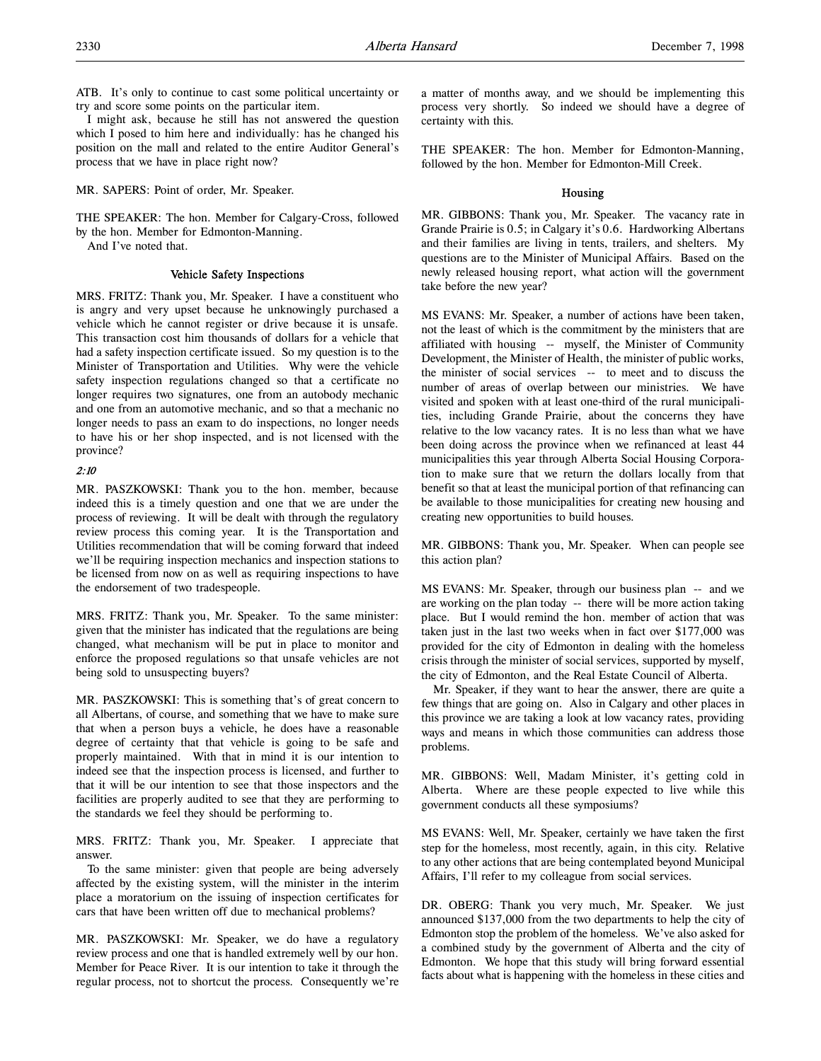ATB. It's only to continue to cast some political uncertainty or try and score some points on the particular item.

I might ask, because he still has not answered the question which I posed to him here and individually: has he changed his position on the mall and related to the entire Auditor General's process that we have in place right now?

MR. SAPERS: Point of order, Mr. Speaker.

THE SPEAKER: The hon. Member for Calgary-Cross, followed by the hon. Member for Edmonton-Manning.

And I've noted that.

### Vehicle Safety Inspections

MRS. FRITZ: Thank you, Mr. Speaker. I have a constituent who is angry and very upset because he unknowingly purchased a vehicle which he cannot register or drive because it is unsafe. This transaction cost him thousands of dollars for a vehicle that had a safety inspection certificate issued. So my question is to the Minister of Transportation and Utilities. Why were the vehicle safety inspection regulations changed so that a certificate no longer requires two signatures, one from an autobody mechanic and one from an automotive mechanic, and so that a mechanic no longer needs to pass an exam to do inspections, no longer needs to have his or her shop inspected, and is not licensed with the province?

*2:10*

MR. PASZKOWSKI: Thank you to the hon. member, because indeed this is a timely question and one that we are under the process of reviewing. It will be dealt with through the regulatory review process this coming year. It is the Transportation and Utilities recommendation that will be coming forward that indeed we'll be requiring inspection mechanics and inspection stations to be licensed from now on as well as requiring inspections to have the endorsement of two tradespeople.

MRS. FRITZ: Thank you, Mr. Speaker. To the same minister: given that the minister has indicated that the regulations are being changed, what mechanism will be put in place to monitor and enforce the proposed regulations so that unsafe vehicles are not being sold to unsuspecting buyers?

MR. PASZKOWSKI: This is something that's of great concern to all Albertans, of course, and something that we have to make sure that when a person buys a vehicle, he does have a reasonable degree of certainty that that vehicle is going to be safe and properly maintained. With that in mind it is our intention to indeed see that the inspection process is licensed, and further to that it will be our intention to see that those inspectors and the facilities are properly audited to see that they are performing to the standards we feel they should be performing to.

MRS. FRITZ: Thank you, Mr. Speaker. I appreciate that answer.

To the same minister: given that people are being adversely affected by the existing system, will the minister in the interim place a moratorium on the issuing of inspection certificates for cars that have been written off due to mechanical problems?

MR. PASZKOWSKI: Mr. Speaker, we do have a regulatory review process and one that is handled extremely well by our hon. Member for Peace River. It is our intention to take it through the regular process, not to shortcut the process. Consequently we're a matter of months away, and we should be implementing this process very shortly. So indeed we should have a degree of certainty with this.

THE SPEAKER: The hon. Member for Edmonton-Manning, followed by the hon. Member for Edmonton-Mill Creek.

### Housing

MR. GIBBONS: Thank you, Mr. Speaker. The vacancy rate in Grande Prairie is 0.5; in Calgary it's 0.6. Hardworking Albertans and their families are living in tents, trailers, and shelters. My questions are to the Minister of Municipal Affairs. Based on the newly released housing report, what action will the government take before the new year?

MS EVANS: Mr. Speaker, a number of actions have been taken, not the least of which is the commitment by the ministers that are affiliated with housing -- myself, the Minister of Community Development, the Minister of Health, the minister of public works, the minister of social services -- to meet and to discuss the number of areas of overlap between our ministries. We have visited and spoken with at least one-third of the rural municipalities, including Grande Prairie, about the concerns they have relative to the low vacancy rates. It is no less than what we have been doing across the province when we refinanced at least 44 municipalities this year through Alberta Social Housing Corporation to make sure that we return the dollars locally from that benefit so that at least the municipal portion of that refinancing can be available to those municipalities for creating new housing and creating new opportunities to build houses.

MR. GIBBONS: Thank you, Mr. Speaker. When can people see this action plan?

MS EVANS: Mr. Speaker, through our business plan -- and we are working on the plan today -- there will be more action taking place. But I would remind the hon. member of action that was taken just in the last two weeks when in fact over $177,000 was provided for the city of Edmonton in dealing with the homeless crisis through the minister of social services, supported by myself, the city of Edmonton, and the Real Estate Council of Alberta.

Mr. Speaker, if they want to hear the answer, there are quite a few things that are going on. Also in Calgary and other places in this province we are taking a look at low vacancy rates, providing ways and means in which those communities can address those problems.

MR. GIBBONS: Well, Madam Minister, it's getting cold in Alberta. Where are these people expected to live while this government conducts all these symposiums?

MS EVANS: Well, Mr. Speaker, certainly we have taken the first step for the homeless, most recently, again, in this city. Relative to any other actions that are being contemplated beyond Municipal Affairs, I'll refer to my colleague from social services.

DR. OBERG: Thank you very much, Mr. Speaker. We just announced $137,000 from the two departments to help the city of Edmonton stop the problem of the homeless. We've also asked for a combined study by the government of Alberta and the city of Edmonton. We hope that this study will bring forward essential facts about what is happening with the homeless in these cities and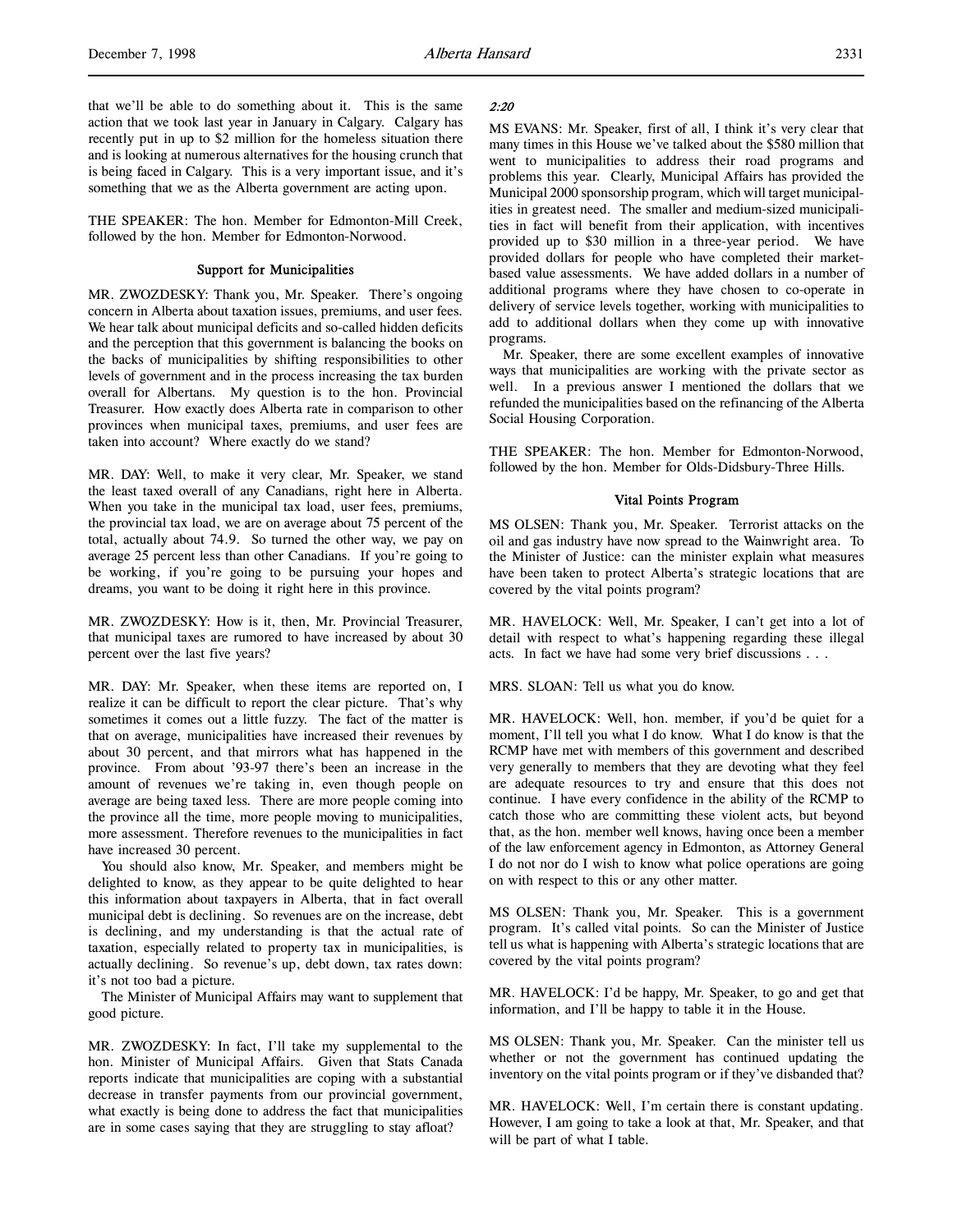that we'll be able to do something about it. This is the same action that we took last year in January in Calgary. Calgary has recently put in up to $2 million for the homeless situation there and is looking at numerous alternatives for the housing crunch that is being faced in Calgary. This is a very important issue, and it's something that we as the Alberta government are acting upon.

THE SPEAKER: The hon. Member for Edmonton-Mill Creek, followed by the hon. Member for Edmonton-Norwood.

### Support for Municipalities

MR. ZWOZDESKY: Thank you, Mr. Speaker. There's ongoing concern in Alberta about taxation issues, premiums, and user fees. We hear talk about municipal deficits and so-called hidden deficits and the perception that this government is balancing the books on the backs of municipalities by shifting responsibilities to other levels of government and in the process increasing the tax burden overall for Albertans. My question is to the hon. Provincial Treasurer. How exactly does Alberta rate in comparison to other provinces when municipal taxes, premiums, and user fees are taken into account? Where exactly do we stand?

MR. DAY: Well, to make it very clear, Mr. Speaker, we stand the least taxed overall of any Canadians, right here in Alberta. When you take in the municipal tax load, user fees, premiums, the provincial tax load, we are on average about 75 percent of the total, actually about 74.9. So turned the other way, we pay on average 25 percent less than other Canadians. If you're going to be working, if you're going to be pursuing your hopes and dreams, you want to be doing it right here in this province.

MR. ZWOZDESKY: How is it, then, Mr. Provincial Treasurer, that municipal taxes are rumored to have increased by about 30 percent over the last five years?

MR. DAY: Mr. Speaker, when these items are reported on, I realize it can be difficult to report the clear picture. That's why sometimes it comes out a little fuzzy. The fact of the matter is that on average, municipalities have increased their revenues by about 30 percent, and that mirrors what has happened in the province. From about '93-97 there's been an increase in the amount of revenues we're taking in, even though people on average are being taxed less. There are more people coming into the province all the time, more people moving to municipalities, more assessment. Therefore revenues to the municipalities in fact have increased 30 percent.

You should also know, Mr. Speaker, and members might be delighted to know, as they appear to be quite delighted to hear this information about taxpayers in Alberta, that in fact overall municipal debt is declining. So revenues are on the increase, debt is declining, and my understanding is that the actual rate of taxation, especially related to property tax in municipalities, is actually declining. So revenue's up, debt down, tax rates down: it's not too bad a picture.

The Minister of Municipal Affairs may want to supplement that good picture.

MR. ZWOZDESKY: In fact, I'll take my supplemental to the hon. Minister of Municipal Affairs. Given that Stats Canada reports indicate that municipalities are coping with a substantial decrease in transfer payments from our provincial government, what exactly is being done to address the fact that municipalities are in some cases saying that they are struggling to stay afloat?

*2:20*

MS EVANS: Mr. Speaker, first of all, I think it's very clear that many times in this House we've talked about the $580 million that went to municipalities to address their road programs and problems this year. Clearly, Municipal Affairs has provided the Municipal 2000 sponsorship program, which will target municipalities in greatest need. The smaller and medium-sized municipalities in fact will benefit from their application, with incentives provided up to $30 million in a three-year period. We have provided dollars for people who have completed their market-based value assessments. We have added dollars in a number of additional programs where they have chosen to co-operate in delivery of service levels together, working with municipalities to add to additional dollars when they come up with innovative programs.

Mr. Speaker, there are some excellent examples of innovative ways that municipalities are working with the private sector as well. In a previous answer I mentioned the dollars that we refunded the municipalities based on the refinancing of the Alberta Social Housing Corporation.

THE SPEAKER: The hon. Member for Edmonton-Norwood, followed by the hon. Member for Olds-Didsbury-Three Hills.

### Vital Points Program

MS OLSEN: Thank you, Mr. Speaker. Terrorist attacks on the oil and gas industry have now spread to the Wainwright area. To the Minister of Justice: can the minister explain what measures have been taken to protect Alberta's strategic locations that are covered by the vital points program?

MR. HAVELOCK: Well, Mr. Speaker, I can't get into a lot of detail with respect to what's happening regarding these illegal acts. In fact we have had some very brief discussions . . .

MRS. SLOAN: Tell us what you do know.

MR. HAVELOCK: Well, hon. member, if you'd be quiet for a moment, I'll tell you what I do know. What I do know is that the RCMP have met with members of this government and described very generally to members that they are devoting what they feel are adequate resources to try and ensure that this does not continue. I have every confidence in the ability of the RCMP to catch those who are committing these violent acts, but beyond that, as the hon. member well knows, having once been a member of the law enforcement agency in Edmonton, as Attorney General I do not nor do I wish to know what police operations are going on with respect to this or any other matter.

MS OLSEN: Thank you, Mr. Speaker. This is a government program. It's called vital points. So can the Minister of Justice tell us what is happening with Alberta's strategic locations that are covered by the vital points program?

MR. HAVELOCK: I'd be happy, Mr. Speaker, to go and get that information, and I'll be happy to table it in the House.

MS OLSEN: Thank you, Mr. Speaker. Can the minister tell us whether or not the government has continued updating the inventory on the vital points program or if they've disbanded that?

MR. HAVELOCK: Well, I'm certain there is constant updating. However, I am going to take a look at that, Mr. Speaker, and that will be part of what I table.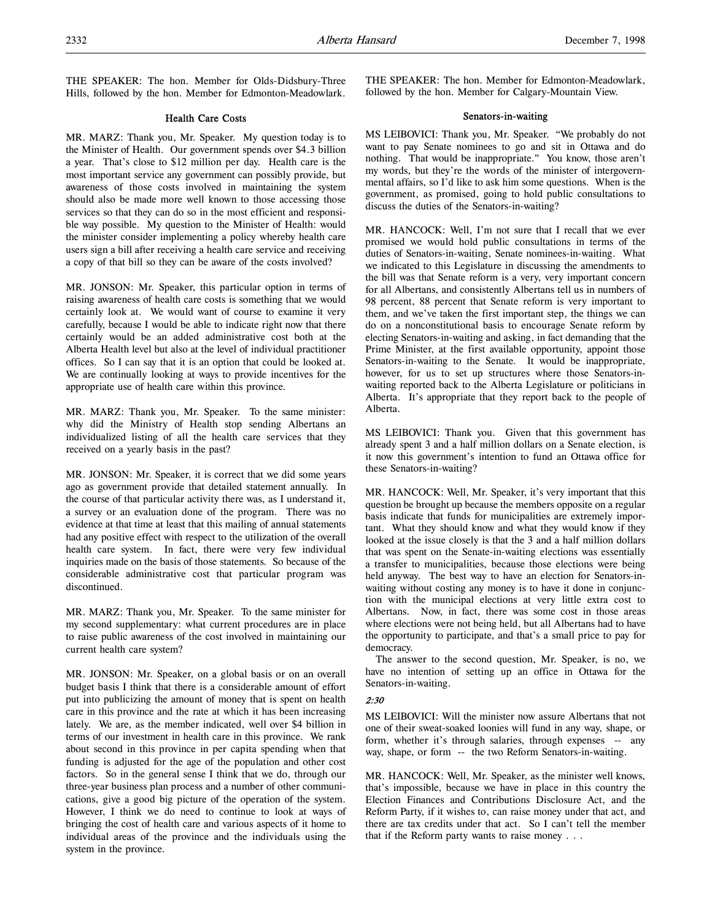THE SPEAKER: The hon. Member for Olds-Didsbury-Three Hills, followed by the hon. Member for Edmonton-Meadowlark.

### Health Care Costs

MR. MARZ: Thank you, Mr. Speaker. My question today is to the Minister of Health. Our government spends over $4.3 billion a year. That's close to $12 million per day. Health care is the most important service any government can possibly provide, but awareness of those costs involved in maintaining the system should also be made more well known to those accessing those services so that they can do so in the most efficient and responsible way possible. My question to the Minister of Health: would the minister consider implementing a policy whereby health care users sign a bill after receiving a health care service and receiving a copy of that bill so they can be aware of the costs involved?

MR. JONSON: Mr. Speaker, this particular option in terms of raising awareness of health care costs is something that we would certainly look at. We would want of course to examine it very carefully, because I would be able to indicate right now that there certainly would be an added administrative cost both at the Alberta Health level but also at the level of individual practitioner offices. So I can say that it is an option that could be looked at. We are continually looking at ways to provide incentives for the appropriate use of health care within this province.

MR. MARZ: Thank you, Mr. Speaker. To the same minister: why did the Ministry of Health stop sending Albertans an individualized listing of all the health care services that they received on a yearly basis in the past?

MR. JONSON: Mr. Speaker, it is correct that we did some years ago as government provide that detailed statement annually. In the course of that particular activity there was, as I understand it, a survey or an evaluation done of the program. There was no evidence at that time at least that this mailing of annual statements had any positive effect with respect to the utilization of the overall health care system. In fact, there were very few individual inquiries made on the basis of those statements. So because of the considerable administrative cost that particular program was discontinued.

MR. MARZ: Thank you, Mr. Speaker. To the same minister for my second supplementary: what current procedures are in place to raise public awareness of the cost involved in maintaining our current health care system?

MR. JONSON: Mr. Speaker, on a global basis or on an overall budget basis I think that there is a considerable amount of effort put into publicizing the amount of money that is spent on health care in this province and the rate at which it has been increasing lately. We are, as the member indicated, well over $4 billion in terms of our investment in health care in this province. We rank about second in this province in per capita spending when that funding is adjusted for the age of the population and other cost factors. So in the general sense I think that we do, through our three-year business plan process and a number of other communications, give a good big picture of the operation of the system. However, I think we do need to continue to look at ways of bringing the cost of health care and various aspects of it home to individual areas of the province and the individuals using the system in the province.

THE SPEAKER: The hon. Member for Edmonton-Meadowlark, followed by the hon. Member for Calgary-Mountain View.

### Senators-in-waiting

MS LEIBOVICI: Thank you, Mr. Speaker. "We probably do not want to pay Senate nominees to go and sit in Ottawa and do nothing. That would be inappropriate." You know, those aren't my words, but they're the words of the minister of intergovernmental affairs, so I'd like to ask him some questions. When is the government, as promised, going to hold public consultations to discuss the duties of the Senators-in-waiting?

MR. HANCOCK: Well, I'm not sure that I recall that we ever promised we would hold public consultations in terms of the duties of Senators-in-waiting, Senate nominees-in-waiting. What we indicated to this Legislature in discussing the amendments to the bill was that Senate reform is a very, very important concern for all Albertans, and consistently Albertans tell us in numbers of 98 percent, 88 percent that Senate reform is very important to them, and we've taken the first important step, the things we can do on a nonconstitutional basis to encourage Senate reform by electing Senators-in-waiting and asking, in fact demanding that the Prime Minister, at the first available opportunity, appoint those Senators-in-waiting to the Senate. It would be inappropriate, however, for us to set up structures where those Senators-in-waiting reported back to the Alberta Legislature or politicians in Alberta. It's appropriate that they report back to the people of Alberta.

MS LEIBOVICI: Thank you. Given that this government has already spent 3 and a half million dollars on a Senate election, is it now this government's intention to fund an Ottawa office for these Senators-in-waiting?

MR. HANCOCK: Well, Mr. Speaker, it's very important that this question be brought up because the members opposite on a regular basis indicate that funds for municipalities are extremely important. What they should know and what they would know if they looked at the issue closely is that the 3 and a half million dollars that was spent on the Senate-in-waiting elections was essentially a transfer to municipalities, because those elections were being held anyway. The best way to have an election for Senators-in-waiting without costing any money is to have it done in conjunction with the municipal elections at very little extra cost to Albertans. Now, in fact, there was some cost in those areas where elections were not being held, but all Albertans had to have the opportunity to participate, and that's a small price to pay for democracy.

The answer to the second question, Mr. Speaker, is no, we have no intention of setting up an office in Ottawa for the Senators-in-waiting.

*2:30*

MS LEIBOVICI: Will the minister now assure Albertans that not one of their sweat-soaked loonies will fund in any way, shape, or form, whether it's through salaries, through expenses -- any way, shape, or form -- the two Reform Senators-in-waiting.

MR. HANCOCK: Well, Mr. Speaker, as the minister well knows, that's impossible, because we have in place in this country the Election Finances and Contributions Disclosure Act, and the Reform Party, if it wishes to, can raise money under that act, and there are tax credits under that act. So I can't tell the member that if the Reform party wants to raise money . . .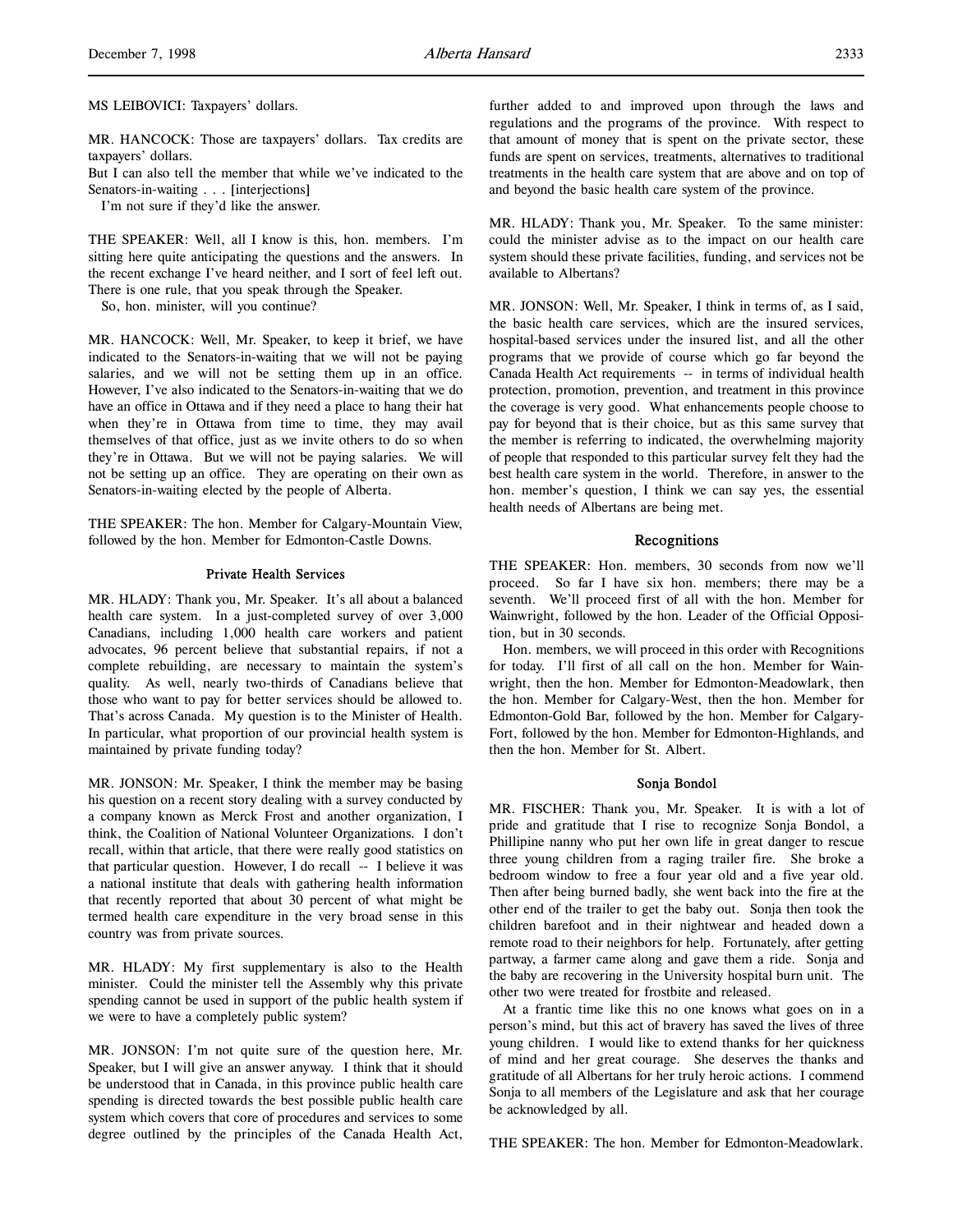MS LEIBOVICI: Taxpayers' dollars.

MR. HANCOCK: Those are taxpayers' dollars. Tax credits are taxpayers' dollars.

But I can also tell the member that while we've indicated to the Senators-in-waiting . . . [interjections]

I'm not sure if they'd like the answer.

THE SPEAKER: Well, all I know is this, hon. members. I'm sitting here quite anticipating the questions and the answers. In the recent exchange I've heard neither, and I sort of feel left out. There is one rule, that you speak through the Speaker.

So, hon. minister, will you continue?

MR. HANCOCK: Well, Mr. Speaker, to keep it brief, we have indicated to the Senators-in-waiting that we will not be paying salaries, and we will not be setting them up in an office. However, I've also indicated to the Senators-in-waiting that we do have an office in Ottawa and if they need a place to hang their hat when they're in Ottawa from time to time, they may avail themselves of that office, just as we invite others to do so when they're in Ottawa. But we will not be paying salaries. We will not be setting up an office. They are operating on their own as Senators-in-waiting elected by the people of Alberta.

THE SPEAKER: The hon. Member for Calgary-Mountain View, followed by the hon. Member for Edmonton-Castle Downs.

### Private Health Services

MR. HLADY: Thank you, Mr. Speaker. It's all about a balanced health care system. In a just-completed survey of over 3,000 Canadians, including 1,000 health care workers and patient advocates, 96 percent believe that substantial repairs, if not a complete rebuilding, are necessary to maintain the system's quality. As well, nearly two-thirds of Canadians believe that those who want to pay for better services should be allowed to. That's across Canada. My question is to the Minister of Health. In particular, what proportion of our provincial health system is maintained by private funding today?

MR. JONSON: Mr. Speaker, I think the member may be basing his question on a recent story dealing with a survey conducted by a company known as Merck Frost and another organization, I think, the Coalition of National Volunteer Organizations. I don't recall, within that article, that there were really good statistics on that particular question. However, I do recall -- I believe it was a national institute that deals with gathering health information that recently reported that about 30 percent of what might be termed health care expenditure in the very broad sense in this country was from private sources.

MR. HLADY: My first supplementary is also to the Health minister. Could the minister tell the Assembly why this private spending cannot be used in support of the public health system if we were to have a completely public system?

MR. JONSON: I'm not quite sure of the question here, Mr. Speaker, but I will give an answer anyway. I think that it should be understood that in Canada, in this province public health care spending is directed towards the best possible public health care system which covers that core of procedures and services to some degree outlined by the principles of the Canada Health Act, further added to and improved upon through the laws and regulations and the programs of the province. With respect to that amount of money that is spent on the private sector, these funds are spent on services, treatments, alternatives to traditional treatments in the health care system that are above and on top of and beyond the basic health care system of the province.

MR. HLADY: Thank you, Mr. Speaker. To the same minister: could the minister advise as to the impact on our health care system should these private facilities, funding, and services not be available to Albertans?

MR. JONSON: Well, Mr. Speaker, I think in terms of, as I said, the basic health care services, which are the insured services, hospital-based services under the insured list, and all the other programs that we provide of course which go far beyond the Canada Health Act requirements -- in terms of individual health protection, promotion, prevention, and treatment in this province the coverage is very good. What enhancements people choose to pay for beyond that is their choice, but as this same survey that the member is referring to indicated, the overwhelming majority of people that responded to this particular survey felt they had the best health care system in the world. Therefore, in answer to the hon. member's question, I think we can say yes, the essential health needs of Albertans are being met.

## Recognitions

THE SPEAKER: Hon. members, 30 seconds from now we'll proceed. So far I have six hon. members; there may be a seventh. We'll proceed first of all with the hon. Member for Wainwright, followed by the hon. Leader of the Official Opposition, but in 30 seconds.

Hon. members, we will proceed in this order with Recognitions for today. I'll first of all call on the hon. Member for Wainwright, then the hon. Member for Edmonton-Meadowlark, then the hon. Member for Calgary-West, then the hon. Member for Edmonton-Gold Bar, followed by the hon. Member for Calgary-Fort, followed by the hon. Member for Edmonton-Highlands, and then the hon. Member for St. Albert.

### Sonja Bondol

MR. FISCHER: Thank you, Mr. Speaker. It is with a lot of pride and gratitude that I rise to recognize Sonja Bondol, a Phillipine nanny who put her own life in great danger to rescue three young children from a raging trailer fire. She broke a bedroom window to free a four year old and a five year old. Then after being burned badly, she went back into the fire at the other end of the trailer to get the baby out. Sonja then took the children barefoot and in their nightwear and headed down a remote road to their neighbors for help. Fortunately, after getting partway, a farmer came along and gave them a ride. Sonja and the baby are recovering in the University hospital burn unit. The other two were treated for frostbite and released.

At a frantic time like this no one knows what goes on in a person's mind, but this act of bravery has saved the lives of three young children. I would like to extend thanks for her quickness of mind and her great courage. She deserves the thanks and gratitude of all Albertans for her truly heroic actions. I commend Sonja to all members of the Legislature and ask that her courage be acknowledged by all.

THE SPEAKER: The hon. Member for Edmonton-Meadowlark.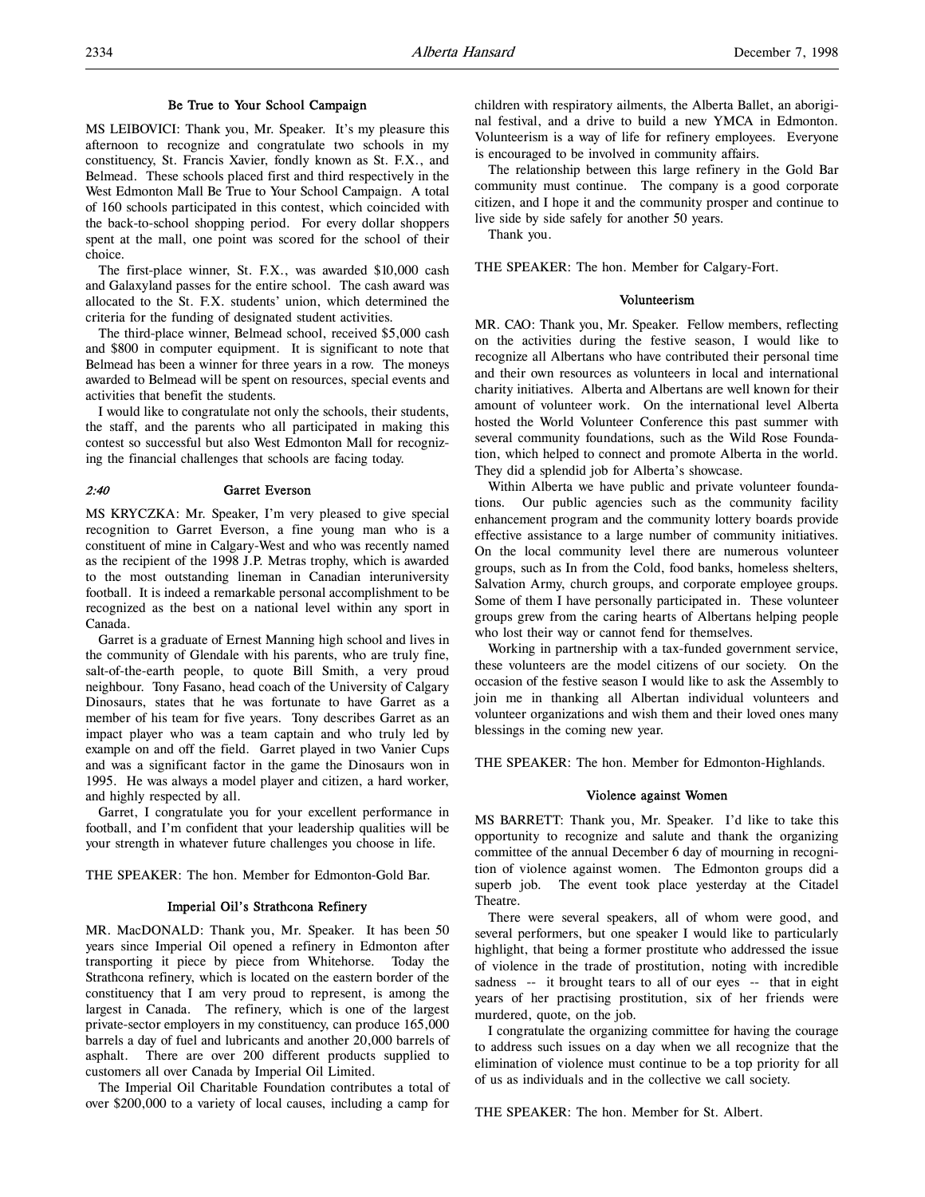### Be True to Your School Campaign

MS LEIBOVICI: Thank you, Mr. Speaker. It's my pleasure this afternoon to recognize and congratulate two schools in my constituency, St. Francis Xavier, fondly known as St. F.X., and Belmead. These schools placed first and third respectively in the West Edmonton Mall Be True to Your School Campaign. A total of 160 schools participated in this contest, which coincided with the back-to-school shopping period. For every dollar shoppers spent at the mall, one point was scored for the school of their choice.

The first-place winner, St. F.X., was awarded $10,000 cash and Galaxyland passes for the entire school. The cash award was allocated to the St. F.X. students' union, which determined the criteria for the funding of designated student activities.

The third-place winner, Belmead school, received $5,000 cash and $800 in computer equipment. It is significant to note that Belmead has been a winner for three years in a row. The moneys awarded to Belmead will be spent on resources, special events and activities that benefit the students.

I would like to congratulate not only the schools, their students, the staff, and the parents who all participated in making this contest so successful but also West Edmonton Mall for recognizing the financial challenges that schools are facing today.

*2:40*

### Garret Everson

MS KRYCZKA: Mr. Speaker, I'm very pleased to give special recognition to Garret Everson, a fine young man who is a constituent of mine in Calgary-West and who was recently named as the recipient of the 1998 J.P. Metras trophy, which is awarded to the most outstanding lineman in Canadian interuniversity football. It is indeed a remarkable personal accomplishment to be recognized as the best on a national level within any sport in Canada.

Garret is a graduate of Ernest Manning high school and lives in the community of Glendale with his parents, who are truly fine, salt-of-the-earth people, to quote Bill Smith, a very proud neighbour. Tony Fasano, head coach of the University of Calgary Dinosaurs, states that he was fortunate to have Garret as a member of his team for five years. Tony describes Garret as an impact player who was a team captain and who truly led by example on and off the field. Garret played in two Vanier Cups and was a significant factor in the game the Dinosaurs won in 1995. He was always a model player and citizen, a hard worker, and highly respected by all.

Garret, I congratulate you for your excellent performance in football, and I'm confident that your leadership qualities will be your strength in whatever future challenges you choose in life.

THE SPEAKER: The hon. Member for Edmonton-Gold Bar.

### Imperial Oil's Strathcona Refinery

MR. MacDONALD: Thank you, Mr. Speaker. It has been 50 years since Imperial Oil opened a refinery in Edmonton after transporting it piece by piece from Whitehorse. Today the Strathcona refinery, which is located on the eastern border of the constituency that I am very proud to represent, is among the largest in Canada. The refinery, which is one of the largest private-sector employers in my constituency, can produce 165,000 barrels a day of fuel and lubricants and another 20,000 barrels of asphalt. There are over 200 different products supplied to customers all over Canada by Imperial Oil Limited.

The Imperial Oil Charitable Foundation contributes a total of over $200,000 to a variety of local causes, including a camp for children with respiratory ailments, the Alberta Ballet, an aboriginal festival, and a drive to build a new YMCA in Edmonton. Volunteerism is a way of life for refinery employees. Everyone is encouraged to be involved in community affairs.

The relationship between this large refinery in the Gold Bar community must continue. The company is a good corporate citizen, and I hope it and the community prosper and continue to live side by side safely for another 50 years.

Thank you.

THE SPEAKER: The hon. Member for Calgary-Fort.

### Volunteerism

MR. CAO: Thank you, Mr. Speaker. Fellow members, reflecting on the activities during the festive season, I would like to recognize all Albertans who have contributed their personal time and their own resources as volunteers in local and international charity initiatives. Alberta and Albertans are well known for their amount of volunteer work. On the international level Alberta hosted the World Volunteer Conference this past summer with several community foundations, such as the Wild Rose Foundation, which helped to connect and promote Alberta in the world. They did a splendid job for Alberta's showcase.

Within Alberta we have public and private volunteer foundations. Our public agencies such as the community facility enhancement program and the community lottery boards provide effective assistance to a large number of community initiatives. On the local community level there are numerous volunteer groups, such as In from the Cold, food banks, homeless shelters, Salvation Army, church groups, and corporate employee groups. Some of them I have personally participated in. These volunteer groups grew from the caring hearts of Albertans helping people who lost their way or cannot fend for themselves.

Working in partnership with a tax-funded government service, these volunteers are the model citizens of our society. On the occasion of the festive season I would like to ask the Assembly to join me in thanking all Albertan individual volunteers and volunteer organizations and wish them and their loved ones many blessings in the coming new year.

THE SPEAKER: The hon. Member for Edmonton-Highlands.

### Violence against Women

MS BARRETT: Thank you, Mr. Speaker. I'd like to take this opportunity to recognize and salute and thank the organizing committee of the annual December 6 day of mourning in recognition of violence against women. The Edmonton groups did a superb job. The event took place yesterday at the Citadel Theatre.

There were several speakers, all of whom were good, and several performers, but one speaker I would like to particularly highlight, that being a former prostitute who addressed the issue of violence in the trade of prostitution, noting with incredible sadness -- it brought tears to all of our eyes -- that in eight years of her practising prostitution, six of her friends were murdered, quote, on the job.

I congratulate the organizing committee for having the courage to address such issues on a day when we all recognize that the elimination of violence must continue to be a top priority for all of us as individuals and in the collective we call society.

THE SPEAKER: The hon. Member for St. Albert.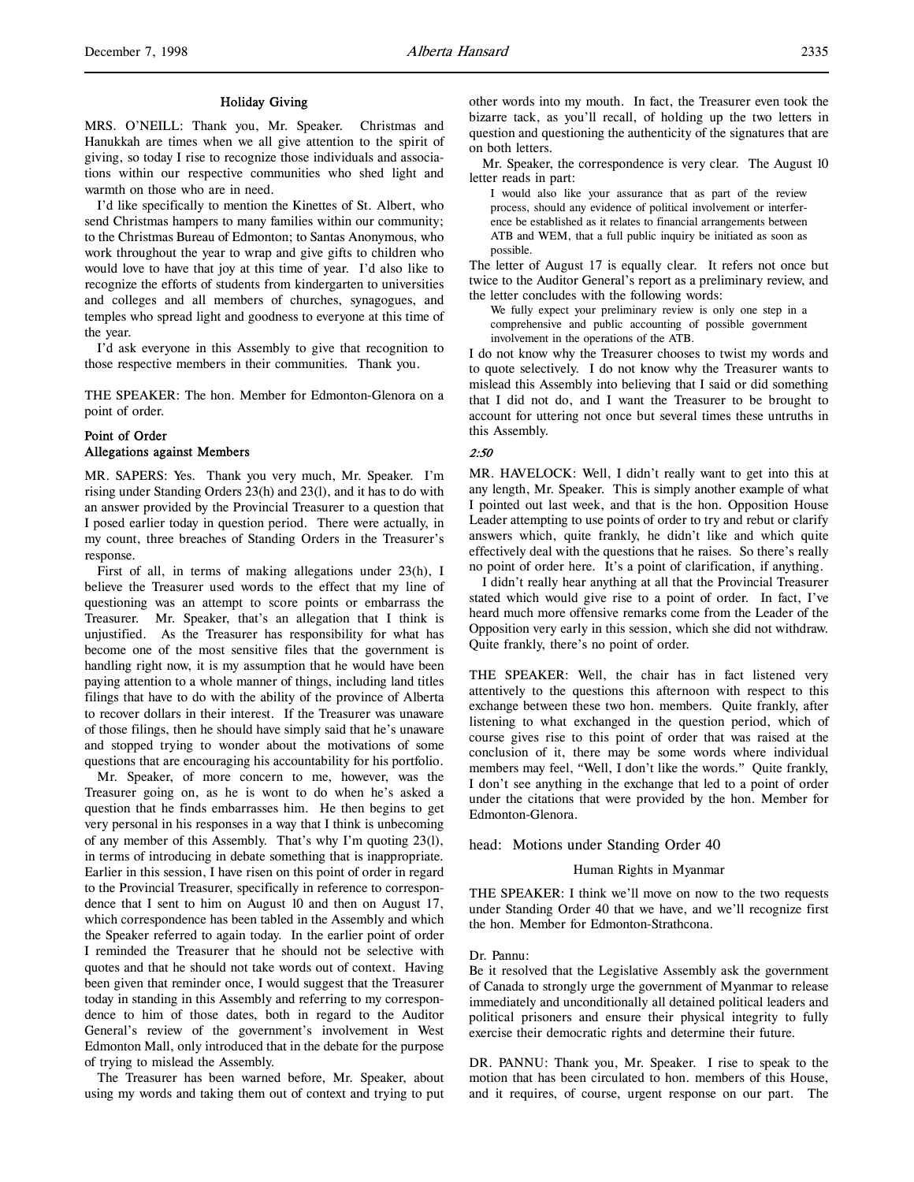### Holiday Giving

MRS. O'NEILL: Thank you, Mr. Speaker. Christmas and Hanukkah are times when we all give attention to the spirit of giving, so today I rise to recognize those individuals and associations within our respective communities who shed light and warmth on those who are in need.

I'd like specifically to mention the Kinettes of St. Albert, who send Christmas hampers to many families within our community; to the Christmas Bureau of Edmonton; to Santas Anonymous, who work throughout the year to wrap and give gifts to children who would love to have that joy at this time of year. I'd also like to recognize the efforts of students from kindergarten to universities and colleges and all members of churches, synagogues, and temples who spread light and goodness to everyone at this time of the year.

I'd ask everyone in this Assembly to give that recognition to those respective members in their communities. Thank you.

THE SPEAKER: The hon. Member for Edmonton-Glenora on a point of order.

### Point of Order
### Allegations against Members

MR. SAPERS: Yes. Thank you very much, Mr. Speaker. I'm rising under Standing Orders 23(h) and 23(l), and it has to do with an answer provided by the Provincial Treasurer to a question that I posed earlier today in question period. There were actually, in my count, three breaches of Standing Orders in the Treasurer's response.

First of all, in terms of making allegations under 23(h), I believe the Treasurer used words to the effect that my line of questioning was an attempt to score points or embarrass the Treasurer. Mr. Speaker, that's an allegation that I think is unjustified. As the Treasurer has responsibility for what has become one of the most sensitive files that the government is handling right now, it is my assumption that he would have been paying attention to a whole manner of things, including land titles filings that have to do with the ability of the province of Alberta to recover dollars in their interest. If the Treasurer was unaware of those filings, then he should have simply said that he's unaware and stopped trying to wonder about the motivations of some questions that are encouraging his accountability for his portfolio.

Mr. Speaker, of more concern to me, however, was the Treasurer going on, as he is wont to do when he's asked a question that he finds embarrasses him. He then begins to get very personal in his responses in a way that I think is unbecoming of any member of this Assembly. That's why I'm quoting 23(l), in terms of introducing in debate something that is inappropriate. Earlier in this session, I have risen on this point of order in regard to the Provincial Treasurer, specifically in reference to correspondence that I sent to him on August 10 and then on August 17, which correspondence has been tabled in the Assembly and which the Speaker referred to again today. In the earlier point of order I reminded the Treasurer that he should not be selective with quotes and that he should not take words out of context. Having been given that reminder once, I would suggest that the Treasurer today in standing in this Assembly and referring to my correspondence to him of those dates, both in regard to the Auditor General's review of the government's involvement in West Edmonton Mall, only introduced that in the debate for the purpose of trying to mislead the Assembly.

The Treasurer has been warned before, Mr. Speaker, about using my words and taking them out of context and trying to put other words into my mouth. In fact, the Treasurer even took the bizarre tack, as you'll recall, of holding up the two letters in question and questioning the authenticity of the signatures that are on both letters.

Mr. Speaker, the correspondence is very clear. The August 10 letter reads in part:

> I would also like your assurance that as part of the review process, should any evidence of political involvement or interference be established as it relates to financial arrangements between ATB and WEM, that a full public inquiry be initiated as soon as possible.

The letter of August 17 is equally clear. It refers not once but twice to the Auditor General's report as a preliminary review, and the letter concludes with the following words:

> We fully expect your preliminary review is only one step in a comprehensive and public accounting of possible government involvement in the operations of the ATB.

I do not know why the Treasurer chooses to twist my words and to quote selectively. I do not know why the Treasurer wants to mislead this Assembly into believing that I said or did something that I did not do, and I want the Treasurer to be brought to account for uttering not once but several times these untruths in this Assembly.

*2:50*

MR. HAVELOCK: Well, I didn't really want to get into this at any length, Mr. Speaker. This is simply another example of what I pointed out last week, and that is the hon. Opposition House Leader attempting to use points of order to try and rebut or clarify answers which, quite frankly, he didn't like and which quite effectively deal with the questions that he raises. So there's really no point of order here. It's a point of clarification, if anything.

I didn't really hear anything at all that the Provincial Treasurer stated which would give rise to a point of order. In fact, I've heard much more offensive remarks come from the Leader of the Opposition very early in this session, which she did not withdraw. Quite frankly, there's no point of order.

THE SPEAKER: Well, the chair has in fact listened very attentively to the questions this afternoon with respect to this exchange between these two hon. members. Quite frankly, after listening to what exchanged in the question period, which of course gives rise to this point of order that was raised at the conclusion of it, there may be some words where individual members may feel, "Well, I don't like the words." Quite frankly, I don't see anything in the exchange that led to a point of order under the citations that were provided by the hon. Member for Edmonton-Glenora.

## head: Motions under Standing Order 40

### Human Rights in Myanmar

THE SPEAKER: I think we'll move on now to the two requests under Standing Order 40 that we have, and we'll recognize first the hon. Member for Edmonton-Strathcona.

Dr. Pannu:
Be it resolved that the Legislative Assembly ask the government of Canada to strongly urge the government of Myanmar to release immediately and unconditionally all detained political leaders and political prisoners and ensure their physical integrity to fully exercise their democratic rights and determine their future.

DR. PANNU: Thank you, Mr. Speaker. I rise to speak to the motion that has been circulated to hon. members of this House, and it requires, of course, urgent response on our part. The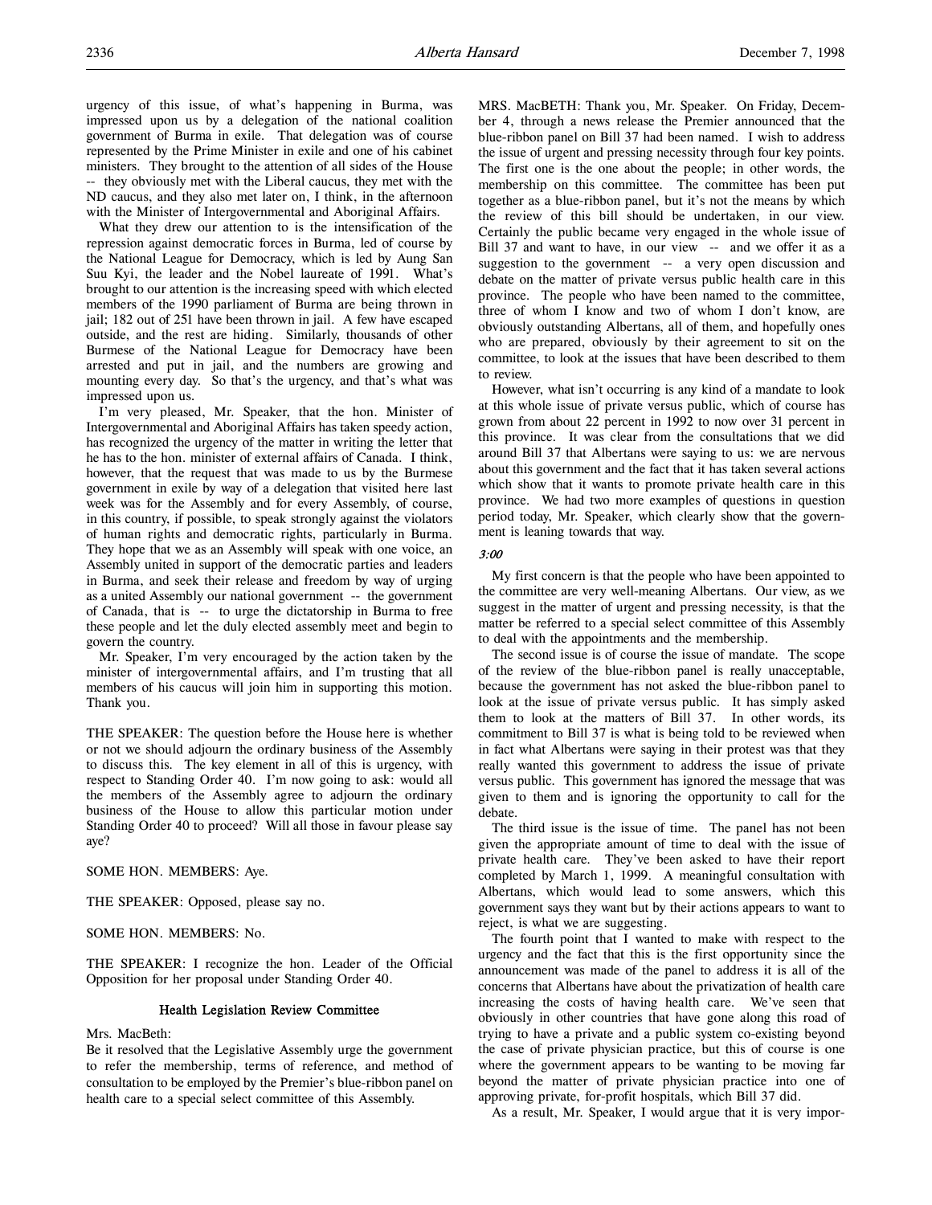urgency of this issue, of what's happening in Burma, was impressed upon us by a delegation of the national coalition government of Burma in exile. That delegation was of course represented by the Prime Minister in exile and one of his cabinet ministers. They brought to the attention of all sides of the House -- they obviously met with the Liberal caucus, they met with the ND caucus, and they also met later on, I think, in the afternoon with the Minister of Intergovernmental and Aboriginal Affairs.

What they drew our attention to is the intensification of the repression against democratic forces in Burma, led of course by the National League for Democracy, which is led by Aung San Suu Kyi, the leader and the Nobel laureate of 1991. What's brought to our attention is the increasing speed with which elected members of the 1990 parliament of Burma are being thrown in jail; 182 out of 251 have been thrown in jail. A few have escaped outside, and the rest are hiding. Similarly, thousands of other Burmese of the National League for Democracy have been arrested and put in jail, and the numbers are growing and mounting every day. So that's the urgency, and that's what was impressed upon us.

I'm very pleased, Mr. Speaker, that the hon. Minister of Intergovernmental and Aboriginal Affairs has taken speedy action, has recognized the urgency of the matter in writing the letter that he has to the hon. minister of external affairs of Canada. I think, however, that the request that was made to us by the Burmese government in exile by way of a delegation that visited here last week was for the Assembly and for every Assembly, of course, in this country, if possible, to speak strongly against the violators of human rights and democratic rights, particularly in Burma. They hope that we as an Assembly will speak with one voice, an Assembly united in support of the democratic parties and leaders in Burma, and seek their release and freedom by way of urging as a united Assembly our national government -- the government of Canada, that is -- to urge the dictatorship in Burma to free these people and let the duly elected assembly meet and begin to govern the country.

Mr. Speaker, I'm very encouraged by the action taken by the minister of intergovernmental affairs, and I'm trusting that all members of his caucus will join him in supporting this motion. Thank you.

THE SPEAKER: The question before the House here is whether or not we should adjourn the ordinary business of the Assembly to discuss this. The key element in all of this is urgency, with respect to Standing Order 40. I'm now going to ask: would all the members of the Assembly agree to adjourn the ordinary business of the House to allow this particular motion under Standing Order 40 to proceed? Will all those in favour please say aye?

SOME HON. MEMBERS: Aye.

THE SPEAKER: Opposed, please say no.

SOME HON. MEMBERS: No.

THE SPEAKER: I recognize the hon. Leader of the Official Opposition for her proposal under Standing Order 40.

## Health Legislation Review Committee

Mrs. MacBeth:

Be it resolved that the Legislative Assembly urge the government to refer the membership, terms of reference, and method of consultation to be employed by the Premier's blue-ribbon panel on health care to a special select committee of this Assembly.

MRS. MacBETH: Thank you, Mr. Speaker. On Friday, December 4, through a news release the Premier announced that the blue-ribbon panel on Bill 37 had been named. I wish to address the issue of urgent and pressing necessity through four key points. The first one is the one about the people; in other words, the membership on this committee. The committee has been put together as a blue-ribbon panel, but it's not the means by which the review of this bill should be undertaken, in our view. Certainly the public became very engaged in the whole issue of Bill 37 and want to have, in our view -- and we offer it as a suggestion to the government -- a very open discussion and debate on the matter of private versus public health care in this province. The people who have been named to the committee, three of whom I know and two of whom I don't know, are obviously outstanding Albertans, all of them, and hopefully ones who are prepared, obviously by their agreement to sit on the committee, to look at the issues that have been described to them to review.

However, what isn't occurring is any kind of a mandate to look at this whole issue of private versus public, which of course has grown from about 22 percent in 1992 to now over 31 percent in this province. It was clear from the consultations that we did around Bill 37 that Albertans were saying to us: we are nervous about this government and the fact that it has taken several actions which show that it wants to promote private health care in this province. We had two more examples of questions in question period today, Mr. Speaker, which clearly show that the government is leaning towards that way.

*3:00*

My first concern is that the people who have been appointed to the committee are very well-meaning Albertans. Our view, as we suggest in the matter of urgent and pressing necessity, is that the matter be referred to a special select committee of this Assembly to deal with the appointments and the membership.

The second issue is of course the issue of mandate. The scope of the review of the blue-ribbon panel is really unacceptable, because the government has not asked the blue-ribbon panel to look at the issue of private versus public. It has simply asked them to look at the matters of Bill 37. In other words, its commitment to Bill 37 is what is being told to be reviewed when in fact what Albertans were saying in their protest was that they really wanted this government to address the issue of private versus public. This government has ignored the message that was given to them and is ignoring the opportunity to call for the debate.

The third issue is the issue of time. The panel has not been given the appropriate amount of time to deal with the issue of private health care. They've been asked to have their report completed by March 1, 1999. A meaningful consultation with Albertans, which would lead to some answers, which this government says they want but by their actions appears to want to reject, is what we are suggesting.

The fourth point that I wanted to make with respect to the urgency and the fact that this is the first opportunity since the announcement was made of the panel to address it is all of the concerns that Albertans have about the privatization of health care increasing the costs of having health care. We've seen that obviously in other countries that have gone along this road of trying to have a private and a public system co-existing beyond the case of private physician practice, but this of course is one where the government appears to be wanting to be moving far beyond the matter of private physician practice into one of approving private, for-profit hospitals, which Bill 37 did.

As a result, Mr. Speaker, I would argue that it is very impor-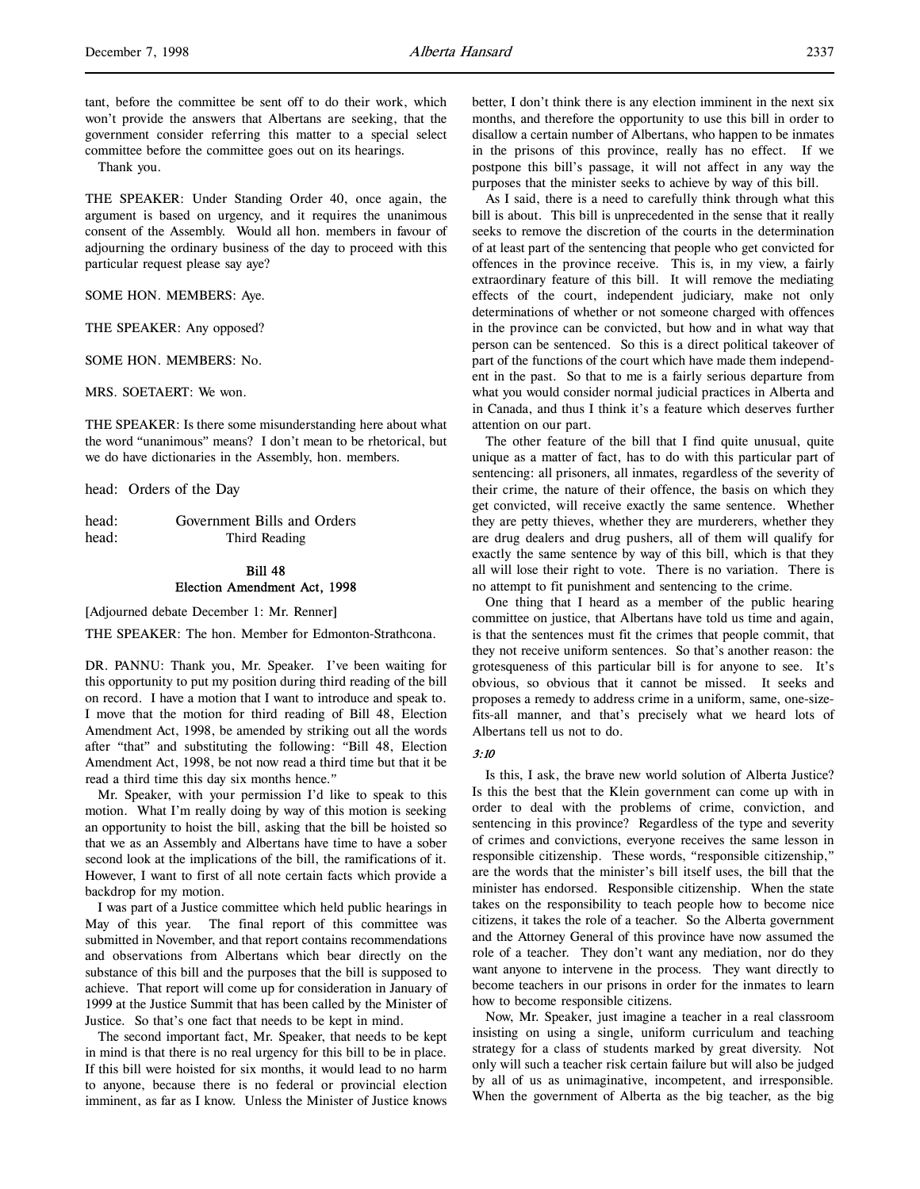tant, before the committee be sent off to do their work, which won't provide the answers that Albertans are seeking, that the government consider referring this matter to a special select committee before the committee goes out on its hearings.

Thank you.

THE SPEAKER: Under Standing Order 40, once again, the argument is based on urgency, and it requires the unanimous consent of the Assembly. Would all hon. members in favour of adjourning the ordinary business of the day to proceed with this particular request please say aye?

SOME HON. MEMBERS: Aye.

THE SPEAKER: Any opposed?

SOME HON. MEMBERS: No.

MRS. SOETAERT: We won.

THE SPEAKER: Is there some misunderstanding here about what the word "unanimous" means? I don't mean to be rhetorical, but we do have dictionaries in the Assembly, hon. members.

head: Orders of the Day

head: Government Bills and Orders
head: Third Reading

## Bill 48
## Election Amendment Act, 1998

[Adjourned debate December 1: Mr. Renner]

THE SPEAKER: The hon. Member for Edmonton-Strathcona.

DR. PANNU: Thank you, Mr. Speaker. I've been waiting for this opportunity to put my position during third reading of the bill on record. I have a motion that I want to introduce and speak to. I move that the motion for third reading of Bill 48, Election Amendment Act, 1998, be amended by striking out all the words after "that" and substituting the following: "Bill 48, Election Amendment Act, 1998, be not now read a third time but that it be read a third time this day six months hence."

Mr. Speaker, with your permission I'd like to speak to this motion. What I'm really doing by way of this motion is seeking an opportunity to hoist the bill, asking that the bill be hoisted so that we as an Assembly and Albertans have time to have a sober second look at the implications of the bill, the ramifications of it. However, I want to first of all note certain facts which provide a backdrop for my motion.

I was part of a Justice committee which held public hearings in May of this year. The final report of this committee was submitted in November, and that report contains recommendations and observations from Albertans which bear directly on the substance of this bill and the purposes that the bill is supposed to achieve. That report will come up for consideration in January of 1999 at the Justice Summit that has been called by the Minister of Justice. So that's one fact that needs to be kept in mind.

The second important fact, Mr. Speaker, that needs to be kept in mind is that there is no real urgency for this bill to be in place. If this bill were hoisted for six months, it would lead to no harm to anyone, because there is no federal or provincial election imminent, as far as I know. Unless the Minister of Justice knows better, I don't think there is any election imminent in the next six months, and therefore the opportunity to use this bill in order to disallow a certain number of Albertans, who happen to be inmates in the prisons of this province, really has no effect. If we postpone this bill's passage, it will not affect in any way the purposes that the minister seeks to achieve by way of this bill.

As I said, there is a need to carefully think through what this bill is about. This bill is unprecedented in the sense that it really seeks to remove the discretion of the courts in the determination of at least part of the sentencing that people who get convicted for offences in the province receive. This is, in my view, a fairly extraordinary feature of this bill. It will remove the mediating effects of the court, independent judiciary, make not only determinations of whether or not someone charged with offences in the province can be convicted, but how and in what way that person can be sentenced. So this is a direct political takeover of part of the functions of the court which have made them independent in the past. So that to me is a fairly serious departure from what you would consider normal judicial practices in Alberta and in Canada, and thus I think it's a feature which deserves further attention on our part.

The other feature of the bill that I find quite unusual, quite unique as a matter of fact, has to do with this particular part of sentencing: all prisoners, all inmates, regardless of the severity of their crime, the nature of their offence, the basis on which they get convicted, will receive exactly the same sentence. Whether they are petty thieves, whether they are murderers, whether they are drug dealers and drug pushers, all of them will qualify for exactly the same sentence by way of this bill, which is that they all will lose their right to vote. There is no variation. There is no attempt to fit punishment and sentencing to the crime.

One thing that I heard as a member of the public hearing committee on justice, that Albertans have told us time and again, is that the sentences must fit the crimes that people commit, that they not receive uniform sentences. So that's another reason: the grotesqueness of this particular bill is for anyone to see. It's obvious, so obvious that it cannot be missed. It seeks and proposes a remedy to address crime in a uniform, same, one-size-fits-all manner, and that's precisely what we heard lots of Albertans tell us not to do.

*3:10*

Is this, I ask, the brave new world solution of Alberta Justice? Is this the best that the Klein government can come up with in order to deal with the problems of crime, conviction, and sentencing in this province? Regardless of the type and severity of crimes and convictions, everyone receives the same lesson in responsible citizenship. These words, "responsible citizenship," are the words that the minister's bill itself uses, the bill that the minister has endorsed. Responsible citizenship. When the state takes on the responsibility to teach people how to become nice citizens, it takes the role of a teacher. So the Alberta government and the Attorney General of this province have now assumed the role of a teacher. They don't want any mediation, nor do they want anyone to intervene in the process. They want directly to become teachers in our prisons in order for the inmates to learn how to become responsible citizens.

Now, Mr. Speaker, just imagine a teacher in a real classroom insisting on using a single, uniform curriculum and teaching strategy for a class of students marked by great diversity. Not only will such a teacher risk certain failure but will also be judged by all of us as unimaginative, incompetent, and irresponsible. When the government of Alberta as the big teacher, as the big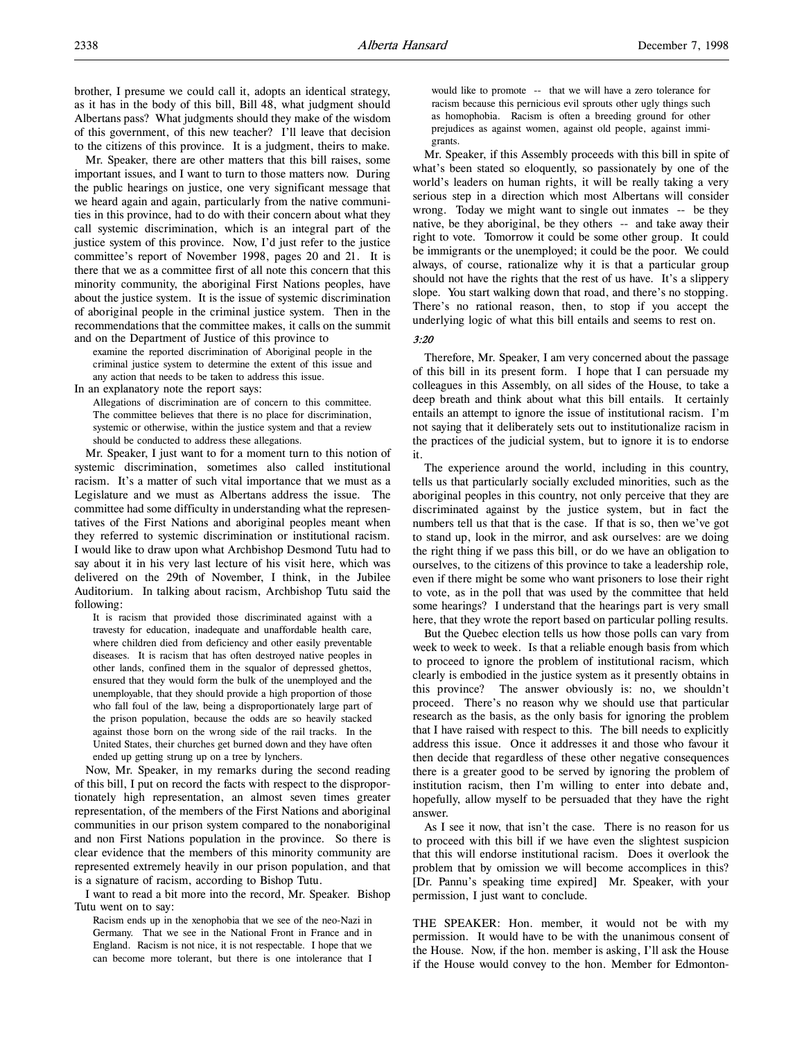brother, I presume we could call it, adopts an identical strategy, as it has in the body of this bill, Bill 48, what judgment should Albertans pass? What judgments should they make of the wisdom of this government, of this new teacher? I'll leave that decision to the citizens of this province. It is a judgment, theirs to make.

Mr. Speaker, there are other matters that this bill raises, some important issues, and I want to turn to those matters now. During the public hearings on justice, one very significant message that we heard again and again, particularly from the native communities in this province, had to do with their concern about what they call systemic discrimination, which is an integral part of the justice system of this province. Now, I'd just refer to the justice committee's report of November 1998, pages 20 and 21. It is there that we as a committee first of all note this concern that this minority community, the aboriginal First Nations peoples, have about the justice system. It is the issue of systemic discrimination of aboriginal people in the criminal justice system. Then in the recommendations that the committee makes, it calls on the summit and on the Department of Justice of this province to

> examine the reported discrimination of Aboriginal people in the criminal justice system to determine the extent of this issue and any action that needs to be taken to address this issue.

In an explanatory note the report says:

> Allegations of discrimination are of concern to this committee. The committee believes that there is no place for discrimination, systemic or otherwise, within the justice system and that a review should be conducted to address these allegations.

Mr. Speaker, I just want to for a moment turn to this notion of systemic discrimination, sometimes also called institutional racism. It's a matter of such vital importance that we must as a Legislature and we must as Albertans address the issue. The committee had some difficulty in understanding what the representatives of the First Nations and aboriginal peoples meant when they referred to systemic discrimination or institutional racism. I would like to draw upon what Archbishop Desmond Tutu had to say about it in his very last lecture of his visit here, which was delivered on the 29th of November, I think, in the Jubilee Auditorium. In talking about racism, Archbishop Tutu said the following:

> It is racism that provided those discriminated against with a travesty for education, inadequate and unaffordable health care, where children died from deficiency and other easily preventable diseases. It is racism that has often destroyed native peoples in other lands, confined them in the squalor of depressed ghettos, ensured that they would form the bulk of the unemployed and the unemployable, that they should provide a high proportion of those who fall foul of the law, being a disproportionately large part of the prison population, because the odds are so heavily stacked against those born on the wrong side of the rail tracks. In the United States, their churches get burned down and they have often ended up getting strung up on a tree by lynchers.

Now, Mr. Speaker, in my remarks during the second reading of this bill, I put on record the facts with respect to the disproportionately high representation, an almost seven times greater representation, of the members of the First Nations and aboriginal communities in our prison system compared to the nonaboriginal and non First Nations population in the province. So there is clear evidence that the members of this minority community are represented extremely heavily in our prison population, and that is a signature of racism, according to Bishop Tutu.

I want to read a bit more into the record, Mr. Speaker. Bishop Tutu went on to say:

> Racism ends up in the xenophobia that we see of the neo-Nazi in Germany. That we see in the National Front in France and in England. Racism is not nice, it is not respectable. I hope that we can become more tolerant, but there is one intolerance that I would like to promote -- that we will have a zero tolerance for racism because this pernicious evil sprouts other ugly things such as homophobia. Racism is often a breeding ground for other prejudices as against women, against old people, against immigrants.

Mr. Speaker, if this Assembly proceeds with this bill in spite of what's been stated so eloquently, so passionately by one of the world's leaders on human rights, it will be really taking a very serious step in a direction which most Albertans will consider wrong. Today we might want to single out inmates -- be they native, be they aboriginal, be they others -- and take away their right to vote. Tomorrow it could be some other group. It could be immigrants or the unemployed; it could be the poor. We could always, of course, rationalize why it is that a particular group should not have the rights that the rest of us have. It's a slippery slope. You start walking down that road, and there's no stopping. There's no rational reason, then, to stop if you accept the underlying logic of what this bill entails and seems to rest on.

*3:20*

Therefore, Mr. Speaker, I am very concerned about the passage of this bill in its present form. I hope that I can persuade my colleagues in this Assembly, on all sides of the House, to take a deep breath and think about what this bill entails. It certainly entails an attempt to ignore the issue of institutional racism. I'm not saying that it deliberately sets out to institutionalize racism in the practices of the judicial system, but to ignore it is to endorse it.

The experience around the world, including in this country, tells us that particularly socially excluded minorities, such as the aboriginal peoples in this country, not only perceive that they are discriminated against by the justice system, but in fact the numbers tell us that that is the case. If that is so, then we've got to stand up, look in the mirror, and ask ourselves: are we doing the right thing if we pass this bill, or do we have an obligation to ourselves, to the citizens of this province to take a leadership role, even if there might be some who want prisoners to lose their right to vote, as in the poll that was used by the committee that held some hearings? I understand that the hearings part is very small here, that they wrote the report based on particular polling results.

But the Quebec election tells us how those polls can vary from week to week to week. Is that a reliable enough basis from which to proceed to ignore the problem of institutional racism, which clearly is embodied in the justice system as it presently obtains in this province? The answer obviously is: no, we shouldn't proceed. There's no reason why we should use that particular research as the basis, as the only basis for ignoring the problem that I have raised with respect to this. The bill needs to explicitly address this issue. Once it addresses it and those who favour it then decide that regardless of these other negative consequences there is a greater good to be served by ignoring the problem of institution racism, then I'm willing to enter into debate and, hopefully, allow myself to be persuaded that they have the right answer.

As I see it now, that isn't the case. There is no reason for us to proceed with this bill if we have even the slightest suspicion that this will endorse institutional racism. Does it overlook the problem that by omission we will become accomplices in this? [Dr. Pannu's speaking time expired] Mr. Speaker, with your permission, I just want to conclude.

THE SPEAKER: Hon. member, it would not be with my permission. It would have to be with the unanimous consent of the House. Now, if the hon. member is asking, I'll ask the House if the House would convey to the hon. Member for Edmonton-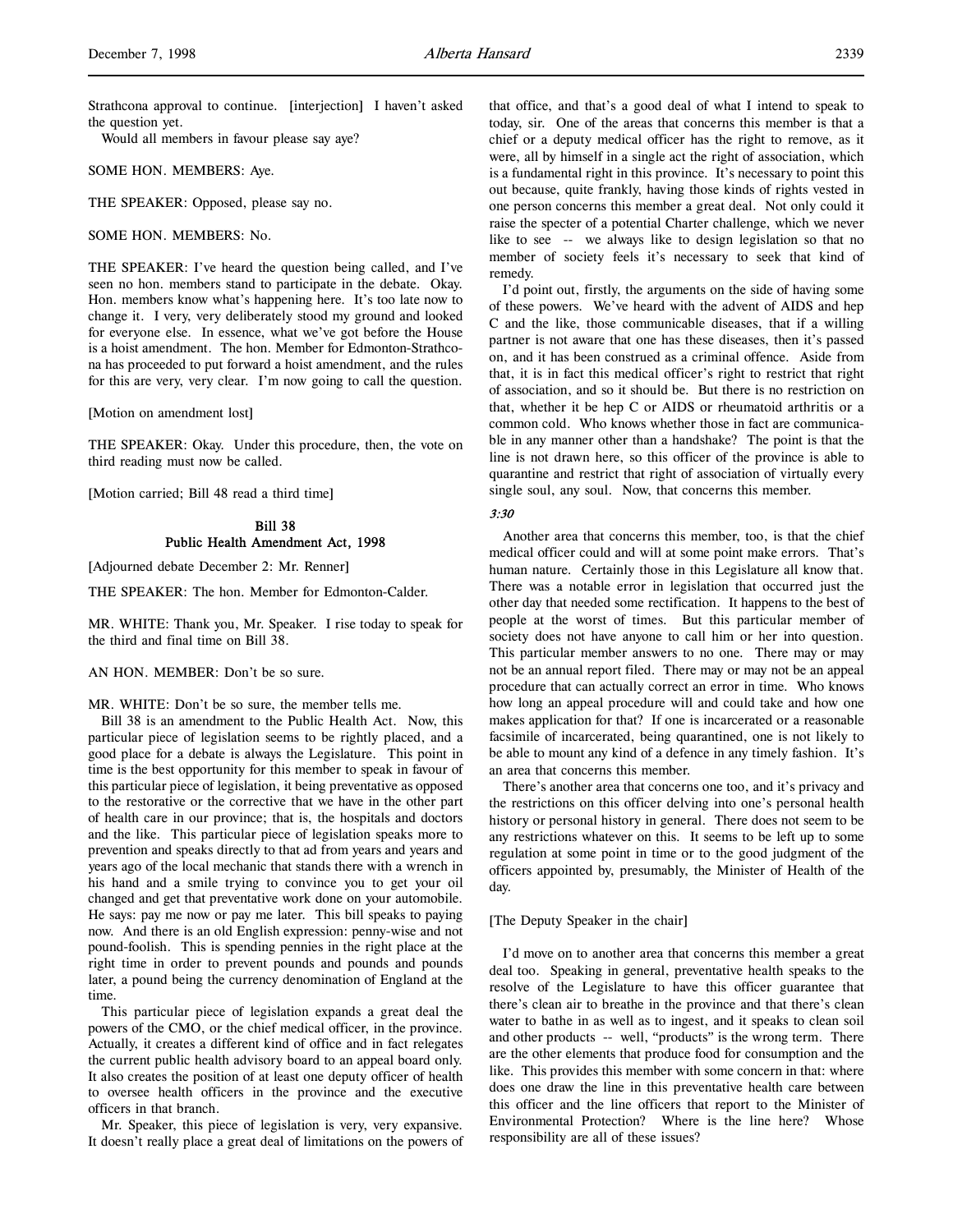Strathcona approval to continue. [interjection] I haven't asked the question yet.

Would all members in favour please say aye?

SOME HON. MEMBERS: Aye.

THE SPEAKER: Opposed, please say no.

SOME HON. MEMBERS: No.

THE SPEAKER: I've heard the question being called, and I've seen no hon. members stand to participate in the debate. Okay. Hon. members know what's happening here. It's too late now to change it. I very, very deliberately stood my ground and looked for everyone else. In essence, what we've got before the House is a hoist amendment. The hon. Member for Edmonton-Strathcona has proceeded to put forward a hoist amendment, and the rules for this are very, very clear. I'm now going to call the question.

[Motion on amendment lost]

THE SPEAKER: Okay. Under this procedure, then, the vote on third reading must now be called.

[Motion carried; Bill 48 read a third time]

## Bill 38
## Public Health Amendment Act, 1998

[Adjourned debate December 2: Mr. Renner]

THE SPEAKER: The hon. Member for Edmonton-Calder.

MR. WHITE: Thank you, Mr. Speaker. I rise today to speak for the third and final time on Bill 38.

AN HON. MEMBER: Don't be so sure.

MR. WHITE: Don't be so sure, the member tells me.

Bill 38 is an amendment to the Public Health Act. Now, this particular piece of legislation seems to be rightly placed, and a good place for a debate is always the Legislature. This point in time is the best opportunity for this member to speak in favour of this particular piece of legislation, it being preventative as opposed to the restorative or the corrective that we have in the other part of health care in our province; that is, the hospitals and doctors and the like. This particular piece of legislation speaks more to prevention and speaks directly to that ad from years and years and years ago of the local mechanic that stands there with a wrench in his hand and a smile trying to convince you to get your oil changed and get that preventative work done on your automobile. He says: pay me now or pay me later. This bill speaks to paying now. And there is an old English expression: penny-wise and not pound-foolish. This is spending pennies in the right place at the right time in order to prevent pounds and pounds and pounds later, a pound being the currency denomination of England at the time.

This particular piece of legislation expands a great deal the powers of the CMO, or the chief medical officer, in the province. Actually, it creates a different kind of office and in fact relegates the current public health advisory board to an appeal board only. It also creates the position of at least one deputy officer of health to oversee health officers in the province and the executive officers in that branch.

Mr. Speaker, this piece of legislation is very, very expansive. It doesn't really place a great deal of limitations on the powers of that office, and that's a good deal of what I intend to speak to today, sir. One of the areas that concerns this member is that a chief or a deputy medical officer has the right to remove, as it were, all by himself in a single act the right of association, which is a fundamental right in this province. It's necessary to point this out because, quite frankly, having those kinds of rights vested in one person concerns this member a great deal. Not only could it raise the specter of a potential Charter challenge, which we never like to see -- we always like to design legislation so that no member of society feels it's necessary to seek that kind of remedy.

I'd point out, firstly, the arguments on the side of having some of these powers. We've heard with the advent of AIDS and hep C and the like, those communicable diseases, that if a willing partner is not aware that one has these diseases, then it's passed on, and it has been construed as a criminal offence. Aside from that, it is in fact this medical officer's right to restrict that right of association, and so it should be. But there is no restriction on that, whether it be hep C or AIDS or rheumatoid arthritis or a common cold. Who knows whether those in fact are communicable in any manner other than a handshake? The point is that the line is not drawn here, so this officer of the province is able to quarantine and restrict that right of association of virtually every single soul, any soul. Now, that concerns this member.

*3:30*

Another area that concerns this member, too, is that the chief medical officer could and will at some point make errors. That's human nature. Certainly those in this Legislature all know that. There was a notable error in legislation that occurred just the other day that needed some rectification. It happens to the best of people at the worst of times. But this particular member of society does not have anyone to call him or her into question. This particular member answers to no one. There may or may not be an annual report filed. There may or may not be an appeal procedure that can actually correct an error in time. Who knows how long an appeal procedure will and could take and how one makes application for that? If one is incarcerated or a reasonable facsimile of incarcerated, being quarantined, one is not likely to be able to mount any kind of a defence in any timely fashion. It's an area that concerns this member.

There's another area that concerns one too, and it's privacy and the restrictions on this officer delving into one's personal health history or personal history in general. There does not seem to be any restrictions whatever on this. It seems to be left up to some regulation at some point in time or to the good judgment of the officers appointed by, presumably, the Minister of Health of the day.

[The Deputy Speaker in the chair]

I'd move on to another area that concerns this member a great deal too. Speaking in general, preventative health speaks to the resolve of the Legislature to have this officer guarantee that there's clean air to breathe in the province and that there's clean water to bathe in as well as to ingest, and it speaks to clean soil and other products -- well, "products" is the wrong term. There are the other elements that produce food for consumption and the like. This provides this member with some concern in that: where does one draw the line in this preventative health care between this officer and the line officers that report to the Minister of Environmental Protection? Where is the line here? Whose responsibility are all of these issues?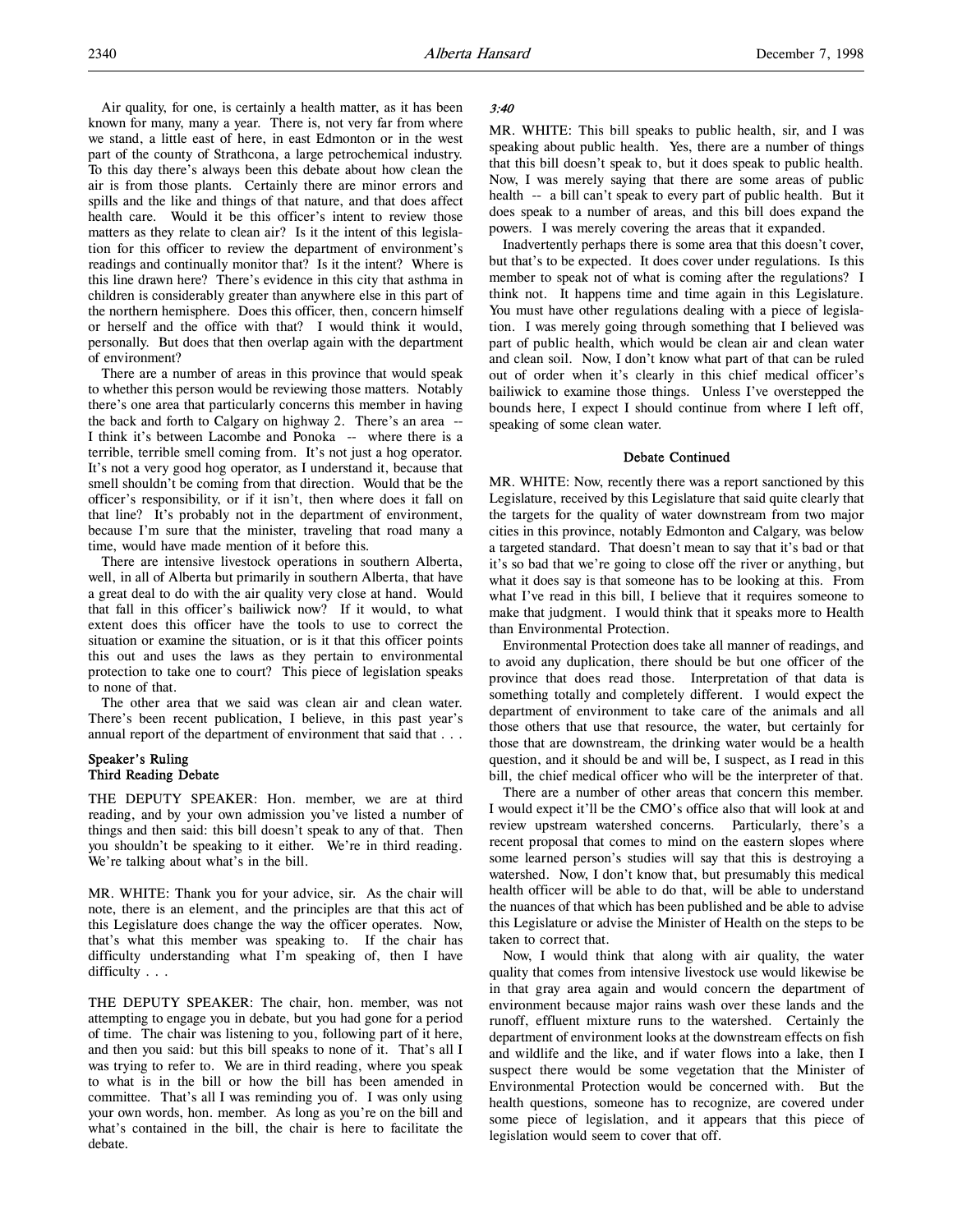Air quality, for one, is certainly a health matter, as it has been known for many, many a year. There is, not very far from where we stand, a little east of here, in east Edmonton or in the west part of the county of Strathcona, a large petrochemical industry. To this day there's always been this debate about how clean the air is from those plants. Certainly there are minor errors and spills and the like and things of that nature, and that does affect health care. Would it be this officer's intent to review those matters as they relate to clean air? Is it the intent of this legislation for this officer to review the department of environment's readings and continually monitor that? Is it the intent? Where is this line drawn here? There's evidence in this city that asthma in children is considerably greater than anywhere else in this part of the northern hemisphere. Does this officer, then, concern himself or herself and the office with that? I would think it would, personally. But does that then overlap again with the department of environment?

There are a number of areas in this province that would speak to whether this person would be reviewing those matters. Notably there's one area that particularly concerns this member in having the back and forth to Calgary on highway 2. There's an area -- I think it's between Lacombe and Ponoka -- where there is a terrible, terrible smell coming from. It's not just a hog operator. It's not a very good hog operator, as I understand it, because that smell shouldn't be coming from that direction. Would that be the officer's responsibility, or if it isn't, then where does it fall on that line? It's probably not in the department of environment, because I'm sure that the minister, traveling that road many a time, would have made mention of it before this.

There are intensive livestock operations in southern Alberta, well, in all of Alberta but primarily in southern Alberta, that have a great deal to do with the air quality very close at hand. Would that fall in this officer's bailiwick now? If it would, to what extent does this officer have the tools to use to correct the situation or examine the situation, or is it that this officer points this out and uses the laws as they pertain to environmental protection to take one to court? This piece of legislation speaks to none of that.

The other area that we said was clean air and clean water. There's been recent publication, I believe, in this past year's annual report of the department of environment that said that . . .

### Speaker's Ruling
### Third Reading Debate

THE DEPUTY SPEAKER: Hon. member, we are at third reading, and by your own admission you've listed a number of things and then said: this bill doesn't speak to any of that. Then you shouldn't be speaking to it either. We're in third reading. We're talking about what's in the bill.

MR. WHITE: Thank you for your advice, sir. As the chair will note, there is an element, and the principles are that this act of this Legislature does change the way the officer operates. Now, that's what this member was speaking to. If the chair has difficulty understanding what I'm speaking of, then I have difficulty . . .

THE DEPUTY SPEAKER: The chair, hon. member, was not attempting to engage you in debate, but you had gone for a period of time. The chair was listening to you, following part of it here, and then you said: but this bill speaks to none of it. That's all I was trying to refer to. We are in third reading, where you speak to what is in the bill or how the bill has been amended in committee. That's all I was reminding you of. I was only using your own words, hon. member. As long as you're on the bill and what's contained in the bill, the chair is here to facilitate the debate.

*3:40*

MR. WHITE: This bill speaks to public health, sir, and I was speaking about public health. Yes, there are a number of things that this bill doesn't speak to, but it does speak to public health. Now, I was merely saying that there are some areas of public health -- a bill can't speak to every part of public health. But it does speak to a number of areas, and this bill does expand the powers. I was merely covering the areas that it expanded.

Inadvertently perhaps there is some area that this doesn't cover, but that's to be expected. It does cover under regulations. Is this member to speak not of what is coming after the regulations? I think not. It happens time and time again in this Legislature. You must have other regulations dealing with a piece of legislation. I was merely going through something that I believed was part of public health, which would be clean air and clean water and clean soil. Now, I don't know what part of that can be ruled out of order when it's clearly in this chief medical officer's bailiwick to examine those things. Unless I've overstepped the bounds here, I expect I should continue from where I left off, speaking of some clean water.

### Debate Continued

MR. WHITE: Now, recently there was a report sanctioned by this Legislature, received by this Legislature that said quite clearly that the targets for the quality of water downstream from two major cities in this province, notably Edmonton and Calgary, was below a targeted standard. That doesn't mean to say that it's bad or that it's so bad that we're going to close off the river or anything, but what it does say is that someone has to be looking at this. From what I've read in this bill, I believe that it requires someone to make that judgment. I would think that it speaks more to Health than Environmental Protection.

Environmental Protection does take all manner of readings, and to avoid any duplication, there should be but one officer of the province that does read those. Interpretation of that data is something totally and completely different. I would expect the department of environment to take care of the animals and all those others that use that resource, the water, but certainly for those that are downstream, the drinking water would be a health question, and it should be and will be, I suspect, as I read in this bill, the chief medical officer who will be the interpreter of that.

There are a number of other areas that concern this member. I would expect it'll be the CMO's office also that will look at and review upstream watershed concerns. Particularly, there's a recent proposal that comes to mind on the eastern slopes where some learned person's studies will say that this is destroying a watershed. Now, I don't know that, but presumably this medical health officer will be able to do that, will be able to understand the nuances of that which has been published and be able to advise this Legislature or advise the Minister of Health on the steps to be taken to correct that.

Now, I would think that along with air quality, the water quality that comes from intensive livestock use would likewise be in that gray area again and would concern the department of environment because major rains wash over these lands and the runoff, effluent mixture runs to the watershed. Certainly the department of environment looks at the downstream effects on fish and wildlife and the like, and if water flows into a lake, then I suspect there would be some vegetation that the Minister of Environmental Protection would be concerned with. But the health questions, someone has to recognize, are covered under some piece of legislation, and it appears that this piece of legislation would seem to cover that off.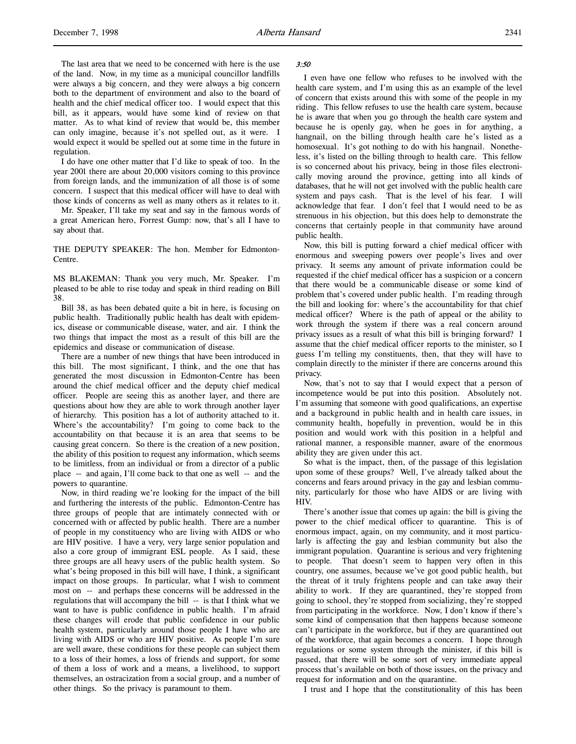The last area that we need to be concerned with here is the use of the land. Now, in my time as a municipal councillor landfills were always a big concern, and they were always a big concern both to the department of environment and also to the board of health and the chief medical officer too. I would expect that this bill, as it appears, would have some kind of review on that matter. As to what kind of review that would be, this member can only imagine, because it's not spelled out, as it were. I would expect it would be spelled out at some time in the future in regulation.

I do have one other matter that I'd like to speak of too. In the year 2001 there are about 20,000 visitors coming to this province from foreign lands, and the immunization of all those is of some concern. I suspect that this medical officer will have to deal with those kinds of concerns as well as many others as it relates to it.

Mr. Speaker, I'll take my seat and say in the famous words of a great American hero, Forrest Gump: now, that's all I have to say about that.

THE DEPUTY SPEAKER: The hon. Member for Edmonton-Centre.

MS BLAKEMAN: Thank you very much, Mr. Speaker. I'm pleased to be able to rise today and speak in third reading on Bill 38.

Bill 38, as has been debated quite a bit in here, is focusing on public health. Traditionally public health has dealt with epidemics, disease or communicable disease, water, and air. I think the two things that impact the most as a result of this bill are the epidemics and disease or communication of disease.

There are a number of new things that have been introduced in this bill. The most significant, I think, and the one that has generated the most discussion in Edmonton-Centre has been around the chief medical officer and the deputy chief medical officer. People are seeing this as another layer, and there are questions about how they are able to work through another layer of hierarchy. This position has a lot of authority attached to it. Where's the accountability? I'm going to come back to the accountability on that because it is an area that seems to be causing great concern. So there is the creation of a new position, the ability of this position to request any information, which seems to be limitless, from an individual or from a director of a public place -- and again, I'll come back to that one as well -- and the powers to quarantine.

Now, in third reading we're looking for the impact of the bill and furthering the interests of the public. Edmonton-Centre has three groups of people that are intimately connected with or concerned with or affected by public health. There are a number of people in my constituency who are living with AIDS or who are HIV positive. I have a very, very large senior population and also a core group of immigrant ESL people. As I said, these three groups are all heavy users of the public health system. So what's being proposed in this bill will have, I think, a significant impact on those groups. In particular, what I wish to comment most on -- and perhaps these concerns will be addressed in the regulations that will accompany the bill -- is that I think what we want to have is public confidence in public health. I'm afraid these changes will erode that public confidence in our public health system, particularly around those people I have who are living with AIDS or who are HIV positive. As people I'm sure are well aware, these conditions for these people can subject them to a loss of their homes, a loss of friends and support, for some of them a loss of work and a means, a livelihood, to support themselves, an ostracization from a social group, and a number of other things. So the privacy is paramount to them.

*3:50*

I even have one fellow who refuses to be involved with the health care system, and I'm using this as an example of the level of concern that exists around this with some of the people in my riding. This fellow refuses to use the health care system, because he is aware that when you go through the health care system and because he is openly gay, when he goes in for anything, a hangnail, on the billing through health care he's listed as a homosexual. It's got nothing to do with his hangnail. Nonetheless, it's listed on the billing through to health care. This fellow is so concerned about his privacy, being in those files electronically moving around the province, getting into all kinds of databases, that he will not get involved with the public health care system and pays cash. That is the level of his fear. I will acknowledge that fear. I don't feel that I would need to be as strenuous in his objection, but this does help to demonstrate the concerns that certainly people in that community have around public health.

Now, this bill is putting forward a chief medical officer with enormous and sweeping powers over people's lives and over privacy. It seems any amount of private information could be requested if the chief medical officer has a suspicion or a concern that there would be a communicable disease or some kind of problem that's covered under public health. I'm reading through the bill and looking for: where's the accountability for that chief medical officer? Where is the path of appeal or the ability to work through the system if there was a real concern around privacy issues as a result of what this bill is bringing forward? I assume that the chief medical officer reports to the minister, so I guess I'm telling my constituents, then, that they will have to complain directly to the minister if there are concerns around this privacy.

Now, that's not to say that I would expect that a person of incompetence would be put into this position. Absolutely not. I'm assuming that someone with good qualifications, an expertise and a background in public health and in health care issues, in community health, hopefully in prevention, would be in this position and would work with this position in a helpful and rational manner, a responsible manner, aware of the enormous ability they are given under this act.

So what is the impact, then, of the passage of this legislation upon some of these groups? Well, I've already talked about the concerns and fears around privacy in the gay and lesbian community, particularly for those who have AIDS or are living with HIV.

There's another issue that comes up again: the bill is giving the power to the chief medical officer to quarantine. This is of enormous impact, again, on my community, and it most particularly is affecting the gay and lesbian community but also the immigrant population. Quarantine is serious and very frightening to people. That doesn't seem to happen very often in this country, one assumes, because we've got good public health, but the threat of it truly frightens people and can take away their ability to work. If they are quarantined, they're stopped from going to school, they're stopped from socializing, they're stopped from participating in the workforce. Now, I don't know if there's some kind of compensation that then happens because someone can't participate in the workforce, but if they are quarantined out of the workforce, that again becomes a concern. I hope through regulations or some system through the minister, if this bill is passed, that there will be some sort of very immediate appeal process that's available on both of those issues, on the privacy and request for information and on the quarantine.

I trust and I hope that the constitutionality of this has been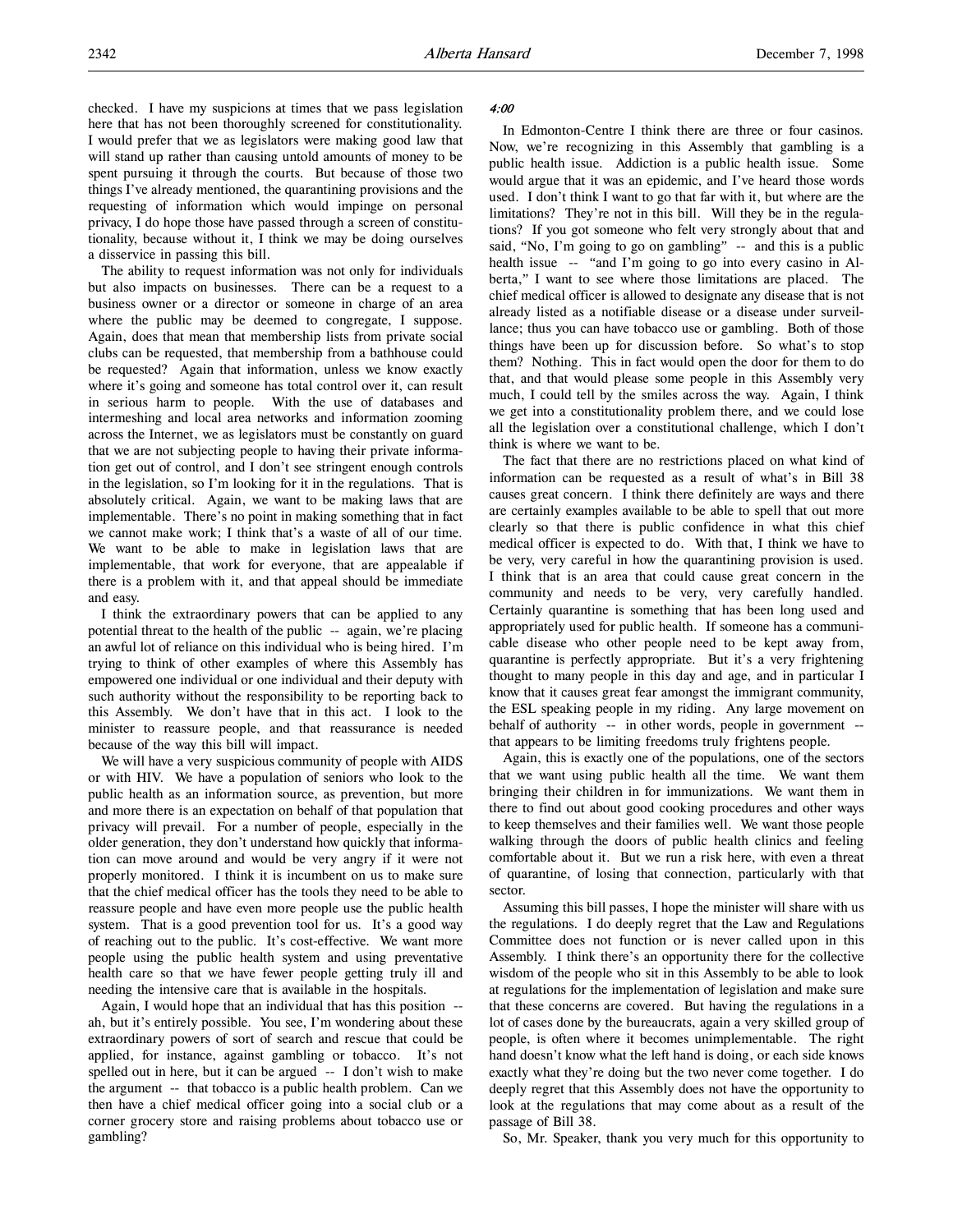checked. I have my suspicions at times that we pass legislation here that has not been thoroughly screened for constitutionality. I would prefer that we as legislators were making good law that will stand up rather than causing untold amounts of money to be spent pursuing it through the courts. But because of those two things I've already mentioned, the quarantining provisions and the requesting of information which would impinge on personal privacy, I do hope those have passed through a screen of constitutionality, because without it, I think we may be doing ourselves a disservice in passing this bill.

The ability to request information was not only for individuals but also impacts on businesses. There can be a request to a business owner or a director or someone in charge of an area where the public may be deemed to congregate, I suppose. Again, does that mean that membership lists from private social clubs can be requested, that membership from a bathhouse could be requested? Again that information, unless we know exactly where it's going and someone has total control over it, can result in serious harm to people. With the use of databases and intermeshing and local area networks and information zooming across the Internet, we as legislators must be constantly on guard that we are not subjecting people to having their private information get out of control, and I don't see stringent enough controls in the legislation, so I'm looking for it in the regulations. That is absolutely critical. Again, we want to be making laws that are implementable. There's no point in making something that in fact we cannot make work; I think that's a waste of all of our time. We want to be able to make in legislation laws that are implementable, that work for everyone, that are appealable if there is a problem with it, and that appeal should be immediate and easy.

I think the extraordinary powers that can be applied to any potential threat to the health of the public -- again, we're placing an awful lot of reliance on this individual who is being hired. I'm trying to think of other examples of where this Assembly has empowered one individual or one individual and their deputy with such authority without the responsibility to be reporting back to this Assembly. We don't have that in this act. I look to the minister to reassure people, and that reassurance is needed because of the way this bill will impact.

We will have a very suspicious community of people with AIDS or with HIV. We have a population of seniors who look to the public health as an information source, as prevention, but more and more there is an expectation on behalf of that population that privacy will prevail. For a number of people, especially in the older generation, they don't understand how quickly that information can move around and would be very angry if it were not properly monitored. I think it is incumbent on us to make sure that the chief medical officer has the tools they need to be able to reassure people and have even more people use the public health system. That is a good prevention tool for us. It's a good way of reaching out to the public. It's cost-effective. We want more people using the public health system and using preventative health care so that we have fewer people getting truly ill and needing the intensive care that is available in the hospitals.

Again, I would hope that an individual that has this position -- ah, but it's entirely possible. You see, I'm wondering about these extraordinary powers of sort of search and rescue that could be applied, for instance, against gambling or tobacco. It's not spelled out in here, but it can be argued -- I don't wish to make the argument -- that tobacco is a public health problem. Can we then have a chief medical officer going into a social club or a corner grocery store and raising problems about tobacco use or gambling?

*4:00*

In Edmonton-Centre I think there are three or four casinos. Now, we're recognizing in this Assembly that gambling is a public health issue. Addiction is a public health issue. Some would argue that it was an epidemic, and I've heard those words used. I don't think I want to go that far with it, but where are the limitations? They're not in this bill. Will they be in the regulations? If you got someone who felt very strongly about that and said, "No, I'm going to go on gambling" -- and this is a public health issue -- "and I'm going to go into every casino in Alberta," I want to see where those limitations are placed. The chief medical officer is allowed to designate any disease that is not already listed as a notifiable disease or a disease under surveillance; thus you can have tobacco use or gambling. Both of those things have been up for discussion before. So what's to stop them? Nothing. This in fact would open the door for them to do that, and that would please some people in this Assembly very much, I could tell by the smiles across the way. Again, I think we get into a constitutionality problem there, and we could lose all the legislation over a constitutional challenge, which I don't think is where we want to be.

The fact that there are no restrictions placed on what kind of information can be requested as a result of what's in Bill 38 causes great concern. I think there definitely are ways and there are certainly examples available to be able to spell that out more clearly so that there is public confidence in what this chief medical officer is expected to do. With that, I think we have to be very, very careful in how the quarantining provision is used. I think that is an area that could cause great concern in the community and needs to be very, very carefully handled. Certainly quarantine is something that has been long used and appropriately used for public health. If someone has a communicable disease who other people need to be kept away from, quarantine is perfectly appropriate. But it's a very frightening thought to many people in this day and age, and in particular I know that it causes great fear amongst the immigrant community, the ESL speaking people in my riding. Any large movement on behalf of authority -- in other words, people in government -- that appears to be limiting freedoms truly frightens people.

Again, this is exactly one of the populations, one of the sectors that we want using public health all the time. We want them bringing their children in for immunizations. We want them in there to find out about good cooking procedures and other ways to keep themselves and their families well. We want those people walking through the doors of public health clinics and feeling comfortable about it. But we run a risk here, with even a threat of quarantine, of losing that connection, particularly with that sector.

Assuming this bill passes, I hope the minister will share with us the regulations. I do deeply regret that the Law and Regulations Committee does not function or is never called upon in this Assembly. I think there's an opportunity there for the collective wisdom of the people who sit in this Assembly to be able to look at regulations for the implementation of legislation and make sure that these concerns are covered. But having the regulations in a lot of cases done by the bureaucrats, again a very skilled group of people, is often where it becomes unimplementable. The right hand doesn't know what the left hand is doing, or each side knows exactly what they're doing but the two never come together. I do deeply regret that this Assembly does not have the opportunity to look at the regulations that may come about as a result of the passage of Bill 38.

So, Mr. Speaker, thank you very much for this opportunity to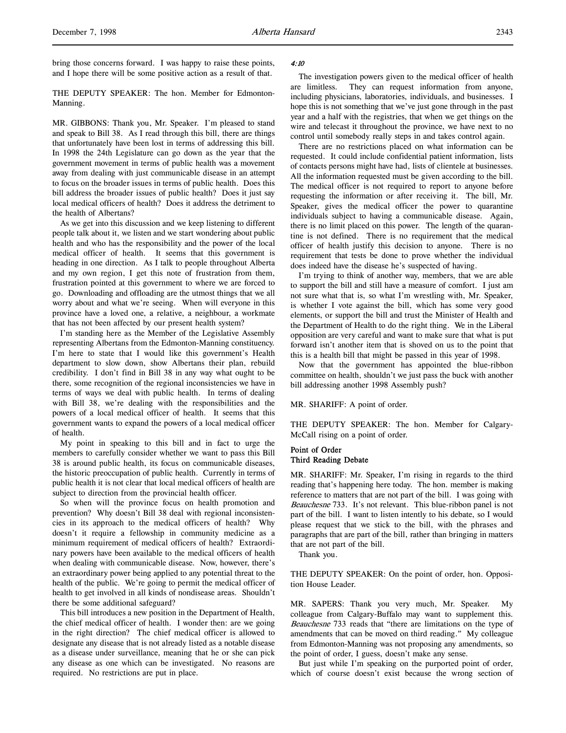bring those concerns forward. I was happy to raise these points, and I hope there will be some positive action as a result of that.

THE DEPUTY SPEAKER: The hon. Member for Edmonton-Manning.

MR. GIBBONS: Thank you, Mr. Speaker. I'm pleased to stand and speak to Bill 38. As I read through this bill, there are things that unfortunately have been lost in terms of addressing this bill. In 1998 the 24th Legislature can go down as the year that the government movement in terms of public health was a movement away from dealing with just communicable disease in an attempt to focus on the broader issues in terms of public health. Does this bill address the broader issues of public health? Does it just say local medical officers of health? Does it address the detriment to the health of Albertans?

As we get into this discussion and we keep listening to different people talk about it, we listen and we start wondering about public health and who has the responsibility and the power of the local medical officer of health. It seems that this government is heading in one direction. As I talk to people throughout Alberta and my own region, I get this note of frustration from them, frustration pointed at this government to where we are forced to go. Downloading and offloading are the utmost things that we all worry about and what we're seeing. When will everyone in this province have a loved one, a relative, a neighbour, a workmate that has not been affected by our present health system?

I'm standing here as the Member of the Legislative Assembly representing Albertans from the Edmonton-Manning constituency. I'm here to state that I would like this government's Health department to slow down, show Albertans their plan, rebuild credibility. I don't find in Bill 38 in any way what ought to be there, some recognition of the regional inconsistencies we have in terms of ways we deal with public health. In terms of dealing with Bill 38, we're dealing with the responsibilities and the powers of a local medical officer of health. It seems that this government wants to expand the powers of a local medical officer of health.

My point in speaking to this bill and in fact to urge the members to carefully consider whether we want to pass this Bill 38 is around public health, its focus on communicable diseases, the historic preoccupation of public health. Currently in terms of public health it is not clear that local medical officers of health are subject to direction from the provincial health officer.

So when will the province focus on health promotion and prevention? Why doesn't Bill 38 deal with regional inconsistencies in its approach to the medical officers of health? Why doesn't it require a fellowship in community medicine as a minimum requirement of medical officers of health? Extraordinary powers have been available to the medical officers of health when dealing with communicable disease. Now, however, there's an extraordinary power being applied to any potential threat to the health of the public. We're going to permit the medical officer of health to get involved in all kinds of nondisease areas. Shouldn't there be some additional safeguard?

This bill introduces a new position in the Department of Health, the chief medical officer of health. I wonder then: are we going in the right direction? The chief medical officer is allowed to designate any disease that is not already listed as a notable disease as a disease under surveillance, meaning that he or she can pick any disease as one which can be investigated. No reasons are required. No restrictions are put in place.

*4:10*

The investigation powers given to the medical officer of health are limitless. They can request information from anyone, including physicians, laboratories, individuals, and businesses. I hope this is not something that we've just gone through in the past year and a half with the registries, that when we get things on the wire and telecast it throughout the province, we have next to no control until somebody really steps in and takes control again.

There are no restrictions placed on what information can be requested. It could include confidential patient information, lists of contacts persons might have had, lists of clientele at businesses. All the information requested must be given according to the bill. The medical officer is not required to report to anyone before requesting the information or after receiving it. The bill, Mr. Speaker, gives the medical officer the power to quarantine individuals subject to having a communicable disease. Again, there is no limit placed on this power. The length of the quarantine is not defined. There is no requirement that the medical officer of health justify this decision to anyone. There is no requirement that tests be done to prove whether the individual does indeed have the disease he's suspected of having.

I'm trying to think of another way, members, that we are able to support the bill and still have a measure of comfort. I just am not sure what that is, so what I'm wrestling with, Mr. Speaker, is whether I vote against the bill, which has some very good elements, or support the bill and trust the Minister of Health and the Department of Health to do the right thing. We in the Liberal opposition are very careful and want to make sure that what is put forward isn't another item that is shoved on us to the point that this is a health bill that might be passed in this year of 1998.

Now that the government has appointed the blue-ribbon committee on health, shouldn't we just pass the buck with another bill addressing another 1998 Assembly push?

MR. SHARIFF: A point of order.

THE DEPUTY SPEAKER: The hon. Member for Calgary-McCall rising on a point of order.

**Point of Order**
**Third Reading Debate**

MR. SHARIFF: Mr. Speaker, I'm rising in regards to the third reading that's happening here today. The hon. member is making reference to matters that are not part of the bill. I was going with *Beauchesne* 733. It's not relevant. This blue-ribbon panel is not part of the bill. I want to listen intently to his debate, so I would please request that we stick to the bill, with the phrases and paragraphs that are part of the bill, rather than bringing in matters that are not part of the bill.

Thank you.

THE DEPUTY SPEAKER: On the point of order, hon. Opposition House Leader.

MR. SAPERS: Thank you very much, Mr. Speaker. My colleague from Calgary-Buffalo may want to supplement this. *Beauchesne* 733 reads that "there are limitations on the type of amendments that can be moved on third reading." My colleague from Edmonton-Manning was not proposing any amendments, so the point of order, I guess, doesn't make any sense.

But just while I'm speaking on the purported point of order, which of course doesn't exist because the wrong section of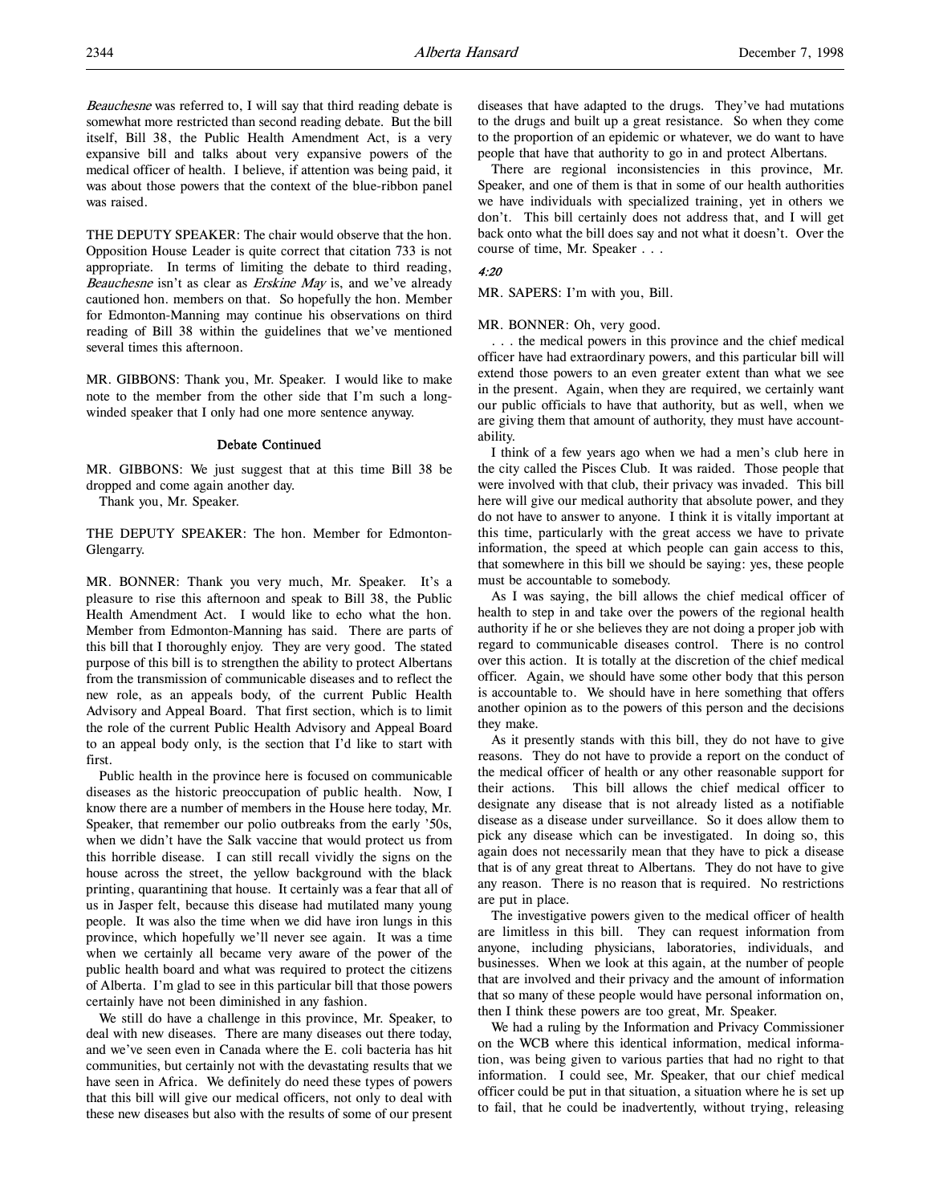*Beauchesne* was referred to, I will say that third reading debate is somewhat more restricted than second reading debate. But the bill itself, Bill 38, the Public Health Amendment Act, is a very expansive bill and talks about very expansive powers of the medical officer of health. I believe, if attention was being paid, it was about those powers that the context of the blue-ribbon panel was raised.

THE DEPUTY SPEAKER: The chair would observe that the hon. Opposition House Leader is quite correct that citation 733 is not appropriate. In terms of limiting the debate to third reading, *Beauchesne* isn't as clear as *Erskine May* is, and we've already cautioned hon. members on that. So hopefully the hon. Member for Edmonton-Manning may continue his observations on third reading of Bill 38 within the guidelines that we've mentioned several times this afternoon.

MR. GIBBONS: Thank you, Mr. Speaker. I would like to make note to the member from the other side that I'm such a long-winded speaker that I only had one more sentence anyway.

### Debate Continued

MR. GIBBONS: We just suggest that at this time Bill 38 be dropped and come again another day.

Thank you, Mr. Speaker.

THE DEPUTY SPEAKER: The hon. Member for Edmonton-Glengarry.

MR. BONNER: Thank you very much, Mr. Speaker. It's a pleasure to rise this afternoon and speak to Bill 38, the Public Health Amendment Act. I would like to echo what the hon. Member from Edmonton-Manning has said. There are parts of this bill that I thoroughly enjoy. They are very good. The stated purpose of this bill is to strengthen the ability to protect Albertans from the transmission of communicable diseases and to reflect the new role, as an appeals body, of the current Public Health Advisory and Appeal Board. That first section, which is to limit the role of the current Public Health Advisory and Appeal Board to an appeal body only, is the section that I'd like to start with first.

Public health in the province here is focused on communicable diseases as the historic preoccupation of public health. Now, I know there are a number of members in the House here today, Mr. Speaker, that remember our polio outbreaks from the early '50s, when we didn't have the Salk vaccine that would protect us from this horrible disease. I can still recall vividly the signs on the house across the street, the yellow background with the black printing, quarantining that house. It certainly was a fear that all of us in Jasper felt, because this disease had mutilated many young people. It was also the time when we did have iron lungs in this province, which hopefully we'll never see again. It was a time when we certainly all became very aware of the power of the public health board and what was required to protect the citizens of Alberta. I'm glad to see in this particular bill that those powers certainly have not been diminished in any fashion.

We still do have a challenge in this province, Mr. Speaker, to deal with new diseases. There are many diseases out there today, and we've seen even in Canada where the E. coli bacteria has hit communities, but certainly not with the devastating results that we have seen in Africa. We definitely do need these types of powers that this bill will give our medical officers, not only to deal with these new diseases but also with the results of some of our present diseases that have adapted to the drugs. They've had mutations to the drugs and built up a great resistance. So when they come to the proportion of an epidemic or whatever, we do want to have people that have that authority to go in and protect Albertans.

There are regional inconsistencies in this province, Mr. Speaker, and one of them is that in some of our health authorities we have individuals with specialized training, yet in others we don't. This bill certainly does not address that, and I will get back onto what the bill does say and not what it doesn't. Over the course of time, Mr. Speaker . . .

*4:20*

MR. SAPERS: I'm with you, Bill.

MR. BONNER: Oh, very good.

. . . the medical powers in this province and the chief medical officer have had extraordinary powers, and this particular bill will extend those powers to an even greater extent than what we see in the present. Again, when they are required, we certainly want our public officials to have that authority, but as well, when we are giving them that amount of authority, they must have accountability.

I think of a few years ago when we had a men's club here in the city called the Pisces Club. It was raided. Those people that were involved with that club, their privacy was invaded. This bill here will give our medical authority that absolute power, and they do not have to answer to anyone. I think it is vitally important at this time, particularly with the great access we have to private information, the speed at which people can gain access to this, that somewhere in this bill we should be saying: yes, these people must be accountable to somebody.

As I was saying, the bill allows the chief medical officer of health to step in and take over the powers of the regional health authority if he or she believes they are not doing a proper job with regard to communicable diseases control. There is no control over this action. It is totally at the discretion of the chief medical officer. Again, we should have some other body that this person is accountable to. We should have in here something that offers another opinion as to the powers of this person and the decisions they make.

As it presently stands with this bill, they do not have to give reasons. They do not have to provide a report on the conduct of the medical officer of health or any other reasonable support for their actions. This bill allows the chief medical officer to designate any disease that is not already listed as a notifiable disease as a disease under surveillance. So it does allow them to pick any disease which can be investigated. In doing so, this again does not necessarily mean that they have to pick a disease that is of any great threat to Albertans. They do not have to give any reason. There is no reason that is required. No restrictions are put in place.

The investigative powers given to the medical officer of health are limitless in this bill. They can request information from anyone, including physicians, laboratories, individuals, and businesses. When we look at this again, at the number of people that are involved and their privacy and the amount of information that so many of these people would have personal information on, then I think these powers are too great, Mr. Speaker.

We had a ruling by the Information and Privacy Commissioner on the WCB where this identical information, medical information, was being given to various parties that had no right to that information. I could see, Mr. Speaker, that our chief medical officer could be put in that situation, a situation where he is set up to fail, that he could be inadvertently, without trying, releasing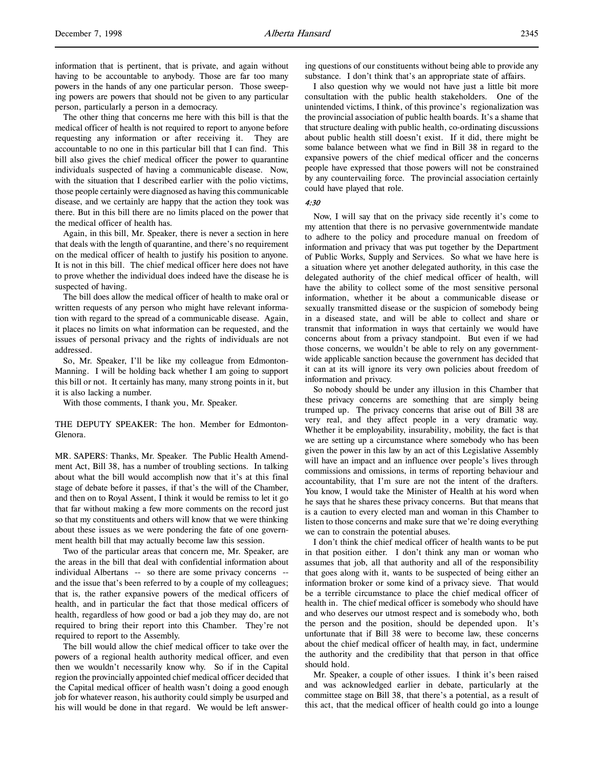information that is pertinent, that is private, and again without having to be accountable to anybody. Those are far too many powers in the hands of any one particular person. Those sweeping powers are powers that should not be given to any particular person, particularly a person in a democracy.

The other thing that concerns me here with this bill is that the medical officer of health is not required to report to anyone before requesting any information or after receiving it. They are accountable to no one in this particular bill that I can find. This bill also gives the chief medical officer the power to quarantine individuals suspected of having a communicable disease. Now, with the situation that I described earlier with the polio victims, those people certainly were diagnosed as having this communicable disease, and we certainly are happy that the action they took was there. But in this bill there are no limits placed on the power that the medical officer of health has.

Again, in this bill, Mr. Speaker, there is never a section in here that deals with the length of quarantine, and there's no requirement on the medical officer of health to justify his position to anyone. It is not in this bill. The chief medical officer here does not have to prove whether the individual does indeed have the disease he is suspected of having.

The bill does allow the medical officer of health to make oral or written requests of any person who might have relevant information with regard to the spread of a communicable disease. Again, it places no limits on what information can be requested, and the issues of personal privacy and the rights of individuals are not addressed.

So, Mr. Speaker, I'll be like my colleague from Edmonton-Manning. I will be holding back whether I am going to support this bill or not. It certainly has many, many strong points in it, but it is also lacking a number.

With those comments, I thank you, Mr. Speaker.

THE DEPUTY SPEAKER: The hon. Member for Edmonton-Glenora.

MR. SAPERS: Thanks, Mr. Speaker. The Public Health Amendment Act, Bill 38, has a number of troubling sections. In talking about what the bill would accomplish now that it's at this final stage of debate before it passes, if that's the will of the Chamber, and then on to Royal Assent, I think it would be remiss to let it go that far without making a few more comments on the record just so that my constituents and others will know that we were thinking about these issues as we were pondering the fate of one government health bill that may actually become law this session.

Two of the particular areas that concern me, Mr. Speaker, are the areas in the bill that deal with confidential information about individual Albertans -- so there are some privacy concerns -- and the issue that's been referred to by a couple of my colleagues; that is, the rather expansive powers of the medical officers of health, and in particular the fact that those medical officers of health, regardless of how good or bad a job they may do, are not required to bring their report into this Chamber. They're not required to report to the Assembly.

The bill would allow the chief medical officer to take over the powers of a regional health authority medical officer, and even then we wouldn't necessarily know why. So if in the Capital region the provincially appointed chief medical officer decided that the Capital medical officer of health wasn't doing a good enough job for whatever reason, his authority could simply be usurped and his will would be done in that regard. We would be left answering questions of our constituents without being able to provide any substance. I don't think that's an appropriate state of affairs.

I also question why we would not have just a little bit more consultation with the public health stakeholders. One of the unintended victims, I think, of this province's regionalization was the provincial association of public health boards. It's a shame that that structure dealing with public health, co-ordinating discussions about public health still doesn't exist. If it did, there might be some balance between what we find in Bill 38 in regard to the expansive powers of the chief medical officer and the concerns people have expressed that those powers will not be constrained by any countervailing force. The provincial association certainly could have played that role.

*4:30*

Now, I will say that on the privacy side recently it's come to my attention that there is no pervasive governmentwide mandate to adhere to the policy and procedure manual on freedom of information and privacy that was put together by the Department of Public Works, Supply and Services. So what we have here is a situation where yet another delegated authority, in this case the delegated authority of the chief medical officer of health, will have the ability to collect some of the most sensitive personal information, whether it be about a communicable disease or sexually transmitted disease or the suspicion of somebody being in a diseased state, and will be able to collect and share or transmit that information in ways that certainly we would have concerns about from a privacy standpoint. But even if we had those concerns, we wouldn't be able to rely on any governmentwide applicable sanction because the government has decided that it can at its will ignore its very own policies about freedom of information and privacy.

So nobody should be under any illusion in this Chamber that these privacy concerns are something that are simply being trumped up. The privacy concerns that arise out of Bill 38 are very real, and they affect people in a very dramatic way. Whether it be employability, insurability, mobility, the fact is that we are setting up a circumstance where somebody who has been given the power in this law by an act of this Legislative Assembly will have an impact and an influence over people's lives through commissions and omissions, in terms of reporting behaviour and accountability, that I'm sure are not the intent of the drafters. You know, I would take the Minister of Health at his word when he says that he shares these privacy concerns. But that means that is a caution to every elected man and woman in this Chamber to listen to those concerns and make sure that we're doing everything we can to constrain the potential abuses.

I don't think the chief medical officer of health wants to be put in that position either. I don't think any man or woman who assumes that job, all that authority and all of the responsibility that goes along with it, wants to be suspected of being either an information broker or some kind of a privacy sieve. That would be a terrible circumstance to place the chief medical officer of health in. The chief medical officer is somebody who should have and who deserves our utmost respect and is somebody who, both the person and the position, should be depended upon. It's unfortunate that if Bill 38 were to become law, these concerns about the chief medical officer of health may, in fact, undermine the authority and the credibility that that person in that office should hold.

Mr. Speaker, a couple of other issues. I think it's been raised and was acknowledged earlier in debate, particularly at the committee stage on Bill 38, that there's a potential, as a result of this act, that the medical officer of health could go into a lounge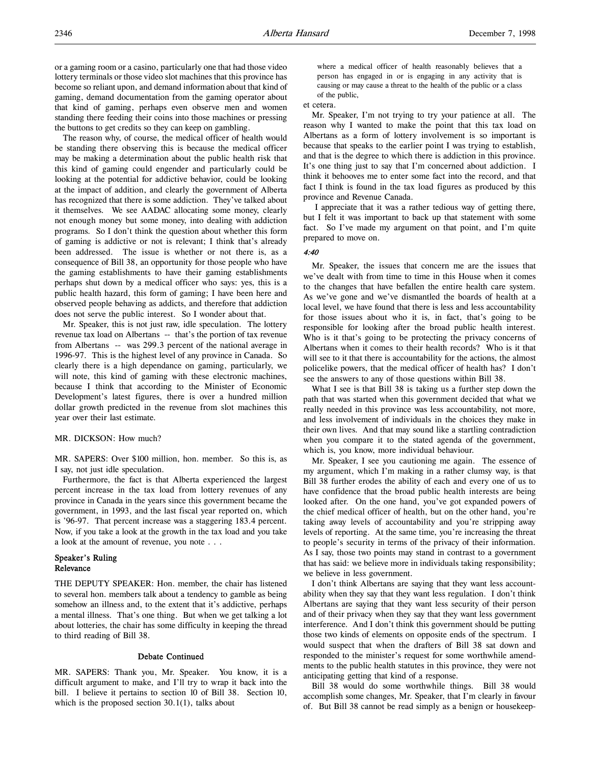or a gaming room or a casino, particularly one that had those video lottery terminals or those video slot machines that this province has become so reliant upon, and demand information about that kind of gaming, demand documentation from the gaming operator about that kind of gaming, perhaps even observe men and women standing there feeding their coins into those machines or pressing the buttons to get credits so they can keep on gambling.

The reason why, of course, the medical officer of health would be standing there observing this is because the medical officer may be making a determination about the public health risk that this kind of gaming could engender and particularly could be looking at the potential for addictive behavior, could be looking at the impact of addition, and clearly the government of Alberta has recognized that there is some addiction. They've talked about it themselves. We see AADAC allocating some money, clearly not enough money but some money, into dealing with addiction programs. So I don't think the question about whether this form of gaming is addictive or not is relevant; I think that's already been addressed. The issue is whether or not there is, as a consequence of Bill 38, an opportunity for those people who have the gaming establishments to have their gaming establishments perhaps shut down by a medical officer who says: yes, this is a public health hazard, this form of gaming; I have been here and observed people behaving as addicts, and therefore that addiction does not serve the public interest. So I wonder about that.

Mr. Speaker, this is not just raw, idle speculation. The lottery revenue tax load on Albertans -- that's the portion of tax revenue from Albertans -- was 299.3 percent of the national average in 1996-97. This is the highest level of any province in Canada. So clearly there is a high dependance on gaming, particularly, we will note, this kind of gaming with these electronic machines, because I think that according to the Minister of Economic Development's latest figures, there is over a hundred million dollar growth predicted in the revenue from slot machines this year over their last estimate.

MR. DICKSON: How much?

MR. SAPERS: Over $100 million, hon. member. So this is, as I say, not just idle speculation.

Furthermore, the fact is that Alberta experienced the largest percent increase in the tax load from lottery revenues of any province in Canada in the years since this government became the government, in 1993, and the last fiscal year reported on, which is '96-97. That percent increase was a staggering 183.4 percent. Now, if you take a look at the growth in the tax load and you take a look at the amount of revenue, you note . . .

### Speaker's Ruling
### Relevance

THE DEPUTY SPEAKER: Hon. member, the chair has listened to several hon. members talk about a tendency to gamble as being somehow an illness and, to the extent that it's addictive, perhaps a mental illness. That's one thing. But when we get talking a lot about lotteries, the chair has some difficulty in keeping the thread to third reading of Bill 38.

### Debate Continued

MR. SAPERS: Thank you, Mr. Speaker. You know, it is a difficult argument to make, and I'll try to wrap it back into the bill. I believe it pertains to section 10 of Bill 38. Section 10, which is the proposed section 30.1(1), talks about

> where a medical officer of health reasonably believes that a person has engaged in or is engaging in any activity that is causing or may cause a threat to the health of the public or a class of the public,

et cetera.

Mr. Speaker, I'm not trying to try your patience at all. The reason why I wanted to make the point that this tax load on Albertans as a form of lottery involvement is so important is because that speaks to the earlier point I was trying to establish, and that is the degree to which there is addiction in this province. It's one thing just to say that I'm concerned about addiction. I think it behooves me to enter some fact into the record, and that fact I think is found in the tax load figures as produced by this province and Revenue Canada.

I appreciate that it was a rather tedious way of getting there, but I felt it was important to back up that statement with some fact. So I've made my argument on that point, and I'm quite prepared to move on.

*4:40*

Mr. Speaker, the issues that concern me are the issues that we've dealt with from time to time in this House when it comes to the changes that have befallen the entire health care system. As we've gone and we've dismantled the boards of health at a local level, we have found that there is less and less accountability for those issues about who it is, in fact, that's going to be responsible for looking after the broad public health interest. Who is it that's going to be protecting the privacy concerns of Albertans when it comes to their health records? Who is it that will see to it that there is accountability for the actions, the almost policelike powers, that the medical officer of health has? I don't see the answers to any of those questions within Bill 38.

What I see is that Bill 38 is taking us a further step down the path that was started when this government decided that what we really needed in this province was less accountability, not more, and less involvement of individuals in the choices they make in their own lives. And that may sound like a startling contradiction when you compare it to the stated agenda of the government, which is, you know, more individual behaviour.

Mr. Speaker, I see you cautioning me again. The essence of my argument, which I'm making in a rather clumsy way, is that Bill 38 further erodes the ability of each and every one of us to have confidence that the broad public health interests are being looked after. On the one hand, you've got expanded powers of the chief medical officer of health, but on the other hand, you're taking away levels of accountability and you're stripping away levels of reporting. At the same time, you're increasing the threat to people's security in terms of the privacy of their information. As I say, those two points may stand in contrast to a government that has said: we believe more in individuals taking responsibility; we believe in less government.

I don't think Albertans are saying that they want less accountability when they say that they want less regulation. I don't think Albertans are saying that they want less security of their person and of their privacy when they say that they want less government interference. And I don't think this government should be putting those two kinds of elements on opposite ends of the spectrum. I would suspect that when the drafters of Bill 38 sat down and responded to the minister's request for some worthwhile amendments to the public health statutes in this province, they were not anticipating getting that kind of a response.

Bill 38 would do some worthwhile things. Bill 38 would accomplish some changes, Mr. Speaker, that I'm clearly in favour of. But Bill 38 cannot be read simply as a benign or housekeep-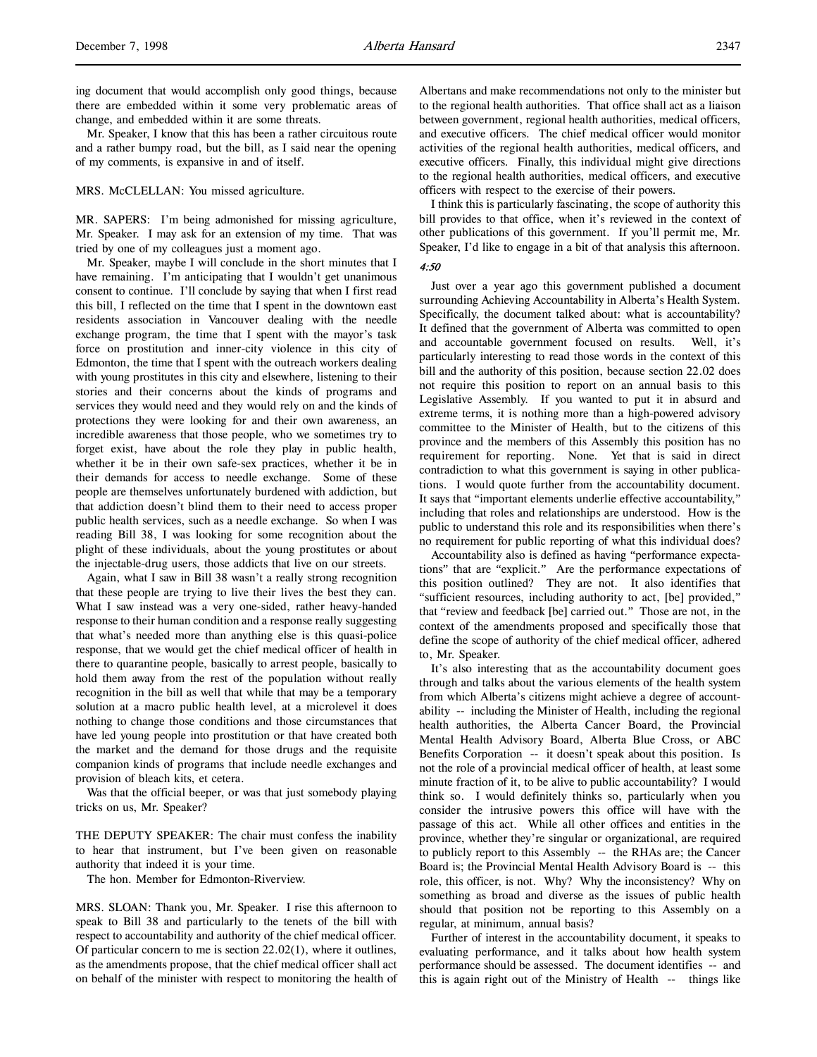ing document that would accomplish only good things, because there are embedded within it some very problematic areas of change, and embedded within it are some threats.

Mr. Speaker, I know that this has been a rather circuitous route and a rather bumpy road, but the bill, as I said near the opening of my comments, is expansive in and of itself.

MRS. McCLELLAN: You missed agriculture.

MR. SAPERS: I'm being admonished for missing agriculture, Mr. Speaker. I may ask for an extension of my time. That was tried by one of my colleagues just a moment ago.

Mr. Speaker, maybe I will conclude in the short minutes that I have remaining. I'm anticipating that I wouldn't get unanimous consent to continue. I'll conclude by saying that when I first read this bill, I reflected on the time that I spent in the downtown east residents association in Vancouver dealing with the needle exchange program, the time that I spent with the mayor's task force on prostitution and inner-city violence in this city of Edmonton, the time that I spent with the outreach workers dealing with young prostitutes in this city and elsewhere, listening to their stories and their concerns about the kinds of programs and services they would need and they would rely on and the kinds of protections they were looking for and their own awareness, an incredible awareness that those people, who we sometimes try to forget exist, have about the role they play in public health, whether it be in their own safe-sex practices, whether it be in their demands for access to needle exchange. Some of these people are themselves unfortunately burdened with addiction, but that addiction doesn't blind them to their need to access proper public health services, such as a needle exchange. So when I was reading Bill 38, I was looking for some recognition about the plight of these individuals, about the young prostitutes or about the injectable-drug users, those addicts that live on our streets.

Again, what I saw in Bill 38 wasn't a really strong recognition that these people are trying to live their lives the best they can. What I saw instead was a very one-sided, rather heavy-handed response to their human condition and a response really suggesting that what's needed more than anything else is this quasi-police response, that we would get the chief medical officer of health in there to quarantine people, basically to arrest people, basically to hold them away from the rest of the population without really recognition in the bill as well that while that may be a temporary solution at a macro public health level, at a microlevel it does nothing to change those conditions and those circumstances that have led young people into prostitution or that have created both the market and the demand for those drugs and the requisite companion kinds of programs that include needle exchanges and provision of bleach kits, et cetera.

Was that the official beeper, or was that just somebody playing tricks on us, Mr. Speaker?

THE DEPUTY SPEAKER: The chair must confess the inability to hear that instrument, but I've been given on reasonable authority that indeed it is your time.

The hon. Member for Edmonton-Riverview.

MRS. SLOAN: Thank you, Mr. Speaker. I rise this afternoon to speak to Bill 38 and particularly to the tenets of the bill with respect to accountability and authority of the chief medical officer. Of particular concern to me is section 22.02(1), where it outlines, as the amendments propose, that the chief medical officer shall act on behalf of the minister with respect to monitoring the health of Albertans and make recommendations not only to the minister but to the regional health authorities. That office shall act as a liaison between government, regional health authorities, medical officers, and executive officers. The chief medical officer would monitor activities of the regional health authorities, medical officers, and executive officers. Finally, this individual might give directions to the regional health authorities, medical officers, and executive officers with respect to the exercise of their powers.

I think this is particularly fascinating, the scope of authority this bill provides to that office, when it's reviewed in the context of other publications of this government. If you'll permit me, Mr. Speaker, I'd like to engage in a bit of that analysis this afternoon.

*4:50*

Just over a year ago this government published a document surrounding Achieving Accountability in Alberta's Health System. Specifically, the document talked about: what is accountability? It defined that the government of Alberta was committed to open and accountable government focused on results. Well, it's particularly interesting to read those words in the context of this bill and the authority of this position, because section 22.02 does not require this position to report on an annual basis to this Legislative Assembly. If you wanted to put it in absurd and extreme terms, it is nothing more than a high-powered advisory committee to the Minister of Health, but to the citizens of this province and the members of this Assembly this position has no requirement for reporting. None. Yet that is said in direct contradiction to what this government is saying in other publications. I would quote further from the accountability document. It says that "important elements underlie effective accountability," including that roles and relationships are understood. How is the public to understand this role and its responsibilities when there's no requirement for public reporting of what this individual does?

Accountability also is defined as having "performance expectations" that are "explicit." Are the performance expectations of this position outlined? They are not. It also identifies that "sufficient resources, including authority to act, [be] provided," that "review and feedback [be] carried out." Those are not, in the context of the amendments proposed and specifically those that define the scope of authority of the chief medical officer, adhered to, Mr. Speaker.

It's also interesting that as the accountability document goes through and talks about the various elements of the health system from which Alberta's citizens might achieve a degree of accountability -- including the Minister of Health, including the regional health authorities, the Alberta Cancer Board, the Provincial Mental Health Advisory Board, Alberta Blue Cross, or ABC Benefits Corporation -- it doesn't speak about this position. Is not the role of a provincial medical officer of health, at least some minute fraction of it, to be alive to public accountability? I would think so. I would definitely thinks so, particularly when you consider the intrusive powers this office will have with the passage of this act. While all other offices and entities in the province, whether they're singular or organizational, are required to publicly report to this Assembly -- the RHAs are; the Cancer Board is; the Provincial Mental Health Advisory Board is -- this role, this officer, is not. Why? Why the inconsistency? Why on something as broad and diverse as the issues of public health should that position not be reporting to this Assembly on a regular, at minimum, annual basis?

Further of interest in the accountability document, it speaks to evaluating performance, and it talks about how health system performance should be assessed. The document identifies -- and this is again right out of the Ministry of Health -- things like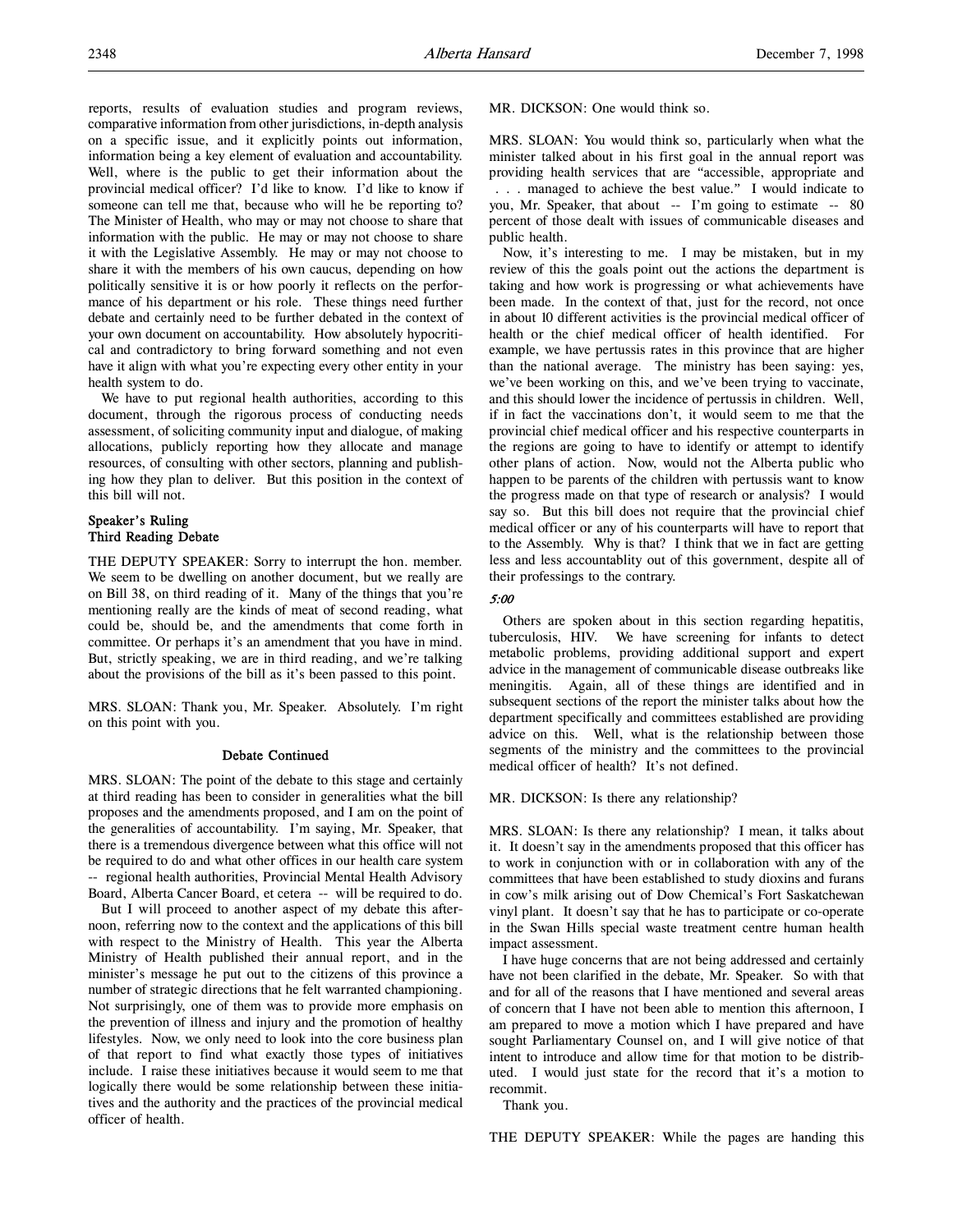reports, results of evaluation studies and program reviews, comparative information from other jurisdictions, in-depth analysis on a specific issue, and it explicitly points out information, information being a key element of evaluation and accountability. Well, where is the public to get their information about the provincial medical officer? I'd like to know. I'd like to know if someone can tell me that, because who will he be reporting to? The Minister of Health, who may or may not choose to share that information with the public. He may or may not choose to share it with the Legislative Assembly. He may or may not choose to share it with the members of his own caucus, depending on how politically sensitive it is or how poorly it reflects on the performance of his department or his role. These things need further debate and certainly need to be further debated in the context of your own document on accountability. How absolutely hypocritical and contradictory to bring forward something and not even have it align with what you're expecting every other entity in your health system to do.

We have to put regional health authorities, according to this document, through the rigorous process of conducting needs assessment, of soliciting community input and dialogue, of making allocations, publicly reporting how they allocate and manage resources, of consulting with other sectors, planning and publishing how they plan to deliver. But this position in the context of this bill will not.

### Speaker's Ruling
### Third Reading Debate

THE DEPUTY SPEAKER: Sorry to interrupt the hon. member. We seem to be dwelling on another document, but we really are on Bill 38, on third reading of it. Many of the things that you're mentioning really are the kinds of meat of second reading, what could be, should be, and the amendments that come forth in committee. Or perhaps it's an amendment that you have in mind. But, strictly speaking, we are in third reading, and we're talking about the provisions of the bill as it's been passed to this point.

MRS. SLOAN: Thank you, Mr. Speaker. Absolutely. I'm right on this point with you.

### Debate Continued

MRS. SLOAN: The point of the debate to this stage and certainly at third reading has been to consider in generalities what the bill proposes and the amendments proposed, and I am on the point of the generalities of accountability. I'm saying, Mr. Speaker, that there is a tremendous divergence between what this office will not be required to do and what other offices in our health care system -- regional health authorities, Provincial Mental Health Advisory Board, Alberta Cancer Board, et cetera -- will be required to do.

But I will proceed to another aspect of my debate this afternoon, referring now to the context and the applications of this bill with respect to the Ministry of Health. This year the Alberta Ministry of Health published their annual report, and in the minister's message he put out to the citizens of this province a number of strategic directions that he felt warranted championing. Not surprisingly, one of them was to provide more emphasis on the prevention of illness and injury and the promotion of healthy lifestyles. Now, we only need to look into the core business plan of that report to find what exactly those types of initiatives include. I raise these initiatives because it would seem to me that logically there would be some relationship between these initiatives and the authority and the practices of the provincial medical officer of health.

MR. DICKSON: One would think so.

MRS. SLOAN: You would think so, particularly when what the minister talked about in his first goal in the annual report was providing health services that are "accessible, appropriate and . . . managed to achieve the best value." I would indicate to you, Mr. Speaker, that about -- I'm going to estimate -- 80 percent of those dealt with issues of communicable diseases and public health.

Now, it's interesting to me. I may be mistaken, but in my review of this the goals point out the actions the department is taking and how work is progressing or what achievements have been made. In the context of that, just for the record, not once in about 10 different activities is the provincial medical officer of health or the chief medical officer of health identified. For example, we have pertussis rates in this province that are higher than the national average. The ministry has been saying: yes, we've been working on this, and we've been trying to vaccinate, and this should lower the incidence of pertussis in children. Well, if in fact the vaccinations don't, it would seem to me that the provincial chief medical officer and his respective counterparts in the regions are going to have to identify or attempt to identify other plans of action. Now, would not the Alberta public who happen to be parents of the children with pertussis want to know the progress made on that type of research or analysis? I would say so. But this bill does not require that the provincial chief medical officer or any of his counterparts will have to report that to the Assembly. Why is that? I think that we in fact are getting less and less accountablity out of this government, despite all of their professings to the contrary.

*5:00*

Others are spoken about in this section regarding hepatitis, tuberculosis, HIV. We have screening for infants to detect metabolic problems, providing additional support and expert advice in the management of communicable disease outbreaks like meningitis. Again, all of these things are identified and in subsequent sections of the report the minister talks about how the department specifically and committees established are providing advice on this. Well, what is the relationship between those segments of the ministry and the committees to the provincial medical officer of health? It's not defined.

MR. DICKSON: Is there any relationship?

MRS. SLOAN: Is there any relationship? I mean, it talks about it. It doesn't say in the amendments proposed that this officer has to work in conjunction with or in collaboration with any of the committees that have been established to study dioxins and furans in cow's milk arising out of Dow Chemical's Fort Saskatchewan vinyl plant. It doesn't say that he has to participate or co-operate in the Swan Hills special waste treatment centre human health impact assessment.

I have huge concerns that are not being addressed and certainly have not been clarified in the debate, Mr. Speaker. So with that and for all of the reasons that I have mentioned and several areas of concern that I have not been able to mention this afternoon, I am prepared to move a motion which I have prepared and have sought Parliamentary Counsel on, and I will give notice of that intent to introduce and allow time for that motion to be distributed. I would just state for the record that it's a motion to recommit.

Thank you.

THE DEPUTY SPEAKER: While the pages are handing this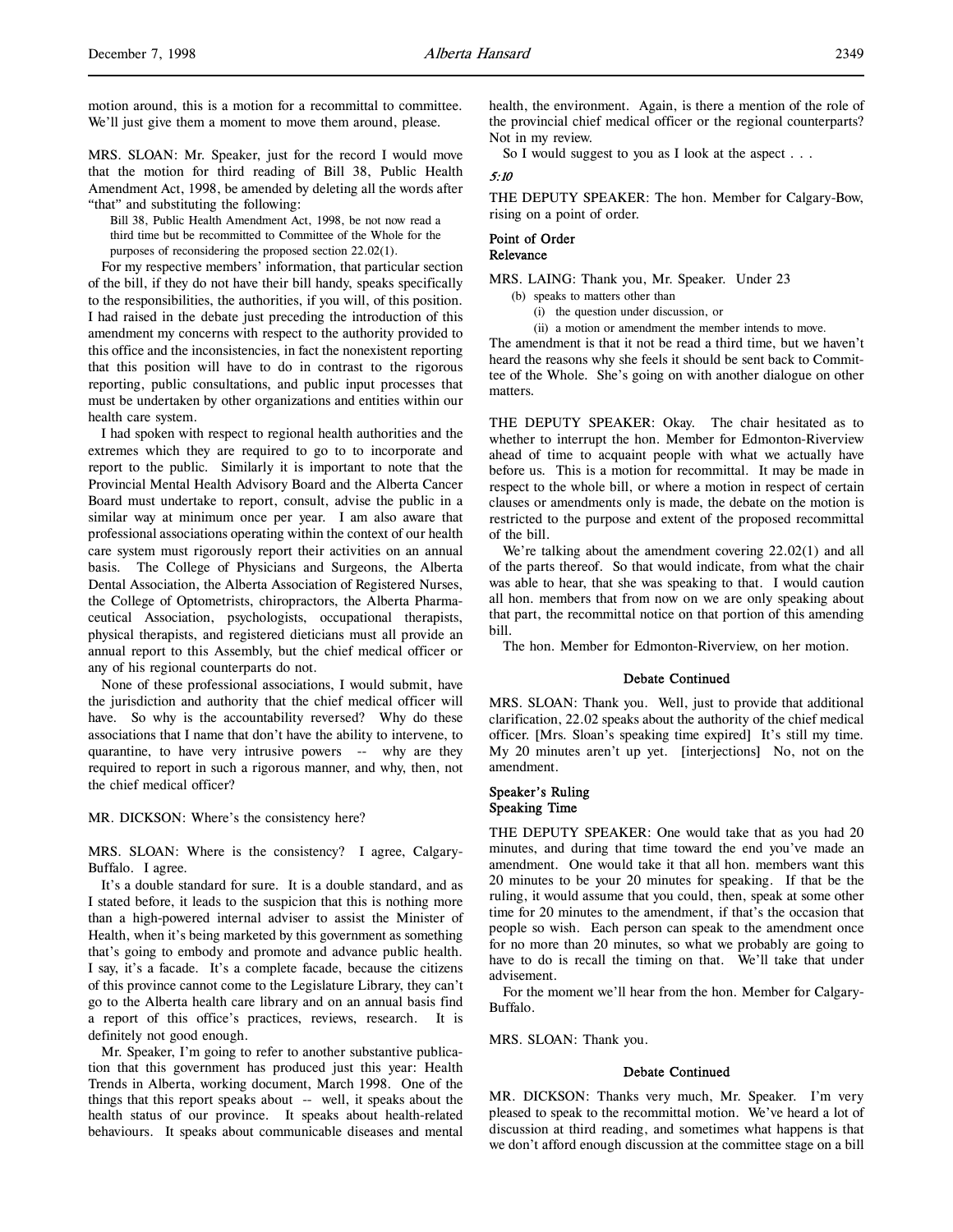motion around, this is a motion for a recommittal to committee. We'll just give them a moment to move them around, please.

MRS. SLOAN: Mr. Speaker, just for the record I would move that the motion for third reading of Bill 38, Public Health Amendment Act, 1998, be amended by deleting all the words after "that" and substituting the following:

> Bill 38, Public Health Amendment Act, 1998, be not now read a third time but be recommitted to Committee of the Whole for the purposes of reconsidering the proposed section 22.02(1).

For my respective members' information, that particular section of the bill, if they do not have their bill handy, speaks specifically to the responsibilities, the authorities, if you will, of this position. I had raised in the debate just preceding the introduction of this amendment my concerns with respect to the authority provided to this office and the inconsistencies, in fact the nonexistent reporting that this position will have to do in contrast to the rigorous reporting, public consultations, and public input processes that must be undertaken by other organizations and entities within our health care system.

I had spoken with respect to regional health authorities and the extremes which they are required to go to to incorporate and report to the public. Similarly it is important to note that the Provincial Mental Health Advisory Board and the Alberta Cancer Board must undertake to report, consult, advise the public in a similar way at minimum once per year. I am also aware that professional associations operating within the context of our health care system must rigorously report their activities on an annual basis. The College of Physicians and Surgeons, the Alberta Dental Association, the Alberta Association of Registered Nurses, the College of Optometrists, chiropractors, the Alberta Pharmaceutical Association, psychologists, occupational therapists, physical therapists, and registered dieticians must all provide an annual report to this Assembly, but the chief medical officer or any of his regional counterparts do not.

None of these professional associations, I would submit, have the jurisdiction and authority that the chief medical officer will have. So why is the accountability reversed? Why do these associations that I name that don't have the ability to intervene, to quarantine, to have very intrusive powers -- why are they required to report in such a rigorous manner, and why, then, not the chief medical officer?

MR. DICKSON: Where's the consistency here?

MRS. SLOAN: Where is the consistency? I agree, Calgary-Buffalo. I agree.

It's a double standard for sure. It is a double standard, and as I stated before, it leads to the suspicion that this is nothing more than a high-powered internal adviser to assist the Minister of Health, when it's being marketed by this government as something that's going to embody and promote and advance public health. I say, it's a facade. It's a complete facade, because the citizens of this province cannot come to the Legislature Library, they can't go to the Alberta health care library and on an annual basis find a report of this office's practices, reviews, research. It is definitely not good enough.

Mr. Speaker, I'm going to refer to another substantive publication that this government has produced just this year: Health Trends in Alberta, working document, March 1998. One of the things that this report speaks about -- well, it speaks about the health status of our province. It speaks about health-related behaviours. It speaks about communicable diseases and mental health, the environment. Again, is there a mention of the role of the provincial chief medical officer or the regional counterparts? Not in my review.

So I would suggest to you as I look at the aspect . . .

*5:10*

THE DEPUTY SPEAKER: The hon. Member for Calgary-Bow, rising on a point of order.

### Point of Order
### Relevance

MRS. LAING: Thank you, Mr. Speaker. Under 23

> (b) speaks to matters other than
>
> (i) the question under discussion, or
>
> (ii) a motion or amendment the member intends to move.

The amendment is that it not be read a third time, but we haven't heard the reasons why she feels it should be sent back to Committee of the Whole. She's going on with another dialogue on other matters.

THE DEPUTY SPEAKER: Okay. The chair hesitated as to whether to interrupt the hon. Member for Edmonton-Riverview ahead of time to acquaint people with what we actually have before us. This is a motion for recommittal. It may be made in respect to the whole bill, or where a motion in respect of certain clauses or amendments only is made, the debate on the motion is restricted to the purpose and extent of the proposed recommittal of the bill.

We're talking about the amendment covering 22.02(1) and all of the parts thereof. So that would indicate, from what the chair was able to hear, that she was speaking to that. I would caution all hon. members that from now on we are only speaking about that part, the recommittal notice on that portion of this amending bill.

The hon. Member for Edmonton-Riverview, on her motion.

### Debate Continued

MRS. SLOAN: Thank you. Well, just to provide that additional clarification, 22.02 speaks about the authority of the chief medical officer. [Mrs. Sloan's speaking time expired] It's still my time. My 20 minutes aren't up yet. [interjections] No, not on the amendment.

### Speaker's Ruling
### Speaking Time

THE DEPUTY SPEAKER: One would take that as you had 20 minutes, and during that time toward the end you've made an amendment. One would take it that all hon. members want this 20 minutes to be your 20 minutes for speaking. If that be the ruling, it would assume that you could, then, speak at some other time for 20 minutes to the amendment, if that's the occasion that people so wish. Each person can speak to the amendment once for no more than 20 minutes, so what we probably are going to have to do is recall the timing on that. We'll take that under advisement.

For the moment we'll hear from the hon. Member for Calgary-Buffalo.

MRS. SLOAN: Thank you.

### Debate Continued

MR. DICKSON: Thanks very much, Mr. Speaker. I'm very pleased to speak to the recommittal motion. We've heard a lot of discussion at third reading, and sometimes what happens is that we don't afford enough discussion at the committee stage on a bill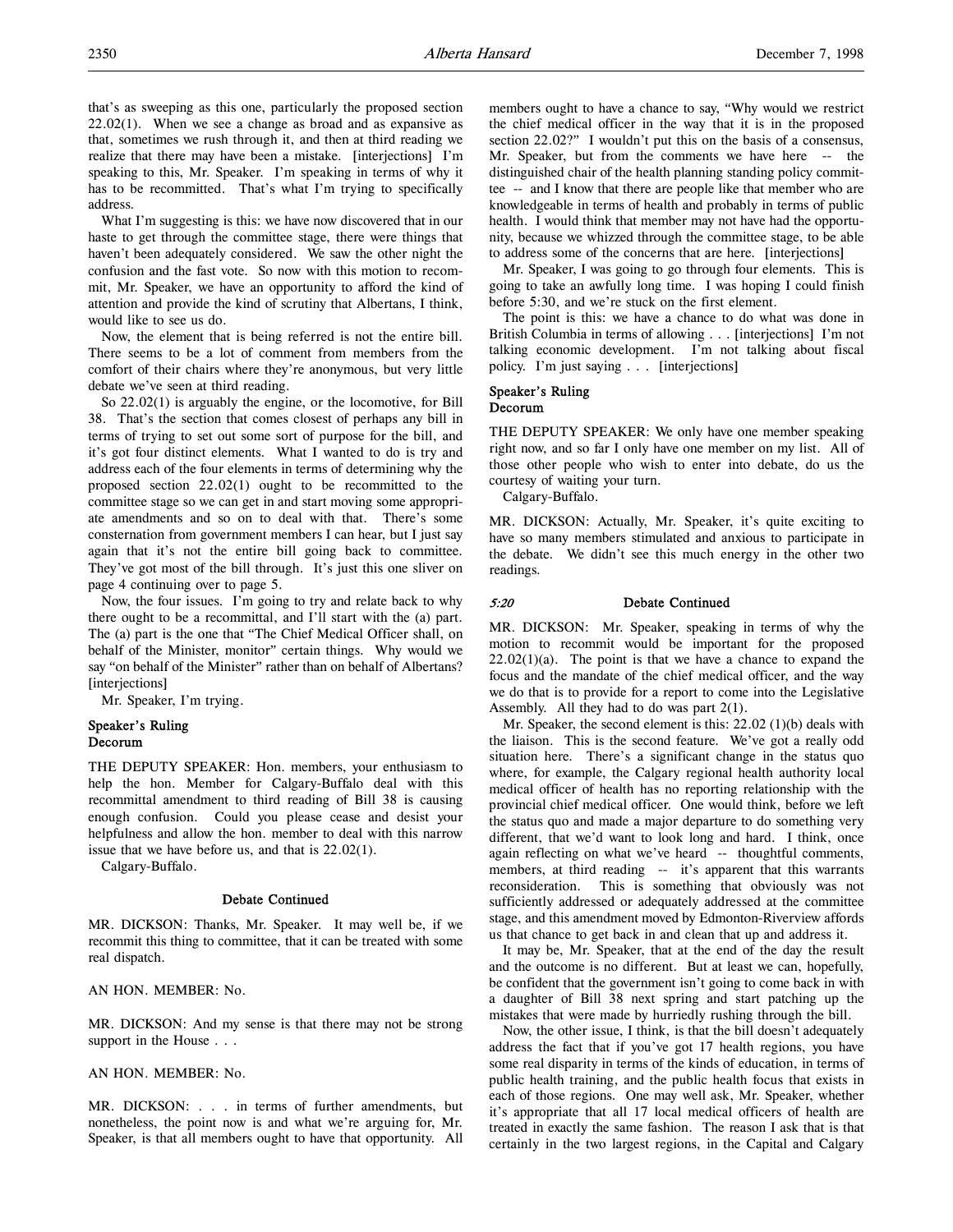that's as sweeping as this one, particularly the proposed section 22.02(1). When we see a change as broad and as expansive as that, sometimes we rush through it, and then at third reading we realize that there may have been a mistake. [interjections] I'm speaking to this, Mr. Speaker. I'm speaking in terms of why it has to be recommitted. That's what I'm trying to specifically address.

What I'm suggesting is this: we have now discovered that in our haste to get through the committee stage, there were things that haven't been adequately considered. We saw the other night the confusion and the fast vote. So now with this motion to recommit, Mr. Speaker, we have an opportunity to afford the kind of attention and provide the kind of scrutiny that Albertans, I think, would like to see us do.

Now, the element that is being referred is not the entire bill. There seems to be a lot of comment from members from the comfort of their chairs where they're anonymous, but very little debate we've seen at third reading.

So 22.02(1) is arguably the engine, or the locomotive, for Bill 38. That's the section that comes closest of perhaps any bill in terms of trying to set out some sort of purpose for the bill, and it's got four distinct elements. What I wanted to do is try and address each of the four elements in terms of determining why the proposed section 22.02(1) ought to be recommitted to the committee stage so we can get in and start moving some appropriate amendments and so on to deal with that. There's some consternation from government members I can hear, but I just say again that it's not the entire bill going back to committee. They've got most of the bill through. It's just this one sliver on page 4 continuing over to page 5.

Now, the four issues. I'm going to try and relate back to why there ought to be a recommittal, and I'll start with the (a) part. The (a) part is the one that "The Chief Medical Officer shall, on behalf of the Minister, monitor" certain things. Why would we say "on behalf of the Minister" rather than on behalf of Albertans? [interjections]

Mr. Speaker, I'm trying.

### Speaker's Ruling
### Decorum

THE DEPUTY SPEAKER: Hon. members, your enthusiasm to help the hon. Member for Calgary-Buffalo deal with this recommittal amendment to third reading of Bill 38 is causing enough confusion. Could you please cease and desist your helpfulness and allow the hon. member to deal with this narrow issue that we have before us, and that is 22.02(1).

Calgary-Buffalo.

### Debate Continued

MR. DICKSON: Thanks, Mr. Speaker. It may well be, if we recommit this thing to committee, that it can be treated with some real dispatch.

AN HON. MEMBER: No.

MR. DICKSON: And my sense is that there may not be strong support in the House . . .

AN HON. MEMBER: No.

MR. DICKSON: . . . in terms of further amendments, but nonetheless, the point now is and what we're arguing for, Mr. Speaker, is that all members ought to have that opportunity. All members ought to have a chance to say, "Why would we restrict the chief medical officer in the way that it is in the proposed section 22.02?" I wouldn't put this on the basis of a consensus, Mr. Speaker, but from the comments we have here -- the distinguished chair of the health planning standing policy committee -- and I know that there are people like that member who are knowledgeable in terms of health and probably in terms of public health. I would think that member may not have had the opportunity, because we whizzed through the committee stage, to be able to address some of the concerns that are here. [interjections]

Mr. Speaker, I was going to go through four elements. This is going to take an awfully long time. I was hoping I could finish before 5:30, and we're stuck on the first element.

The point is this: we have a chance to do what was done in British Columbia in terms of allowing . . . [interjections] I'm not talking economic development. I'm not talking about fiscal policy. I'm just saying . . . [interjections]

### Speaker's Ruling
### Decorum

THE DEPUTY SPEAKER: We only have one member speaking right now, and so far I only have one member on my list. All of those other people who wish to enter into debate, do us the courtesy of waiting your turn.

Calgary-Buffalo.

MR. DICKSON: Actually, Mr. Speaker, it's quite exciting to have so many members stimulated and anxious to participate in the debate. We didn't see this much energy in the other two readings.

### *5:20* Debate Continued

MR. DICKSON: Mr. Speaker, speaking in terms of why the motion to recommit would be important for the proposed 22.02(1)(a). The point is that we have a chance to expand the focus and the mandate of the chief medical officer, and the way we do that is to provide for a report to come into the Legislative Assembly. All they had to do was part 2(1).

Mr. Speaker, the second element is this: 22.02 (1)(b) deals with the liaison. This is the second feature. We've got a really odd situation here. There's a significant change in the status quo where, for example, the Calgary regional health authority local medical officer of health has no reporting relationship with the provincial chief medical officer. One would think, before we left the status quo and made a major departure to do something very different, that we'd want to look long and hard. I think, once again reflecting on what we've heard -- thoughtful comments, members, at third reading -- it's apparent that this warrants reconsideration. This is something that obviously was not sufficiently addressed or adequately addressed at the committee stage, and this amendment moved by Edmonton-Riverview affords us that chance to get back in and clean that up and address it.

It may be, Mr. Speaker, that at the end of the day the result and the outcome is no different. But at least we can, hopefully, be confident that the government isn't going to come back in with a daughter of Bill 38 next spring and start patching up the mistakes that were made by hurriedly rushing through the bill.

Now, the other issue, I think, is that the bill doesn't adequately address the fact that if you've got 17 health regions, you have some real disparity in terms of the kinds of education, in terms of public health training, and the public health focus that exists in each of those regions. One may well ask, Mr. Speaker, whether it's appropriate that all 17 local medical officers of health are treated in exactly the same fashion. The reason I ask that is that certainly in the two largest regions, in the Capital and Calgary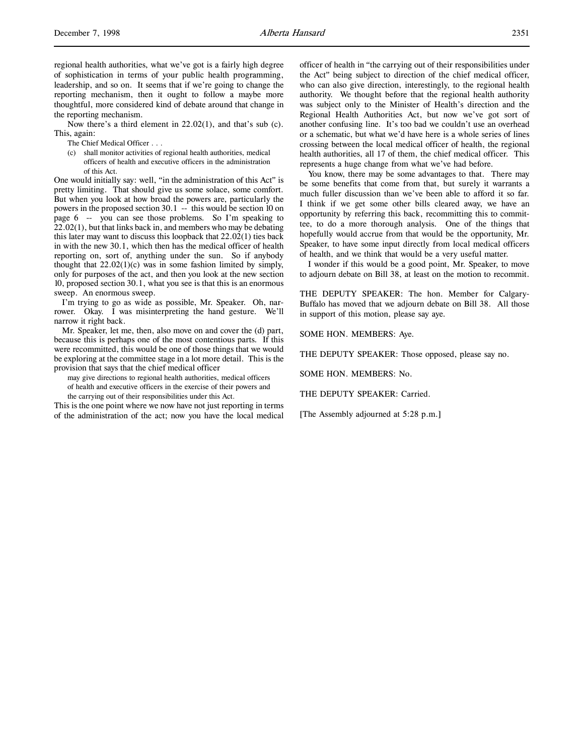regional health authorities, what we've got is a fairly high degree of sophistication in terms of your public health programming, leadership, and so on. It seems that if we're going to change the reporting mechanism, then it ought to follow a maybe more thoughtful, more considered kind of debate around that change in the reporting mechanism.

Now there's a third element in 22.02(1), and that's sub (c). This, again:

> The Chief Medical Officer . . .
>
> (c) shall monitor activities of regional health authorities, medical officers of health and executive officers in the administration of this Act.

One would initially say: well, "in the administration of this Act" is pretty limiting. That should give us some solace, some comfort. But when you look at how broad the powers are, particularly the powers in the proposed section 30.1 -- this would be section 10 on page 6 -- you can see those problems. So I'm speaking to 22.02(1), but that links back in, and members who may be debating this later may want to discuss this loopback that 22.02(1) ties back in with the new 30.1, which then has the medical officer of health reporting on, sort of, anything under the sun. So if anybody thought that 22.02(1)(c) was in some fashion limited by simply, only for purposes of the act, and then you look at the new section 10, proposed section 30.1, what you see is that this is an enormous sweep. An enormous sweep.

I'm trying to go as wide as possible, Mr. Speaker. Oh, narrower. Okay. I was misinterpreting the hand gesture. We'll narrow it right back.

Mr. Speaker, let me, then, also move on and cover the (d) part, because this is perhaps one of the most contentious parts. If this were recommitted, this would be one of those things that we would be exploring at the committee stage in a lot more detail. This is the provision that says that the chief medical officer

> may give directions to regional health authorities, medical officers of health and executive officers in the exercise of their powers and the carrying out of their responsibilities under this Act.

This is the one point where we now have not just reporting in terms of the administration of the act; now you have the local medical officer of health in "the carrying out of their responsibilities under the Act" being subject to direction of the chief medical officer, who can also give direction, interestingly, to the regional health authority. We thought before that the regional health authority was subject only to the Minister of Health's direction and the Regional Health Authorities Act, but now we've got sort of another confusing line. It's too bad we couldn't use an overhead or a schematic, but what we'd have here is a whole series of lines crossing between the local medical officer of health, the regional health authorities, all 17 of them, the chief medical officer. This represents a huge change from what we've had before.

You know, there may be some advantages to that. There may be some benefits that come from that, but surely it warrants a much fuller discussion than we've been able to afford it so far. I think if we get some other bills cleared away, we have an opportunity by referring this back, recommitting this to committee, to do a more thorough analysis. One of the things that hopefully would accrue from that would be the opportunity, Mr. Speaker, to have some input directly from local medical officers of health, and we think that would be a very useful matter.

I wonder if this would be a good point, Mr. Speaker, to move to adjourn debate on Bill 38, at least on the motion to recommit.

THE DEPUTY SPEAKER: The hon. Member for Calgary-Buffalo has moved that we adjourn debate on Bill 38. All those in support of this motion, please say aye.

SOME HON. MEMBERS: Aye.

THE DEPUTY SPEAKER: Those opposed, please say no.

SOME HON. MEMBERS: No.

THE DEPUTY SPEAKER: Carried.

[The Assembly adjourned at 5:28 p.m.]